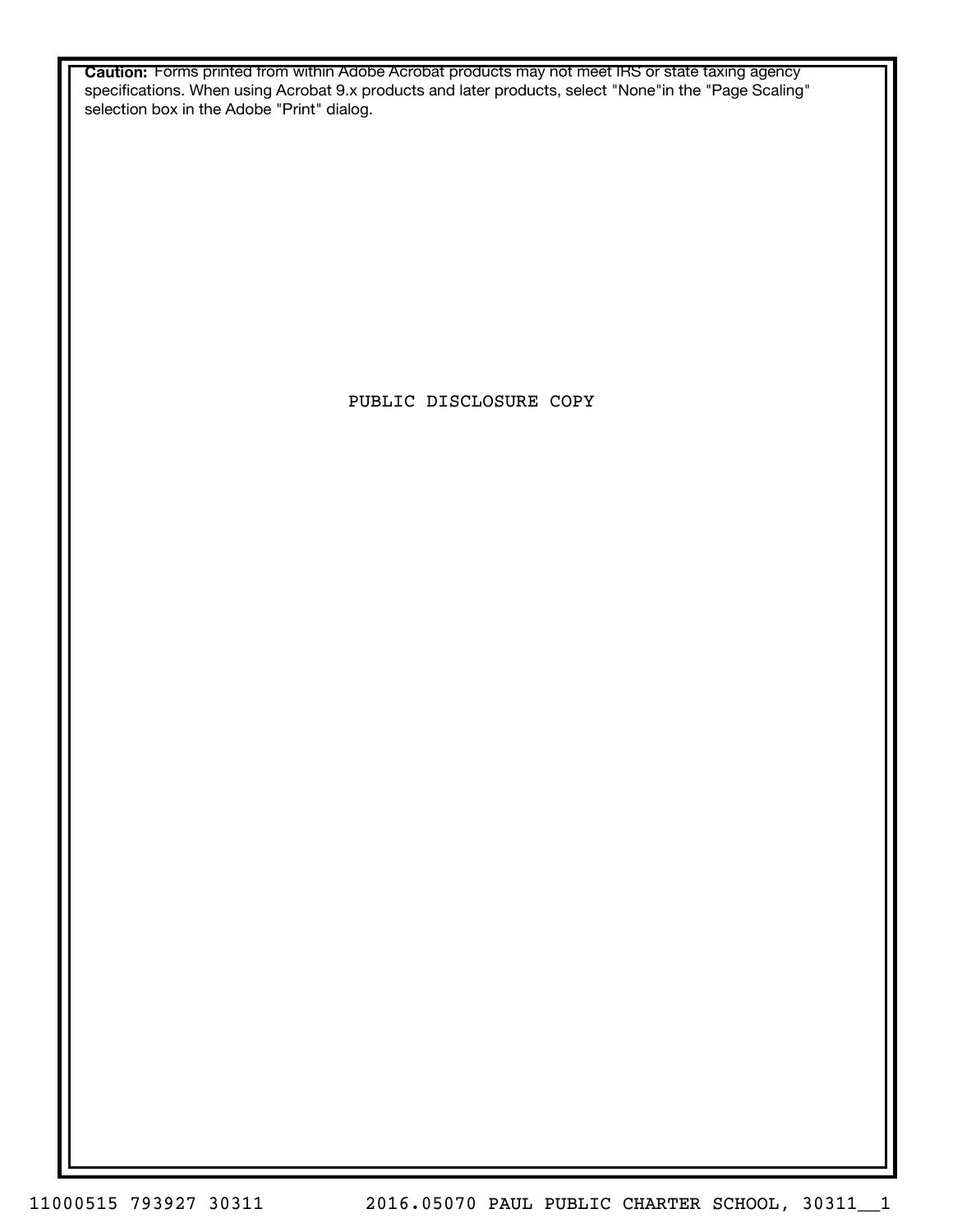**Caution:** Forms printed from within Adobe Acrobat products may not meet IRS or state taxing agency specifications. When using Acrobat 9.x products and later products, select "None"in the "Page Scaling" selection box in the Adobe "Print" dialog.

PUBLIC DISCLOSURE COPY

11000515 793927 30311 2016.05070 PAUL PUBLIC CHARTER SCHOOL, 30311__1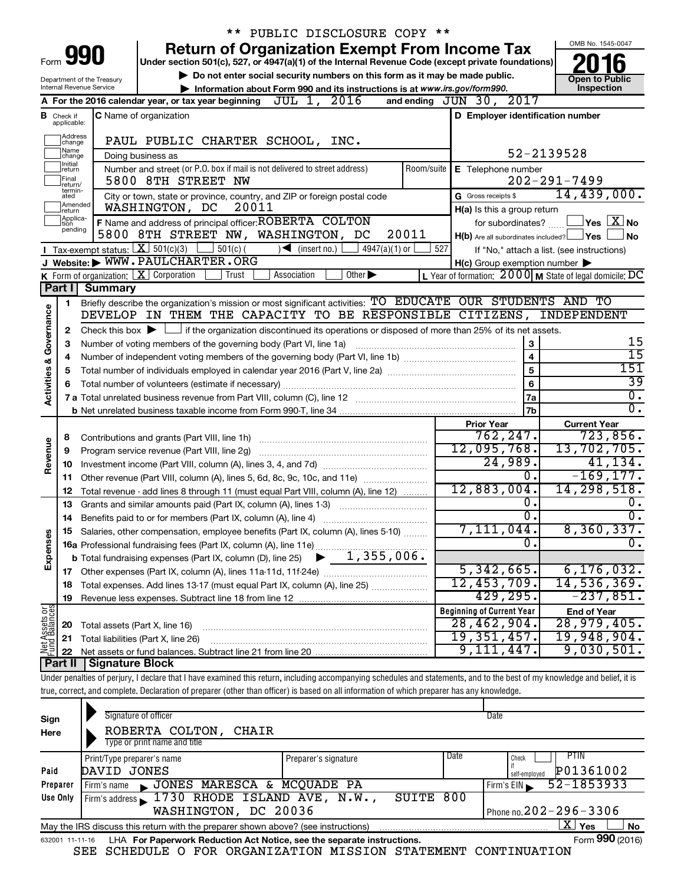\*\* PUBLIC DISCLOSURE COPY \*\*

# Form 990 Return of Organization Exempt From Income Tax 2016

Under section 501(c), 527, or 4947(a)(1) of the Internal Revenue Code (except private foundations)

▶ Do not enter social security numbers on this form as it may be made public.

▶ Information about Form 990 and its instructions is at www.irs.gov/form990.

Department of the Treasury
Internal Revenue Service

OMB No. 1545-0047

Open to Public Inspection

**A** For the 2016 calendar year, or tax year beginning JUL 1, 2016 and ending JUN 30, 2017

**B** Check if applicable: Address change, Name change, Initial return, Final return/terminated, Amended return, Application pending

**C** Name of organization: PAUL PUBLIC CHARTER SCHOOL, INC.

Doing business as

Number and street (or P.O. box if mail is not delivered to street address): 5800 8TH STREET NW — Room/suite

City or town, state or province, country, and ZIP or foreign postal code: WASHINGTON, DC 20011

**D** Employer identification number: 52-2139528

**E** Telephone number: 202-291-7499

**G** Gross receipts $ 14,439,000.

**F** Name and address of principal officer: ROBERTA COLTON, 5800 8TH STREET NW, WASHINGTON, DC 20011

**H(a)** Is this a group return for subordinates? Yes [ ] No [X]

**H(b)** Are all subordinates included? Yes [ ] No [ ]

If "No," attach a list. (see instructions)

**H(c)** Group exemption number ▶

**I** Tax-exempt status: [X] 501(c)(3) [ ] 501(c) ( ) ◀ (insert no.) [ ] 4947(a)(1) or [ ] 527

**J** Website: ▶ WWW.PAULCHARTER.ORG

**K** Form of organization: [X] Corporation [ ] Trust [ ] Association [ ] Other ▶

**L** Year of formation: 2000 **M** State of legal domicile: DC

## Part I Summary

**Activities & Governance**

1. Briefly describe the organization's mission or most significant activities: TO EDUCATE OUR STUDENTS AND TO DEVELOP IN THEM THE CAPACITY TO BE RESPONSIBLE CITIZENS, INDEPENDENT
2. Check this box ▶ [ ] if the organization discontinued its operations or disposed of more than 25% of its net assets.

| Line | Description | | Value |
|---|---|---|---|
| 3 | Number of voting members of the governing body (Part VI, line 1a) | 3 | 15 |
| 4 | Number of independent voting members of the governing body (Part VI, line 1b) | 4 | 15 |
| 5 | Total number of individuals employed in calendar year 2016 (Part V, line 2a) | 5 | 151 |
| 6 | Total number of volunteers (estimate if necessary) | 6 | 39 |
| 7a | Total unrelated business revenue from Part VIII, column (C), line 12 | 7a | 0. |
| 7b | Net unrelated business taxable income from Form 990-T, line 34 | 7b | 0. |

| Line | Description | Prior Year | Current Year |
|---|---|---|---|
| **Revenue** | | | |
| 8 | Contributions and grants (Part VIII, line 1h) | 762,247. | 723,856. |
| 9 | Program service revenue (Part VIII, line 2g) | 12,095,768. | 13,702,705. |
| 10 | Investment income (Part VIII, column (A), lines 3, 4, and 7d) | 24,989. | 41,134. |
| 11 | Other revenue (Part VIII, column (A), lines 5, 6d, 8c, 9c, 10c, and 11e) | 0. | -169,177. |
| 12 | Total revenue - add lines 8 through 11 (must equal Part VIII, column (A), line 12) | 12,883,004. | 14,298,518. |
| **Expenses** | | | |
| 13 | Grants and similar amounts paid (Part IX, column (A), lines 1-3) | 0. | 0. |
| 14 | Benefits paid to or for members (Part IX, column (A), line 4) | 0. | 0. |
| 15 | Salaries, other compensation, employee benefits (Part IX, column (A), lines 5-10) | 7,111,044. | 8,360,337. |
| 16a | Professional fundraising fees (Part IX, column (A), line 11e) | 0. | 0. |
| b | Total fundraising expenses (Part IX, column (D), line 25) ▶ 1,355,006. | | |
| 17 | Other expenses (Part IX, column (A), lines 11a-11d, 11f-24e) | 5,342,665. | 6,176,032. |
| 18 | Total expenses. Add lines 13-17 (must equal Part IX, column (A), line 25) | 12,453,709. | 14,536,369. |
| 19 | Revenue less expenses. Subtract line 18 from line 12 | 429,295. | -237,851. |
| **Net Assets or Fund Balances** | | **Beginning of Current Year** | **End of Year** |
| 20 | Total assets (Part X, line 16) | 28,462,904. | 28,979,405. |
| 21 | Total liabilities (Part X, line 26) | 19,351,457. | 19,948,904. |
| 22 | Net assets or fund balances. Subtract line 21 from line 20 | 9,111,447. | 9,030,501. |

## Part II Signature Block

Under penalties of perjury, I declare that I have examined this return, including accompanying schedules and statements, and to the best of my knowledge and belief, it is true, correct, and complete. Declaration of preparer (other than officer) is based on all information of which preparer has any knowledge.

**Sign Here**

Signature of officer — Date

ROBERTA COLTON, CHAIR
Type or print name and title

**Paid Preparer Use Only**

| Print/Type preparer's name | Preparer's signature | Date | Check if self-employed | PTIN |
|---|---|---|---|---|
| DAVID JONES | | | | P01361002 |

Firm's name ▶ JONES MARESCA & MCQUADE PA — Firm's EIN ▶ 52-1853933

Firm's address ▶ 1730 RHODE ISLAND AVE, N.W., SUITE 800, WASHINGTON, DC 20036 — Phone no. 202-296-3306

May the IRS discuss this return with the preparer shown above? (see instructions) [X] Yes [ ] No

632001 11-11-16 LHA For Paperwork Reduction Act Notice, see the separate instructions. Form **990** (2016)

SEE SCHEDULE O FOR ORGANIZATION MISSION STATEMENT CONTINUATION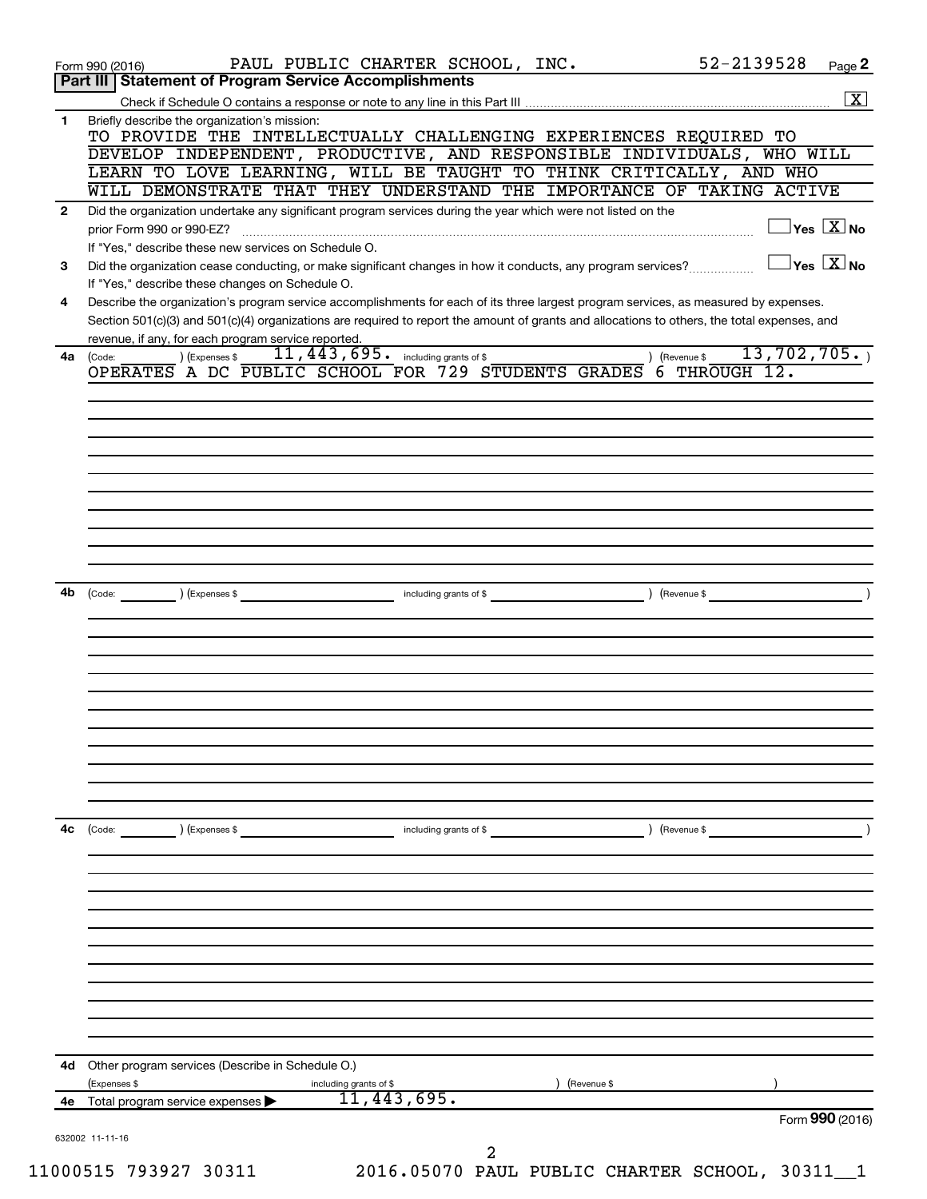Form 990 (2016) PAUL PUBLIC CHARTER SCHOOL, INC. 52-2139528 Page **2**

## Part III Statement of Program Service Accomplishments

Check if Schedule O contains a response or note to any line in this Part III .......... [X]

**1** Briefly describe the organization's mission:

TO PROVIDE THE INTELLECTUALLY CHALLENGING EXPERIENCES REQUIRED TO DEVELOP INDEPENDENT, PRODUCTIVE, AND RESPONSIBLE INDIVIDUALS, WHO WILL LEARN TO LOVE LEARNING, WILL BE TAUGHT TO THINK CRITICALLY, AND WHO WILL DEMONSTRATE THAT THEY UNDERSTAND THE IMPORTANCE OF TAKING ACTIVE

**2** Did the organization undertake any significant program services during the year which were not listed on the prior Form 990 or 990-EZ? .......... [ ] Yes [X] No

If "Yes," describe these new services on Schedule O.

**3** Did the organization cease conducting, or make significant changes in how it conducts, any program services? .......... [ ] Yes [X] No

If "Yes," describe these changes on Schedule O.

**4** Describe the organization's program service accomplishments for each of its three largest program services, as measured by expenses. Section 501(c)(3) and 501(c)(4) organizations are required to report the amount of grants and allocations to others, the total expenses, and revenue, if any, for each program service reported.

**4a** (Code: ) (Expenses $ 11,443,695. including grants of $ ) (Revenue $ 13,702,705. )

OPERATES A DC PUBLIC SCHOOL FOR 729 STUDENTS GRADES 6 THROUGH 12.

**4b** (Code: ) (Expenses $ including grants of $ ) (Revenue $ )

**4c** (Code: ) (Expenses $ including grants of $ ) (Revenue $ )

**4d** Other program services (Describe in Schedule O.)

(Expenses $ including grants of $ ) (Revenue $ )

**4e** Total program service expenses ▶ 11,443,695.

Form **990** (2016)

632002 11-11-16

11000515 793927 30311 2016.05070 PAUL PUBLIC CHARTER SCHOOL, 30311__1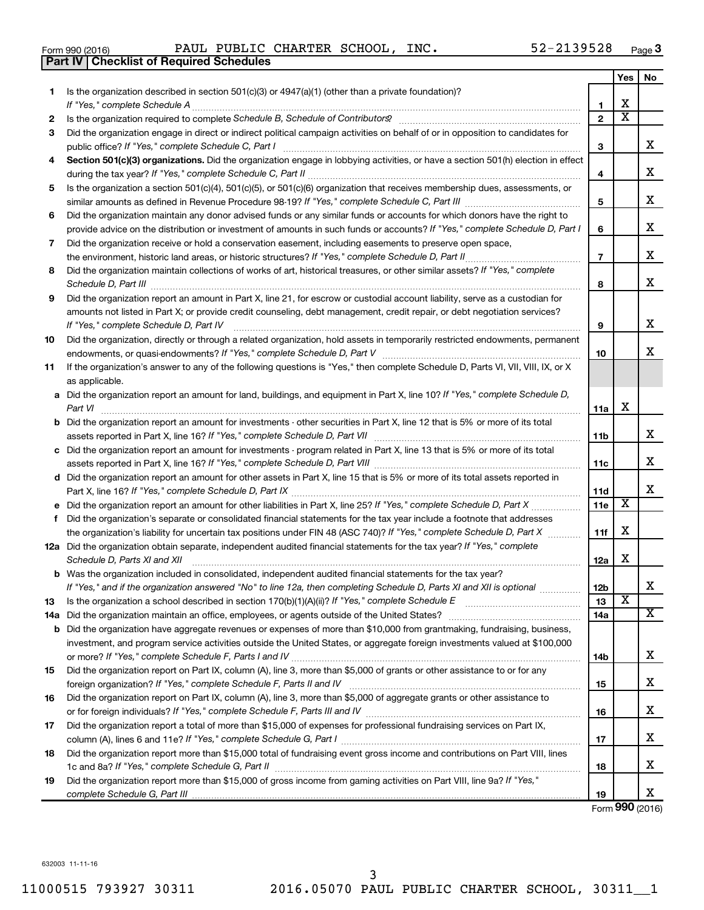Form 990 (2016) PAUL PUBLIC CHARTER SCHOOL, INC. 52-2139528 Page 3

**Part IV | Checklist of Required Schedules**

| | | | Yes | No |
|---|---|---|---|---|
| 1 | Is the organization described in section 501(c)(3) or 4947(a)(1) (other than a private foundation)? *If "Yes," complete Schedule A* | 1 | X | |
| 2 | Is the organization required to complete *Schedule B, Schedule of Contributors*? | 2 | X | |
| 3 | Did the organization engage in direct or indirect political campaign activities on behalf of or in opposition to candidates for public office? *If "Yes," complete Schedule C, Part I* | 3 | | X |
| 4 | **Section 501(c)(3) organizations.** Did the organization engage in lobbying activities, or have a section 501(h) election in effect during the tax year? *If "Yes," complete Schedule C, Part II* | 4 | | X |
| 5 | Is the organization a section 501(c)(4), 501(c)(5), or 501(c)(6) organization that receives membership dues, assessments, or similar amounts as defined in Revenue Procedure 98-19? *If "Yes," complete Schedule C, Part III* | 5 | | X |
| 6 | Did the organization maintain any donor advised funds or any similar funds or accounts for which donors have the right to provide advice on the distribution or investment of amounts in such funds or accounts? *If "Yes," complete Schedule D, Part I* | 6 | | X |
| 7 | Did the organization receive or hold a conservation easement, including easements to preserve open space, the environment, historic land areas, or historic structures? *If "Yes," complete Schedule D, Part II* | 7 | | X |
| 8 | Did the organization maintain collections of works of art, historical treasures, or other similar assets? *If "Yes," complete Schedule D, Part III* | 8 | | X |
| 9 | Did the organization report an amount in Part X, line 21, for escrow or custodial account liability, serve as a custodian for amounts not listed in Part X; or provide credit counseling, debt management, credit repair, or debt negotiation services? *If "Yes," complete Schedule D, Part IV* | 9 | | X |
| 10 | Did the organization, directly or through a related organization, hold assets in temporarily restricted endowments, permanent endowments, or quasi-endowments? *If "Yes," complete Schedule D, Part V* | 10 | | X |
| 11 | If the organization's answer to any of the following questions is "Yes," then complete Schedule D, Parts VI, VII, VIII, IX, or X as applicable. | | | |
| a | Did the organization report an amount for land, buildings, and equipment in Part X, line 10? *If "Yes," complete Schedule D, Part VI* | 11a | X | |
| b | Did the organization report an amount for investments - other securities in Part X, line 12 that is 5% or more of its total assets reported in Part X, line 16? *If "Yes," complete Schedule D, Part VII* | 11b | | X |
| c | Did the organization report an amount for investments - program related in Part X, line 13 that is 5% or more of its total assets reported in Part X, line 16? *If "Yes," complete Schedule D, Part VIII* | 11c | | X |
| d | Did the organization report an amount for other assets in Part X, line 15 that is 5% or more of its total assets reported in Part X, line 16? *If "Yes," complete Schedule D, Part IX* | 11d | | X |
| e | Did the organization report an amount for other liabilities in Part X, line 25? *If "Yes," complete Schedule D, Part X* | 11e | X | |
| f | Did the organization's separate or consolidated financial statements for the tax year include a footnote that addresses the organization's liability for uncertain tax positions under FIN 48 (ASC 740)? *If "Yes," complete Schedule D, Part X* | 11f | X | |
| 12a | Did the organization obtain separate, independent audited financial statements for the tax year? *If "Yes," complete Schedule D, Parts XI and XII* | 12a | X | |
| b | Was the organization included in consolidated, independent audited financial statements for the tax year? *If "Yes," and if the organization answered "No" to line 12a, then completing Schedule D, Parts XI and XII is optional* | 12b | | X |
| 13 | Is the organization a school described in section 170(b)(1)(A)(ii)? *If "Yes," complete Schedule E* | 13 | X | |
| 14a | Did the organization maintain an office, employees, or agents outside of the United States? | 14a | | X |
| b | Did the organization have aggregate revenues or expenses of more than $10,000 from grantmaking, fundraising, business, investment, and program service activities outside the United States, or aggregate foreign investments valued at $100,000 or more? *If "Yes," complete Schedule F, Parts I and IV* | 14b | | X |
| 15 | Did the organization report on Part IX, column (A), line 3, more than $5,000 of grants or other assistance to or for any foreign organization? *If "Yes," complete Schedule F, Parts II and IV* | 15 | | X |
| 16 | Did the organization report on Part IX, column (A), line 3, more than $5,000 of aggregate grants or other assistance to or for foreign individuals? *If "Yes," complete Schedule F, Parts III and IV* | 16 | | X |
| 17 | Did the organization report a total of more than $15,000 of expenses for professional fundraising services on Part IX, column (A), lines 6 and 11e? *If "Yes," complete Schedule G, Part I* | 17 | | X |
| 18 | Did the organization report more than $15,000 total of fundraising event gross income and contributions on Part VIII, lines 1c and 8a? *If "Yes," complete Schedule G, Part II* | 18 | | X |
| 19 | Did the organization report more than $15,000 of gross income from gaming activities on Part VIII, line 9a? *If "Yes," complete Schedule G, Part III* | 19 | | X |

Form **990** (2016)

632003 11-11-16

11000515 793927 30311 2016.05070 PAUL PUBLIC CHARTER SCHOOL, 30311__1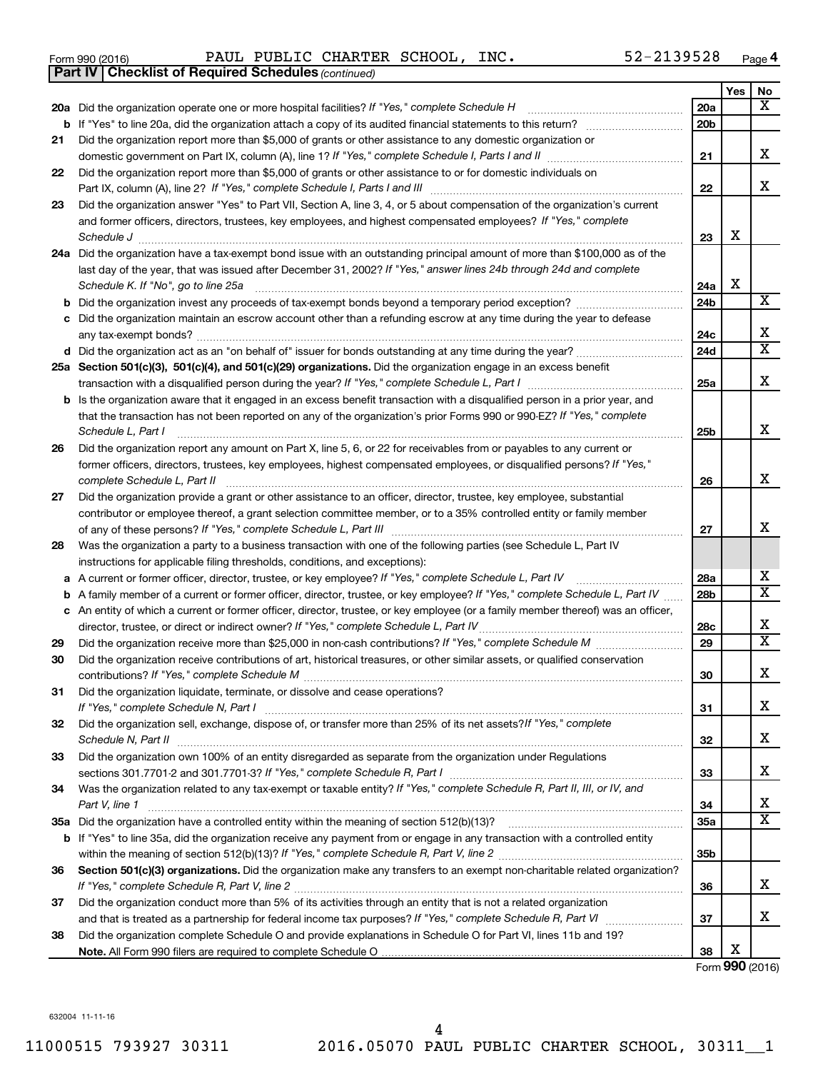Form 990 (2016) PAUL PUBLIC CHARTER SCHOOL, INC. 52-2139528

## Part IV | Checklist of Required Schedules *(continued)*

| | | | Yes | No |
|---|---|---|---|---|
| 20a | Did the organization operate one or more hospital facilities? *If "Yes," complete Schedule H* | 20a | | X |
| b | If "Yes" to line 20a, did the organization attach a copy of its audited financial statements to this return? | 20b | | |
| 21 | Did the organization report more than $5,000 of grants or other assistance to any domestic organization or domestic government on Part IX, column (A), line 1? *If "Yes," complete Schedule I, Parts I and II* | 21 | | X |
| 22 | Did the organization report more than $5,000 of grants or other assistance to or for domestic individuals on Part IX, column (A), line 2? *If "Yes," complete Schedule I, Parts I and III* | 22 | | X |
| 23 | Did the organization answer "Yes" to Part VII, Section A, line 3, 4, or 5 about compensation of the organization's current and former officers, directors, trustees, key employees, and highest compensated employees? *If "Yes," complete Schedule J* | 23 | X | |
| 24a | Did the organization have a tax-exempt bond issue with an outstanding principal amount of more than $100,000 as of the last day of the year, that was issued after December 31, 2002? *If "Yes," answer lines 24b through 24d and complete Schedule K. If "No", go to line 25a* | 24a | X | |
| b | Did the organization invest any proceeds of tax-exempt bonds beyond a temporary period exception? | 24b | | X |
| c | Did the organization maintain an escrow account other than a refunding escrow at any time during the year to defease any tax-exempt bonds? | 24c | | X |
| d | Did the organization act as an "on behalf of" issuer for bonds outstanding at any time during the year? | 24d | | X |
| 25a | **Section 501(c)(3), 501(c)(4), and 501(c)(29) organizations.** Did the organization engage in an excess benefit transaction with a disqualified person during the year? *If "Yes," complete Schedule L, Part I* | 25a | | X |
| b | Is the organization aware that it engaged in an excess benefit transaction with a disqualified person in a prior year, and that the transaction has not been reported on any of the organization's prior Forms 990 or 990-EZ? *If "Yes," complete Schedule L, Part I* | 25b | | X |
| 26 | Did the organization report any amount on Part X, line 5, 6, or 22 for receivables from or payables to any current or former officers, directors, trustees, key employees, highest compensated employees, or disqualified persons? *If "Yes," complete Schedule L, Part II* | 26 | | X |
| 27 | Did the organization provide a grant or other assistance to an officer, director, trustee, key employee, substantial contributor or employee thereof, a grant selection committee member, or to a 35% controlled entity or family member of any of these persons? *If "Yes," complete Schedule L, Part III* | 27 | | X |
| 28 | Was the organization a party to a business transaction with one of the following parties (see Schedule L, Part IV instructions for applicable filing thresholds, conditions, and exceptions): | | | |
| a | A current or former officer, director, trustee, or key employee? *If "Yes," complete Schedule L, Part IV* | 28a | | X |
| b | A family member of a current or former officer, director, trustee, or key employee? *If "Yes," complete Schedule L, Part IV* | 28b | | X |
| c | An entity of which a current or former officer, director, trustee, or key employee (or a family member thereof) was an officer, director, trustee, or direct or indirect owner? *If "Yes," complete Schedule L, Part IV* | 28c | | X |
| 29 | Did the organization receive more than $25,000 in non-cash contributions? *If "Yes," complete Schedule M* | 29 | | X |
| 30 | Did the organization receive contributions of art, historical treasures, or other similar assets, or qualified conservation contributions? *If "Yes," complete Schedule M* | 30 | | X |
| 31 | Did the organization liquidate, terminate, or dissolve and cease operations? *If "Yes," complete Schedule N, Part I* | 31 | | X |
| 32 | Did the organization sell, exchange, dispose of, or transfer more than 25% of its net assets? *If "Yes," complete Schedule N, Part II* | 32 | | X |
| 33 | Did the organization own 100% of an entity disregarded as separate from the organization under Regulations sections 301.7701-2 and 301.7701-3? *If "Yes," complete Schedule R, Part I* | 33 | | X |
| 34 | Was the organization related to any tax-exempt or taxable entity? *If "Yes," complete Schedule R, Part II, III, or IV, and Part V, line 1* | 34 | | X |
| 35a | Did the organization have a controlled entity within the meaning of section 512(b)(13)? | 35a | | X |
| b | If "Yes" to line 35a, did the organization receive any payment from or engage in any transaction with a controlled entity within the meaning of section 512(b)(13)? *If "Yes," complete Schedule R, Part V, line 2* | 35b | | |
| 36 | **Section 501(c)(3) organizations.** Did the organization make any transfers to an exempt non-charitable related organization? *If "Yes," complete Schedule R, Part V, line 2* | 36 | | X |
| 37 | Did the organization conduct more than 5% of its activities through an entity that is not a related organization and that is treated as a partnership for federal income tax purposes? *If "Yes," complete Schedule R, Part VI* | 37 | | X |
| 38 | Did the organization complete Schedule O and provide explanations in Schedule O for Part VI, lines 11b and 19? **Note.** All Form 990 filers are required to complete Schedule O | 38 | X | |

Form **990** (2016)

632004 11-11-16

11000515 793927 30311 2016.05070 PAUL PUBLIC CHARTER SCHOOL, 30311__1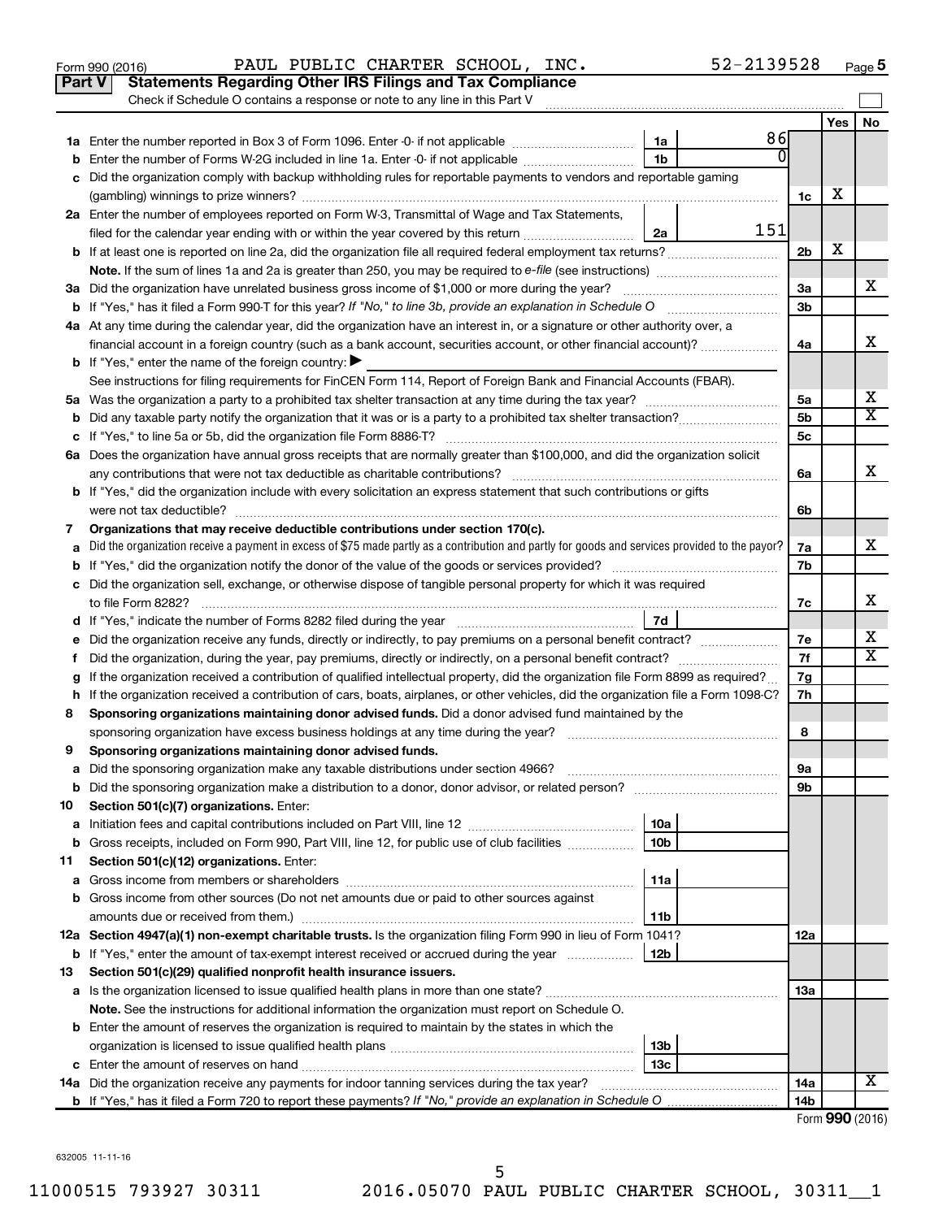Form 990 (2016) PAUL PUBLIC CHARTER SCHOOL, INC. 52-2139528 Page 5

## Part V Statements Regarding Other IRS Filings and Tax Compliance

Check if Schedule O contains a response or note to any line in this Part V

| | | | | | Yes | No |
|---|---|---|---|---|---|---|
| **1a** | Enter the number reported in Box 3 of Form 1096. Enter -0- if not applicable | 1a | 86 | | | |
| **b** | Enter the number of Forms W-2G included in line 1a. Enter -0- if not applicable | 1b | 0 | | | |
| **c** | Did the organization comply with backup withholding rules for reportable payments to vendors and reportable gaming (gambling) winnings to prize winners? | | | 1c | X | |
| **2a** | Enter the number of employees reported on Form W-3, Transmittal of Wage and Tax Statements, filed for the calendar year ending with or within the year covered by this return | 2a | 151 | | | |
| **b** | If at least one is reported on line 2a, did the organization file all required federal employment tax returns? | | | 2b | X | |
| | **Note.** If the sum of lines 1a and 2a is greater than 250, you may be required to *e-file* (see instructions) | | | | | |
| **3a** | Did the organization have unrelated business gross income of $1,000 or more during the year? | | | 3a | | X |
| **b** | If "Yes," has it filed a Form 990-T for this year? *If "No," to line 3b, provide an explanation in Schedule O* | | | 3b | | |
| **4a** | At any time during the calendar year, did the organization have an interest in, or a signature or other authority over, a financial account in a foreign country (such as a bank account, securities account, or other financial account)? | | | 4a | | X |
| **b** | If "Yes," enter the name of the foreign country: ▶ | | | | | |
| | See instructions for filing requirements for FinCEN Form 114, Report of Foreign Bank and Financial Accounts (FBAR). | | | | | |
| **5a** | Was the organization a party to a prohibited tax shelter transaction at any time during the tax year? | | | 5a | | X |
| **b** | Did any taxable party notify the organization that it was or is a party to a prohibited tax shelter transaction? | | | 5b | | X |
| **c** | If "Yes," to line 5a or 5b, did the organization file Form 8886-T? | | | 5c | | |
| **6a** | Does the organization have annual gross receipts that are normally greater than $100,000, and did the organization solicit any contributions that were not tax deductible as charitable contributions? | | | 6a | | X |
| **b** | If "Yes," did the organization include with every solicitation an express statement that such contributions or gifts were not tax deductible? | | | 6b | | |
| **7** | **Organizations that may receive deductible contributions under section 170(c).** | | | | | |
| **a** | Did the organization receive a payment in excess of $75 made partly as a contribution and partly for goods and services provided to the payor? | | | 7a | | X |
| **b** | If "Yes," did the organization notify the donor of the value of the goods or services provided? | | | 7b | | |
| **c** | Did the organization sell, exchange, or otherwise dispose of tangible personal property for which it was required to file Form 8282? | | | 7c | | X |
| **d** | If "Yes," indicate the number of Forms 8282 filed during the year | 7d | | | | |
| **e** | Did the organization receive any funds, directly or indirectly, to pay premiums on a personal benefit contract? | | | 7e | | X |
| **f** | Did the organization, during the year, pay premiums, directly or indirectly, on a personal benefit contract? | | | 7f | | X |
| **g** | If the organization received a contribution of qualified intellectual property, did the organization file Form 8899 as required? | | | 7g | | |
| **h** | If the organization received a contribution of cars, boats, airplanes, or other vehicles, did the organization file a Form 1098-C? | | | 7h | | |
| **8** | **Sponsoring organizations maintaining donor advised funds.** Did a donor advised fund maintained by the sponsoring organization have excess business holdings at any time during the year? | | | 8 | | |
| **9** | **Sponsoring organizations maintaining donor advised funds.** | | | | | |
| **a** | Did the sponsoring organization make any taxable distributions under section 4966? | | | 9a | | |
| **b** | Did the sponsoring organization make a distribution to a donor, donor advisor, or related person? | | | 9b | | |
| **10** | **Section 501(c)(7) organizations.** Enter: | | | | | |
| **a** | Initiation fees and capital contributions included on Part VIII, line 12 | 10a | | | | |
| **b** | Gross receipts, included on Form 990, Part VIII, line 12, for public use of club facilities | 10b | | | | |
| **11** | **Section 501(c)(12) organizations.** Enter: | | | | | |
| **a** | Gross income from members or shareholders | 11a | | | | |
| **b** | Gross income from other sources (Do not net amounts due or paid to other sources against amounts due or received from them.) | 11b | | | | |
| **12a** | **Section 4947(a)(1) non-exempt charitable trusts.** Is the organization filing Form 990 in lieu of Form 1041? | | | 12a | | |
| **b** | If "Yes," enter the amount of tax-exempt interest received or accrued during the year | 12b | | | | |
| **13** | **Section 501(c)(29) qualified nonprofit health insurance issuers.** | | | | | |
| **a** | Is the organization licensed to issue qualified health plans in more than one state? | | | 13a | | |
| | **Note.** See the instructions for additional information the organization must report on Schedule O. | | | | | |
| **b** | Enter the amount of reserves the organization is required to maintain by the states in which the organization is licensed to issue qualified health plans | 13b | | | | |
| **c** | Enter the amount of reserves on hand | 13c | | | | |
| **14a** | Did the organization receive any payments for indoor tanning services during the tax year? | | | 14a | | X |
| **b** | If "Yes," has it filed a Form 720 to report these payments? *If "No," provide an explanation in Schedule O* | | | 14b | | |

Form **990** (2016)

632005 11-11-16

11000515 793927 30311 2016.05070 PAUL PUBLIC CHARTER SCHOOL, 30311__1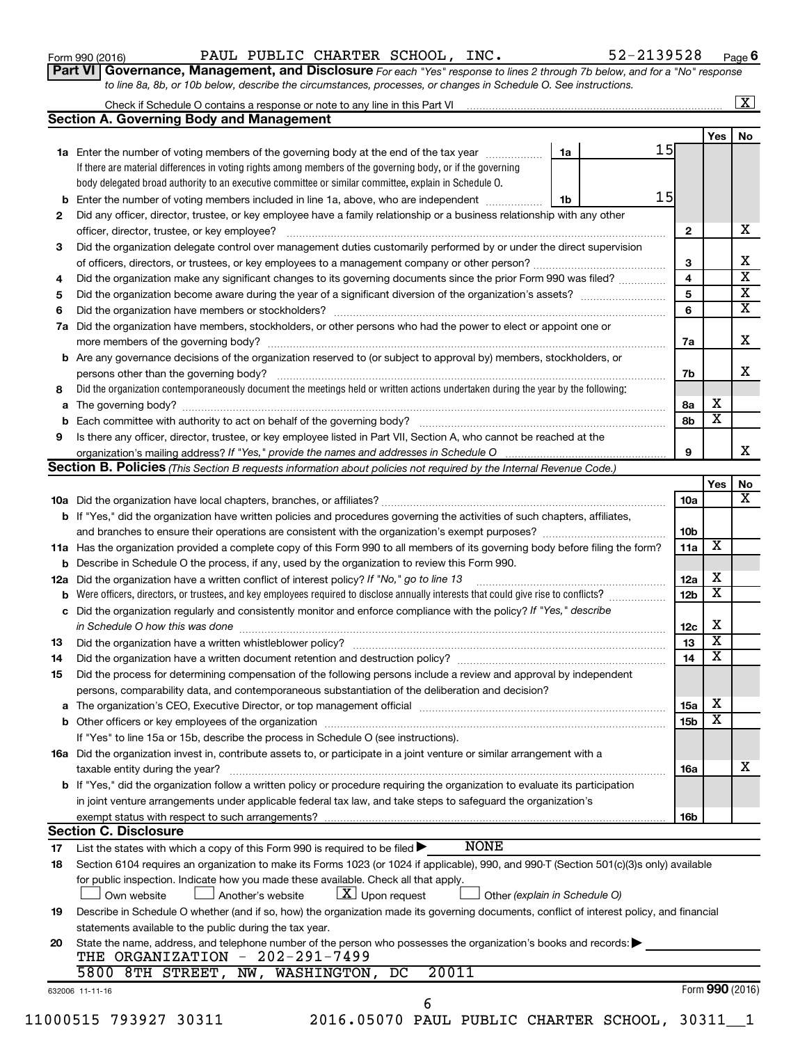Form 990 (2016) PAUL PUBLIC CHARTER SCHOOL, INC. 52-2139528 Page 6

**Part VI | Governance, Management, and Disclosure** *For each "Yes" response to lines 2 through 7b below, and for a "No" response to line 8a, 8b, or 10b below, describe the circumstances, processes, or changes in Schedule O. See instructions.*

Check if Schedule O contains a response or note to any line in this Part VI .......... [X]

## Section A. Governing Body and Management

| | | | | Yes | No |
|---|---|---|---|---|---|
| **1a** | Enter the number of voting members of the governing body at the end of the tax year ... **1a** 15<br>If there are material differences in voting rights among members of the governing body, or if the governing body delegated broad authority to an executive committee or similar committee, explain in Schedule O. | | | | |
| **b** | Enter the number of voting members included in line 1a, above, who are independent ... **1b** 15 | | | | |
| **2** | Did any officer, director, trustee, or key employee have a family relationship or a business relationship with any other officer, director, trustee, or key employee? | **2** | | | X |
| **3** | Did the organization delegate control over management duties customarily performed by or under the direct supervision of officers, directors, or trustees, or key employees to a management company or other person? | **3** | | | X |
| **4** | Did the organization make any significant changes to its governing documents since the prior Form 990 was filed? | **4** | | | X |
| **5** | Did the organization become aware during the year of a significant diversion of the organization's assets? | **5** | | | X |
| **6** | Did the organization have members or stockholders? | **6** | | | X |
| **7a** | Did the organization have members, stockholders, or other persons who had the power to elect or appoint one or more members of the governing body? | **7a** | | | X |
| **b** | Are any governance decisions of the organization reserved to (or subject to approval by) members, stockholders, or persons other than the governing body? | **7b** | | | X |
| **8** | Did the organization contemporaneously document the meetings held or written actions undertaken during the year by the following: | | | | |
| **a** | The governing body? | **8a** | | X | |
| **b** | Each committee with authority to act on behalf of the governing body? | **8b** | | X | |
| **9** | Is there any officer, director, trustee, or key employee listed in Part VII, Section A, who cannot be reached at the organization's mailing address? *If "Yes," provide the names and addresses in Schedule O* | **9** | | | X |

## Section B. Policies *(This Section B requests information about policies not required by the Internal Revenue Code.)*

| | | | Yes | No |
|---|---|---|---|---|
| **10a** | Did the organization have local chapters, branches, or affiliates? | **10a** | | X |
| **b** | If "Yes," did the organization have written policies and procedures governing the activities of such chapters, affiliates, and branches to ensure their operations are consistent with the organization's exempt purposes? | **10b** | | |
| **11a** | Has the organization provided a complete copy of this Form 990 to all members of its governing body before filing the form? | **11a** | X | |
| **b** | Describe in Schedule O the process, if any, used by the organization to review this Form 990. | | | |
| **12a** | Did the organization have a written conflict of interest policy? *If "No," go to line 13* | **12a** | X | |
| **b** | Were officers, directors, or trustees, and key employees required to disclose annually interests that could give rise to conflicts? | **12b** | X | |
| **c** | Did the organization regularly and consistently monitor and enforce compliance with the policy? *If "Yes," describe in Schedule O how this was done* | **12c** | X | |
| **13** | Did the organization have a written whistleblower policy? | **13** | X | |
| **14** | Did the organization have a written document retention and destruction policy? | **14** | X | |
| **15** | Did the process for determining compensation of the following persons include a review and approval by independent persons, comparability data, and contemporaneous substantiation of the deliberation and decision? | | | |
| **a** | The organization's CEO, Executive Director, or top management official | **15a** | X | |
| **b** | Other officers or key employees of the organization | **15b** | X | |
| | If "Yes" to line 15a or 15b, describe the process in Schedule O (see instructions). | | | |
| **16a** | Did the organization invest in, contribute assets to, or participate in a joint venture or similar arrangement with a taxable entity during the year? | **16a** | | X |
| **b** | If "Yes," did the organization follow a written policy or procedure requiring the organization to evaluate its participation in joint venture arrangements under applicable federal tax law, and take steps to safeguard the organization's exempt status with respect to such arrangements? | **16b** | | |

## Section C. Disclosure

**17** List the states with which a copy of this Form 990 is required to be filed ▶ NONE

**18** Section 6104 requires an organization to make its Forms 1023 (or 1024 if applicable), 990, and 990-T (Section 501(c)(3)s only) available for public inspection. Indicate how you made these available. Check all that apply.

[ ] Own website [ ] Another's website [X] Upon request [ ] Other *(explain in Schedule O)*

**19** Describe in Schedule O whether (and if so, how) the organization made its governing documents, conflict of interest policy, and financial statements available to the public during the tax year.

**20** State the name, address, and telephone number of the person who possesses the organization's books and records: ▶

THE ORGANIZATION - 202-291-7499
5800 8TH STREET, NW, WASHINGTON, DC 20011

632006 11-11-16 Form **990** (2016)

11000515 793927 30311 2016.05070 PAUL PUBLIC CHARTER SCHOOL, 30311__1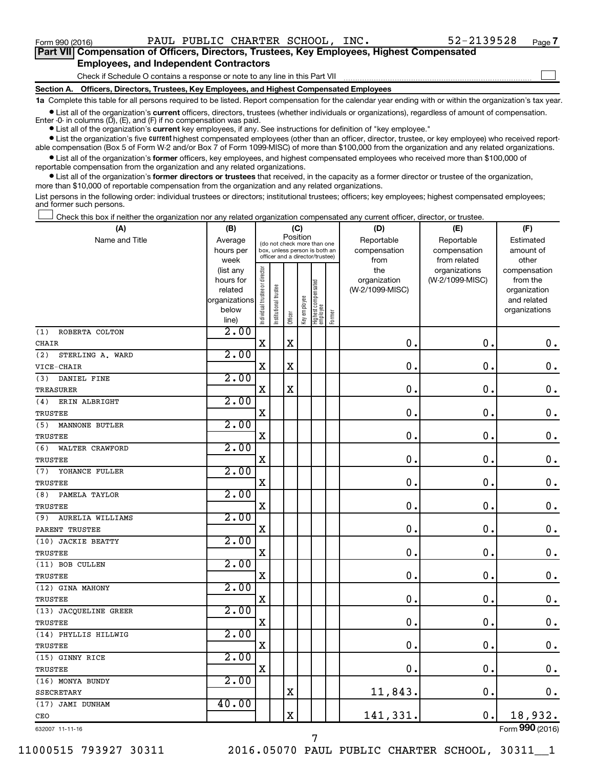Form 990 (2016) PAUL PUBLIC CHARTER SCHOOL, INC. 52-2139528 Page 7

**Part VII Compensation of Officers, Directors, Trustees, Key Employees, Highest Compensated Employees, and Independent Contractors**

Check if Schedule O contains a response or note to any line in this Part VII ☐

**Section A. Officers, Directors, Trustees, Key Employees, and Highest Compensated Employees**

**1a** Complete this table for all persons required to be listed. Report compensation for the calendar year ending with or within the organization's tax year.

- List all of the organization's **current** officers, directors, trustees (whether individuals or organizations), regardless of amount of compensation. Enter -0- in columns (D), (E), and (F) if no compensation was paid.
- List all of the organization's **current** key employees, if any. See instructions for definition of "key employee."
- List the organization's five **current** highest compensated employees (other than an officer, director, trustee, or key employee) who received reportable compensation (Box 5 of Form W-2 and/or Box 7 of Form 1099-MISC) of more than $100,000 from the organization and any related organizations.
- List all of the organization's **former** officers, key employees, and highest compensated employees who received more than $100,000 of reportable compensation from the organization and any related organizations.
- List all of the organization's **former directors or trustees** that received, in the capacity as a former director or trustee of the organization, more than $10,000 of reportable compensation from the organization and any related organizations.

List persons in the following order: individual trustees or directors; institutional trustees; officers; key employees; highest compensated employees; and former such persons.

☐ Check this box if neither the organization nor any related organization compensated any current officer, director, or trustee.

| (A) Name and Title | (B) Average hours per week (list any hours for related organizations below line) | (C) Position (do not check more than one box, unless person is both an officer and a director/trustee): Individual trustee or director | Institutional trustee | Officer | Key employee | Highest compensated employee | Former | (D) Reportable compensation from the organization (W-2/1099-MISC) | (E) Reportable compensation from related organizations (W-2/1099-MISC) | (F) Estimated amount of other compensation from the organization and related organizations |
|---|---|---|---|---|---|---|---|---|---|---|
| (1) ROBERTA COLTON<br>CHAIR | 2.00 | X | | X | | | | 0. | 0. | 0. |
| (2) STERLING A. WARD<br>VICE-CHAIR | 2.00 | X | | X | | | | 0. | 0. | 0. |
| (3) DANIEL FINE<br>TREASURER | 2.00 | X | | X | | | | 0. | 0. | 0. |
| (4) ERIN ALBRIGHT<br>TRUSTEE | 2.00 | X | | | | | | 0. | 0. | 0. |
| (5) MANNONE BUTLER<br>TRUSTEE | 2.00 | X | | | | | | 0. | 0. | 0. |
| (6) WALTER CRAWFORD<br>TRUSTEE | 2.00 | X | | | | | | 0. | 0. | 0. |
| (7) YOHANCE FULLER<br>TRUSTEE | 2.00 | X | | | | | | 0. | 0. | 0. |
| (8) PAMELA TAYLOR<br>TRUSTEE | 2.00 | X | | | | | | 0. | 0. | 0. |
| (9) AURELIA WILLIAMS<br>PARENT TRUSTEE | 2.00 | X | | | | | | 0. | 0. | 0. |
| (10) JACKIE BEATTY<br>TRUSTEE | 2.00 | X | | | | | | 0. | 0. | 0. |
| (11) BOB CULLEN<br>TRUSTEE | 2.00 | X | | | | | | 0. | 0. | 0. |
| (12) GINA MAHONY<br>TRUSTEE | 2.00 | X | | | | | | 0. | 0. | 0. |
| (13) JACQUELINE GREER<br>TRUSTEE | 2.00 | X | | | | | | 0. | 0. | 0. |
| (14) PHYLLIS HILLWIG<br>TRUSTEE | 2.00 | X | | | | | | 0. | 0. | 0. |
| (15) GINNY RICE<br>TRUSTEE | 2.00 | X | | | | | | 0. | 0. | 0. |
| (16) MONYA BUNDY<br>SSECRETARY | 2.00 | | | X | | | | 11,843. | 0. | 0. |
| (17) JAMI DUNHAM<br>CEO | 40.00 | | | X | | | | 141,331. | 0. | 18,932. |

632007 11-11-16

Form **990** (2016)

11000515 793927 30311 2016.05070 PAUL PUBLIC CHARTER SCHOOL, 30311__1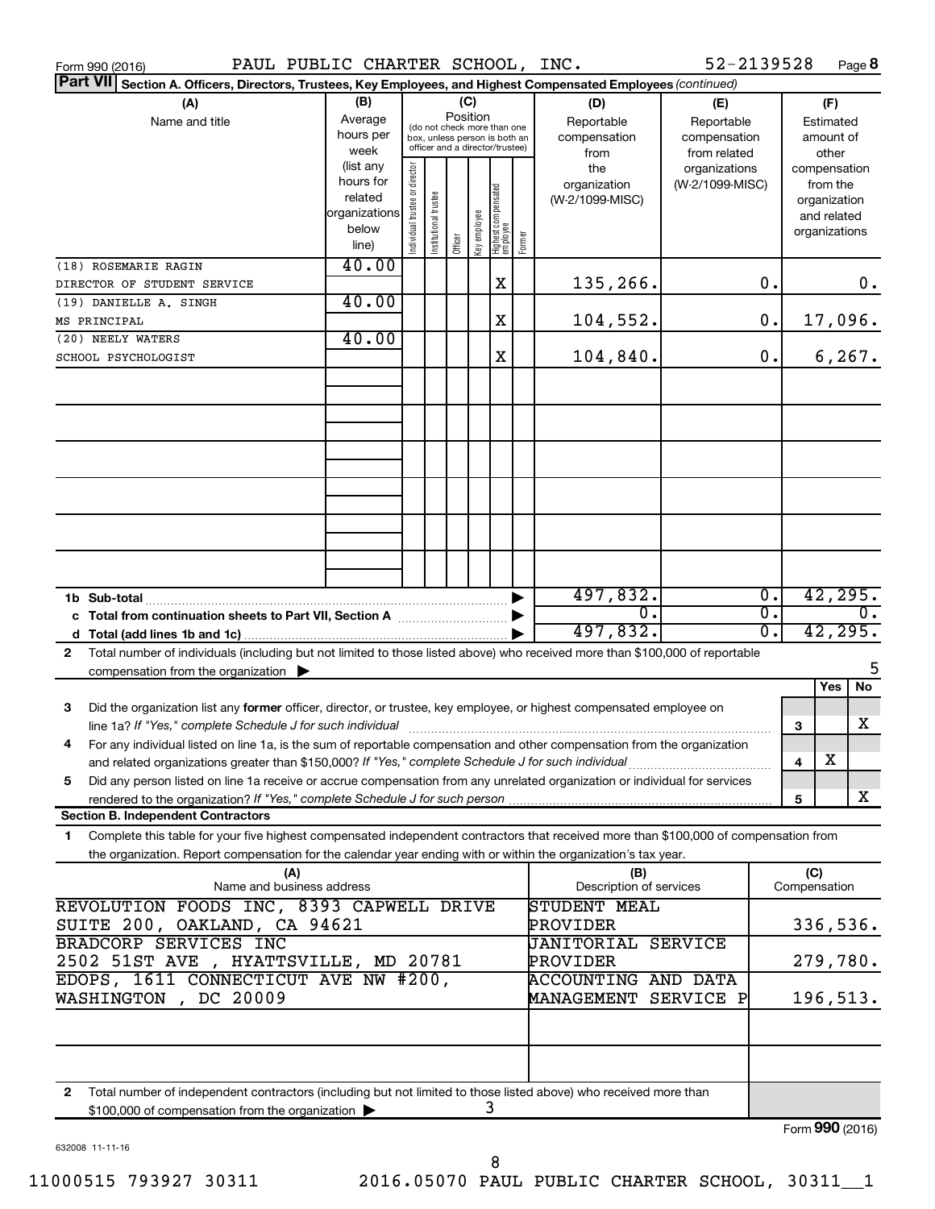Form 990 (2016) PAUL PUBLIC CHARTER SCHOOL, INC. 52-2139528 Page 8

**Part VII Section A. Officers, Directors, Trustees, Key Employees, and Highest Compensated Employees** *(continued)*

| (A) Name and title | (B) Average hours per week (list any hours for related organizations below line) | (C) Position: Individual trustee or director | Institutional trustee | Officer | Key employee | Highest compensated employee | Former | (D) Reportable compensation from the organization (W-2/1099-MISC) | (E) Reportable compensation from related organizations (W-2/1099-MISC) | (F) Estimated amount of other compensation from the organization and related organizations |
|---|---|---|---|---|---|---|---|---|---|---|
| (18) ROSEMARIE RAGIN<br>DIRECTOR OF STUDENT SERVICE | 40.00 | | | | | X | | 135,266. | 0. | 0. |
| (19) DANIELLE A. SINGH<br>MS PRINCIPAL | 40.00 | | | | | X | | 104,552. | 0. | 17,096. |
| (20) NEELY WATERS<br>SCHOOL PSYCHOLOGIST | 40.00 | | | | | X | | 104,840. | 0. | 6,267. |
| **1b Sub-total** | | | | | | | | 497,832. | 0. | 42,295. |
| **c Total from continuation sheets to Part VII, Section A** | | | | | | | | 0. | 0. | 0. |
| **d Total (add lines 1b and 1c)** | | | | | | | | 497,832. | 0. | 42,295. |

**2** Total number of individuals (including but not limited to those listed above) who received more than $100,000 of reportable compensation from the organization ▶ 5

| | | Yes | No |
|---|---|---|---|
| **3** Did the organization list any **former** officer, director, or trustee, key employee, or highest compensated employee on line 1a? *If "Yes," complete Schedule J for such individual* | 3 | | X |
| **4** For any individual listed on line 1a, is the sum of reportable compensation and other compensation from the organization and related organizations greater than $150,000? *If "Yes," complete Schedule J for such individual* | 4 | X | |
| **5** Did any person listed on line 1a receive or accrue compensation from any unrelated organization or individual for services rendered to the organization? *If "Yes," complete Schedule J for such person* | 5 | | X |

**Section B. Independent Contractors**

**1** Complete this table for your five highest compensated independent contractors that received more than $100,000 of compensation from the organization. Report compensation for the calendar year ending with or within the organization's tax year.

| (A) Name and business address | (B) Description of services | (C) Compensation |
|---|---|---|
| REVOLUTION FOODS INC, 8393 CAPWELL DRIVE SUITE 200, OAKLAND, CA 94621 | STUDENT MEAL PROVIDER | 336,536. |
| BRADCORP SERVICES INC 2502 51ST AVE , HYATTSVILLE, MD 20781 | JANITORIAL SERVICE PROVIDER | 279,780. |
| EDOPS, 1611 CONNECTICUT AVE NW #200, WASHINGTON , DC 20009 | ACCOUNTING AND DATA MANAGEMENT SERVICE P | 196,513. |
| | | |
| | | |

**2** Total number of independent contractors (including but not limited to those listed above) who received more than $100,000 of compensation from the organization ▶ 3

Form **990** (2016)

632008 11-11-16

11000515 793927 30311 2016.05070 PAUL PUBLIC CHARTER SCHOOL, 30311__1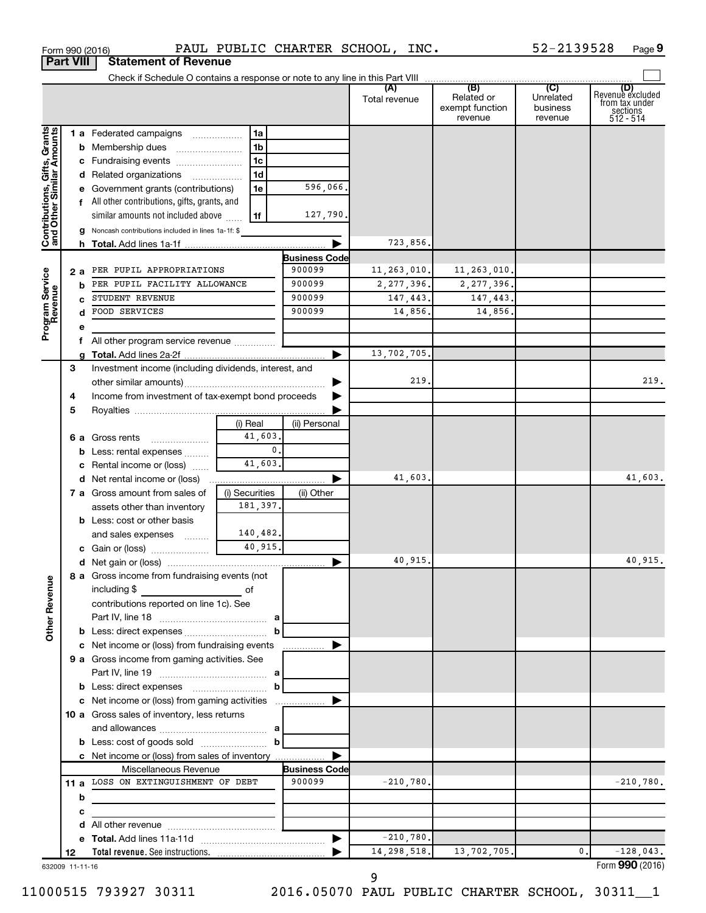Form 990 (2016) PAUL PUBLIC CHARTER SCHOOL, INC. 52-2139528 Page 9

**Part VIII Statement of Revenue**

Check if Schedule O contains a response or note to any line in this Part VIII

| | | | | (A) Total revenue | (B) Related or exempt function revenue | (C) Unrelated business revenue | (D) Revenue excluded from tax under sections 512 - 514 |
|---|---|---|---|---|---|---|---|
| **Contributions, Gifts, Grants and Other Similar Amounts** | 1 a Federated campaigns | 1a | | | | | |
| | b Membership dues | 1b | | | | | |
| | c Fundraising events | 1c | | | | | |
| | d Related organizations | 1d | | | | | |
| | e Government grants (contributions) | 1e | 596,066. | | | | |
| | f All other contributions, gifts, grants, and similar amounts not included above | 1f | 127,790. | | | | |
| | g Noncash contributions included in lines 1a-1f: $ | | | | | | |
| | h **Total.** Add lines 1a-1f | | ▶ | 723,856. | | | |
| **Program Service Revenue** | | | **Business Code** | | | | |
| | 2 a PER PUPIL APPROPRIATIONS | | 900099 | 11,263,010. | 11,263,010. | | |
| | b PER PUPIL FACILITY ALLOWANCE | | 900099 | 2,277,396. | 2,277,396. | | |
| | c STUDENT REVENUE | | 900099 | 147,443. | 147,443. | | |
| | d FOOD SERVICES | | 900099 | 14,856. | 14,856. | | |
| | e | | | | | | |
| | f All other program service revenue | | | | | | |
| | g **Total.** Add lines 2a-2f | | ▶ | 13,702,705. | | | |
| **Other Revenue** | 3 Investment income (including dividends, interest, and other similar amounts) | | ▶ | 219. | | | 219. |
| | 4 Income from investment of tax-exempt bond proceeds | | ▶ | | | | |
| | 5 Royalties | | ▶ | | | | |
| | | (i) Real | (ii) Personal | | | | |
| | 6 a Gross rents | 41,603. | | | | | |
| | b Less: rental expenses | 0. | | | | | |
| | c Rental income or (loss) | 41,603. | | | | | |
| | d Net rental income or (loss) | | ▶ | 41,603. | | | 41,603. |
| | 7 a Gross amount from sales of assets other than inventory | (i) Securities 181,397. | (ii) Other | | | | |
| | b Less: cost or other basis and sales expenses | 140,482. | | | | | |
| | c Gain or (loss) | 40,915. | | | | | |
| | d Net gain or (loss) | | ▶ | 40,915. | | | 40,915. |
| | 8 a Gross income from fundraising events (not including $ of contributions reported on line 1c). See Part IV, line 18 | a | | | | | |
| | b Less: direct expenses | b | | | | | |
| | c Net income or (loss) from fundraising events | | ▶ | | | | |
| | 9 a Gross income from gaming activities. See Part IV, line 19 | a | | | | | |
| | b Less: direct expenses | b | | | | | |
| | c Net income or (loss) from gaming activities | | ▶ | | | | |
| | 10 a Gross sales of inventory, less returns and allowances | a | | | | | |
| | b Less: cost of goods sold | b | | | | | |
| | c Net income or (loss) from sales of inventory | | ▶ | | | | |
| | Miscellaneous Revenue | | **Business Code** | | | | |
| | 11 a LOSS ON EXTINGUISHMENT OF DEBT | | 900099 | -210,780. | | | -210,780. |
| | b | | | | | | |
| | c | | | | | | |
| | d All other revenue | | | | | | |
| | e **Total.** Add lines 11a-11d | | ▶ | -210,780. | | | |
| | 12 **Total revenue.** See instructions. | | ▶ | 14,298,518. | 13,702,705. | 0. | -128,043. |

632009 11-11-16

Form **990** (2016)

11000515 793927 30311 2016.05070 PAUL PUBLIC CHARTER SCHOOL, 30311__1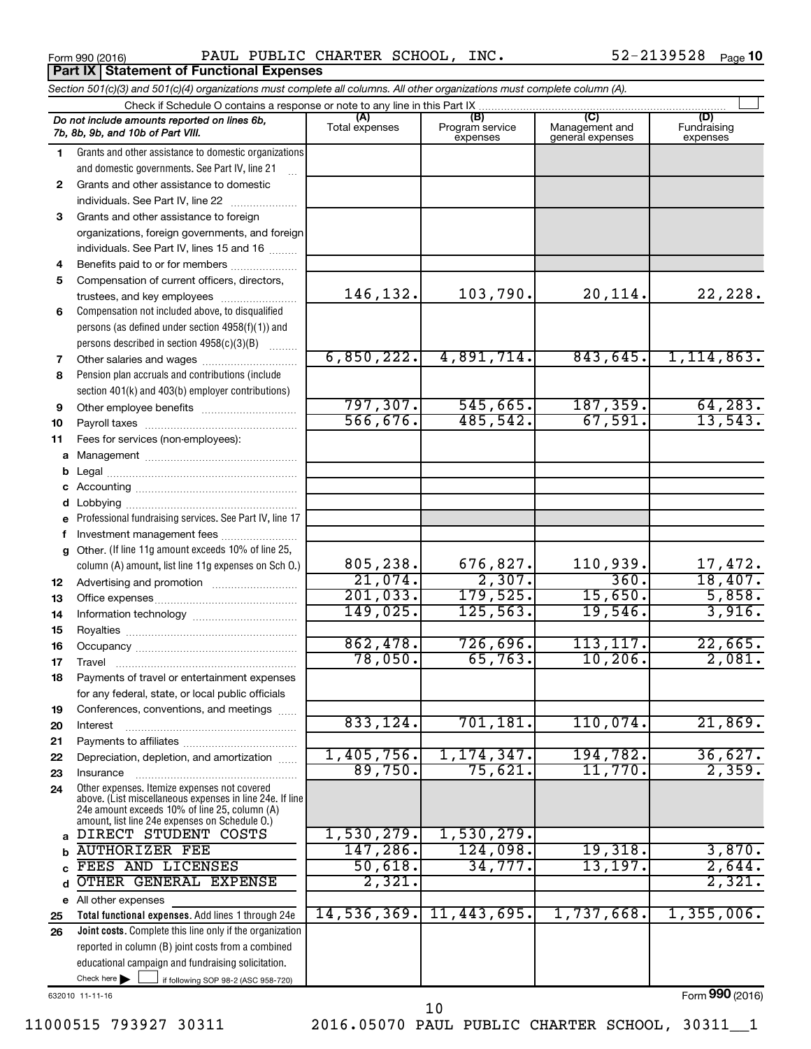Form 990 (2016) PAUL PUBLIC CHARTER SCHOOL, INC. 52-2139528

## Part IX Statement of Functional Expenses

*Section 501(c)(3) and 501(c)(4) organizations must complete all columns. All other organizations must complete column (A).*

Check if Schedule O contains a response or note to any line in this Part IX ☐

| *Do not include amounts reported on lines 6b, 7b, 8b, 9b, and 10b of Part VIII.* | (A) Total expenses | (B) Program service expenses | (C) Management and general expenses | (D) Fundraising expenses |
|---|---|---|---|---|
| 1 Grants and other assistance to domestic organizations and domestic governments. See Part IV, line 21 | | | | |
| 2 Grants and other assistance to domestic individuals. See Part IV, line 22 | | | | |
| 3 Grants and other assistance to foreign organizations, foreign governments, and foreign individuals. See Part IV, lines 15 and 16 | | | | |
| 4 Benefits paid to or for members | | | | |
| 5 Compensation of current officers, directors, trustees, and key employees | 146,132. | 103,790. | 20,114. | 22,228. |
| 6 Compensation not included above, to disqualified persons (as defined under section 4958(f)(1)) and persons described in section 4958(c)(3)(B) | | | | |
| 7 Other salaries and wages | 6,850,222. | 4,891,714. | 843,645. | 1,114,863. |
| 8 Pension plan accruals and contributions (include section 401(k) and 403(b) employer contributions) | | | | |
| 9 Other employee benefits | 797,307. | 545,665. | 187,359. | 64,283. |
| 10 Payroll taxes | 566,676. | 485,542. | 67,591. | 13,543. |
| 11 Fees for services (non-employees): | | | | |
| a Management | | | | |
| b Legal | | | | |
| c Accounting | | | | |
| d Lobbying | | | | |
| e Professional fundraising services. See Part IV, line 17 | | | | |
| f Investment management fees | | | | |
| g Other. (If line 11g amount exceeds 10% of line 25, column (A) amount, list line 11g expenses on Sch O.) | 805,238. | 676,827. | 110,939. | 17,472. |
| 12 Advertising and promotion | 21,074. | 2,307. | 360. | 18,407. |
| 13 Office expenses | 201,033. | 179,525. | 15,650. | 5,858. |
| 14 Information technology | 149,025. | 125,563. | 19,546. | 3,916. |
| 15 Royalties | | | | |
| 16 Occupancy | 862,478. | 726,696. | 113,117. | 22,665. |
| 17 Travel | 78,050. | 65,763. | 10,206. | 2,081. |
| 18 Payments of travel or entertainment expenses for any federal, state, or local public officials | | | | |
| 19 Conferences, conventions, and meetings | | | | |
| 20 Interest | 833,124. | 701,181. | 110,074. | 21,869. |
| 21 Payments to affiliates | | | | |
| 22 Depreciation, depletion, and amortization | 1,405,756. | 1,174,347. | 194,782. | 36,627. |
| 23 Insurance | 89,750. | 75,621. | 11,770. | 2,359. |
| 24 Other expenses. Itemize expenses not covered above. (List miscellaneous expenses in line 24e. If line 24e amount exceeds 10% of line 25, column (A) amount, list line 24e expenses on Schedule O.) | | | | |
| a DIRECT STUDENT COSTS | 1,530,279. | 1,530,279. | | |
| b AUTHORIZER FEE | 147,286. | 124,098. | 19,318. | 3,870. |
| c FEES AND LICENSES | 50,618. | 34,777. | 13,197. | 2,644. |
| d OTHER GENERAL EXPENSE | 2,321. | | | 2,321. |
| e All other expenses | | | | |
| 25 **Total functional expenses.** Add lines 1 through 24e | 14,536,369. | 11,443,695. | 1,737,668. | 1,355,006. |
| 26 **Joint costs.** Complete this line only if the organization reported in column (B) joint costs from a combined educational campaign and fundraising solicitation. Check here ☐ if following SOP 98-2 (ASC 958-720) | | | | |

632010 11-11-16

Form **990** (2016)

11000515 793927 30311 2016.05070 PAUL PUBLIC CHARTER SCHOOL, 30311__1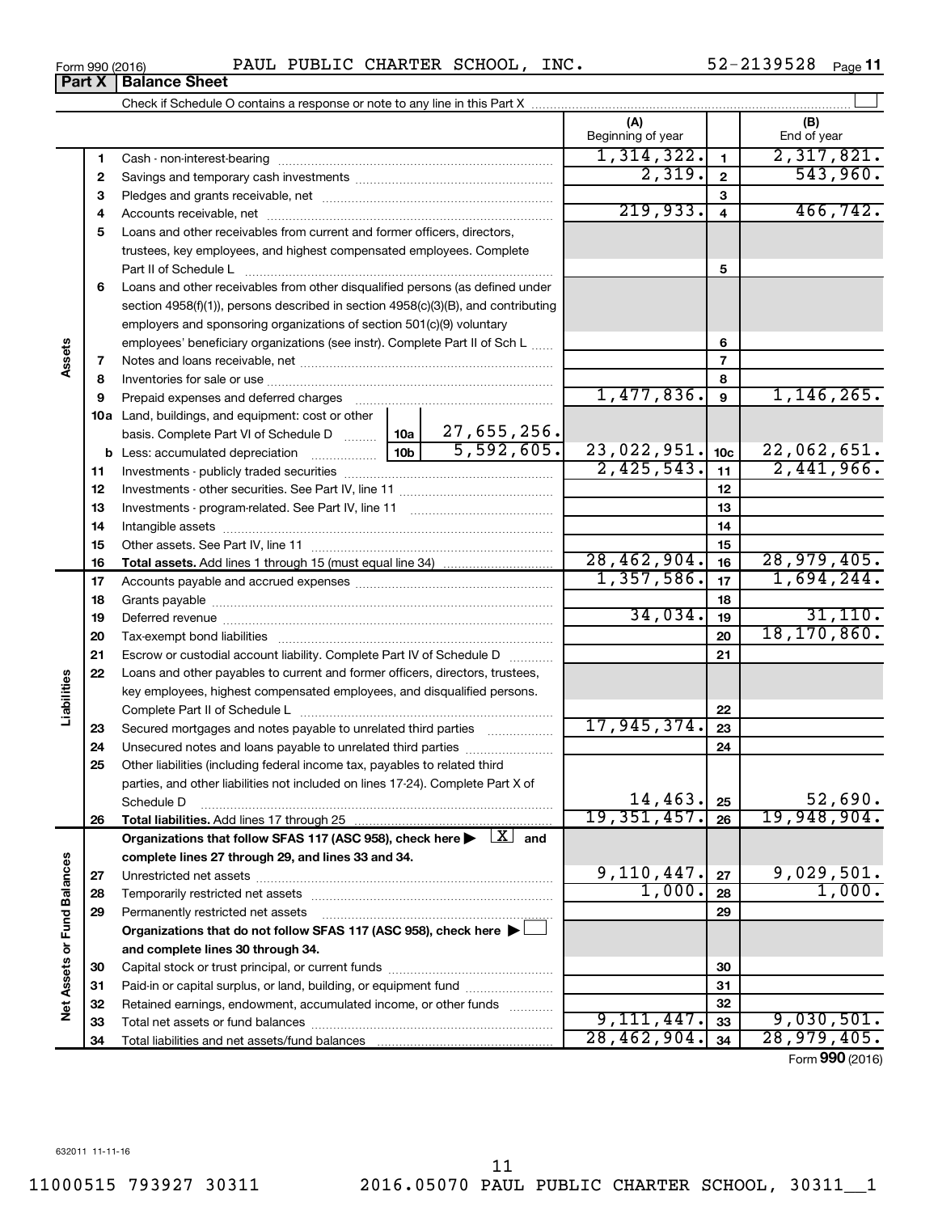Form 990 (2016) PAUL PUBLIC CHARTER SCHOOL, INC. 52-2139528 Page 11

## Part X Balance Sheet

Check if Schedule O contains a response or note to any line in this Part X

| | | | | (A) Beginning of year | | (B) End of year |
|---|---|---|---|---|---|---|
| **Assets** | 1 | Cash - non-interest-bearing | | 1,314,322. | 1 | 2,317,821. |
| | 2 | Savings and temporary cash investments | | 2,319. | 2 | 543,960. |
| | 3 | Pledges and grants receivable, net | | | 3 | |
| | 4 | Accounts receivable, net | | 219,933. | 4 | 466,742. |
| | 5 | Loans and other receivables from current and former officers, directors, trustees, key employees, and highest compensated employees. Complete Part II of Schedule L | | | 5 | |
| | 6 | Loans and other receivables from other disqualified persons (as defined under section 4958(f)(1)), persons described in section 4958(c)(3)(B), and contributing employers and sponsoring organizations of section 501(c)(9) voluntary employees' beneficiary organizations (see instr). Complete Part II of Sch L | | | 6 | |
| | 7 | Notes and loans receivable, net | | | 7 | |
| | 8 | Inventories for sale or use | | | 8 | |
| | 9 | Prepaid expenses and deferred charges | | 1,477,836. | 9 | 1,146,265. |
| | 10a | Land, buildings, and equipment: cost or other basis. Complete Part VI of Schedule D | 10a 27,655,256. | | | |
| | b | Less: accumulated depreciation | 10b 5,592,605. | 23,022,951. | 10c | 22,062,651. |
| | 11 | Investments - publicly traded securities | | 2,425,543. | 11 | 2,441,966. |
| | 12 | Investments - other securities. See Part IV, line 11 | | | 12 | |
| | 13 | Investments - program-related. See Part IV, line 11 | | | 13 | |
| | 14 | Intangible assets | | | 14 | |
| | 15 | Other assets. See Part IV, line 11 | | | 15 | |
| | 16 | **Total assets.** Add lines 1 through 15 (must equal line 34) | | 28,462,904. | 16 | 28,979,405. |
| **Liabilities** | 17 | Accounts payable and accrued expenses | | 1,357,586. | 17 | 1,694,244. |
| | 18 | Grants payable | | | 18 | |
| | 19 | Deferred revenue | | 34,034. | 19 | 31,110. |
| | 20 | Tax-exempt bond liabilities | | | 20 | 18,170,860. |
| | 21 | Escrow or custodial account liability. Complete Part IV of Schedule D | | | 21 | |
| | 22 | Loans and other payables to current and former officers, directors, trustees, key employees, highest compensated employees, and disqualified persons. Complete Part II of Schedule L | | | 22 | |
| | 23 | Secured mortgages and notes payable to unrelated third parties | | 17,945,374. | 23 | |
| | 24 | Unsecured notes and loans payable to unrelated third parties | | | 24 | |
| | 25 | Other liabilities (including federal income tax, payables to related third parties, and other liabilities not included on lines 17-24). Complete Part X of Schedule D | | 14,463. | 25 | 52,690. |
| | 26 | **Total liabilities.** Add lines 17 through 25 | | 19,351,457. | 26 | 19,948,904. |
| **Net Assets or Fund Balances** | | **Organizations that follow SFAS 117 (ASC 958), check here** ▶ [X] **and complete lines 27 through 29, and lines 33 and 34.** | | | | |
| | 27 | Unrestricted net assets | | 9,110,447. | 27 | 9,029,501. |
| | 28 | Temporarily restricted net assets | | 1,000. | 28 | 1,000. |
| | 29 | Permanently restricted net assets | | | 29 | |
| | | **Organizations that do not follow SFAS 117 (ASC 958), check here** ▶ [ ] **and complete lines 30 through 34.** | | | | |
| | 30 | Capital stock or trust principal, or current funds | | | 30 | |
| | 31 | Paid-in or capital surplus, or land, building, or equipment fund | | | 31 | |
| | 32 | Retained earnings, endowment, accumulated income, or other funds | | | 32 | |
| | 33 | Total net assets or fund balances | | 9,111,447. | 33 | 9,030,501. |
| | 34 | Total liabilities and net assets/fund balances | | 28,462,904. | 34 | 28,979,405. |

Form **990** (2016)

632011 11-11-16

11000515 793927 30311 2016.05070 PAUL PUBLIC CHARTER SCHOOL, 30311__1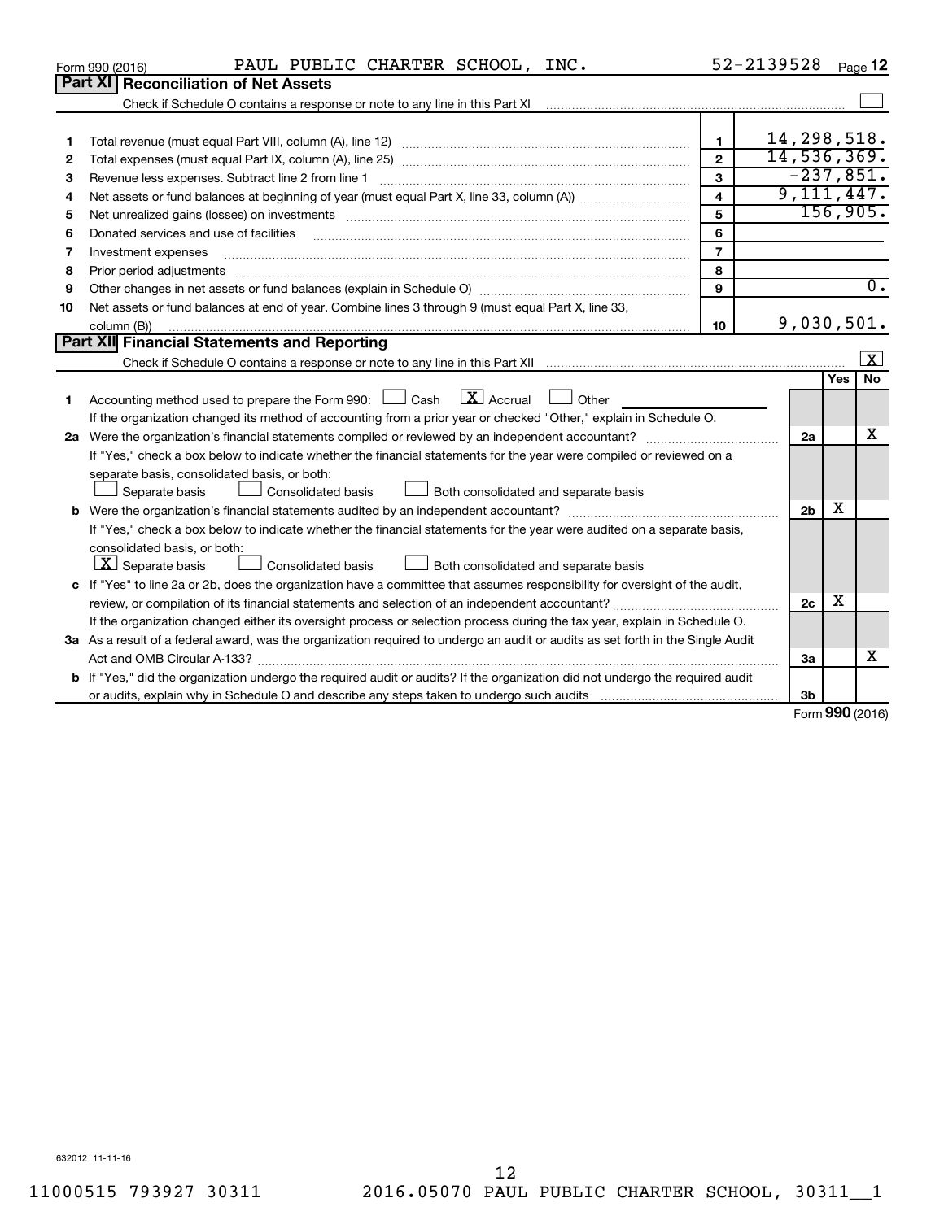Form 990 (2016) PAUL PUBLIC CHARTER SCHOOL, INC. 52-2139528 Page 12

## Part XI Reconciliation of Net Assets

Check if Schedule O contains a response or note to any line in this Part XI ☐

| | | | |
|---|---|---|---|
| 1 | Total revenue (must equal Part VIII, column (A), line 12) | 1 | 14,298,518. |
| 2 | Total expenses (must equal Part IX, column (A), line 25) | 2 | 14,536,369. |
| 3 | Revenue less expenses. Subtract line 2 from line 1 | 3 | -237,851. |
| 4 | Net assets or fund balances at beginning of year (must equal Part X, line 33, column (A)) | 4 | 9,111,447. |
| 5 | Net unrealized gains (losses) on investments | 5 | 156,905. |
| 6 | Donated services and use of facilities | 6 | |
| 7 | Investment expenses | 7 | |
| 8 | Prior period adjustments | 8 | |
| 9 | Other changes in net assets or fund balances (explain in Schedule O) | 9 | 0. |
| 10 | Net assets or fund balances at end of year. Combine lines 3 through 9 (must equal Part X, line 33, column (B)) | 10 | 9,030,501. |

## Part XII Financial Statements and Reporting

Check if Schedule O contains a response or note to any line in this Part XII ☒

| | | | Yes | No |
|---|---|---|---|---|
| 1 | Accounting method used to prepare the Form 990: ☐ Cash ☒ Accrual ☐ Other<br>If the organization changed its method of accounting from a prior year or checked "Other," explain in Schedule O. | | | |
| 2a | Were the organization's financial statements compiled or reviewed by an independent accountant?<br>If "Yes," check a box below to indicate whether the financial statements for the year were compiled or reviewed on a separate basis, consolidated basis, or both:<br>☐ Separate basis ☐ Consolidated basis ☐ Both consolidated and separate basis | 2a | | X |
| b | Were the organization's financial statements audited by an independent accountant?<br>If "Yes," check a box below to indicate whether the financial statements for the year were audited on a separate basis, consolidated basis, or both:<br>☒ Separate basis ☐ Consolidated basis ☐ Both consolidated and separate basis | 2b | X | |
| c | If "Yes" to line 2a or 2b, does the organization have a committee that assumes responsibility for oversight of the audit, review, or compilation of its financial statements and selection of an independent accountant?<br>If the organization changed either its oversight process or selection process during the tax year, explain in Schedule O. | 2c | X | |
| 3a | As a result of a federal award, was the organization required to undergo an audit or audits as set forth in the Single Audit Act and OMB Circular A-133? | 3a | | X |
| b | If "Yes," did the organization undergo the required audit or audits? If the organization did not undergo the required audit or audits, explain why in Schedule O and describe any steps taken to undergo such audits | 3b | | |

Form 990 (2016)

632012 11-11-16

11000515 793927 30311 2016.05070 PAUL PUBLIC CHARTER SCHOOL, 30311__1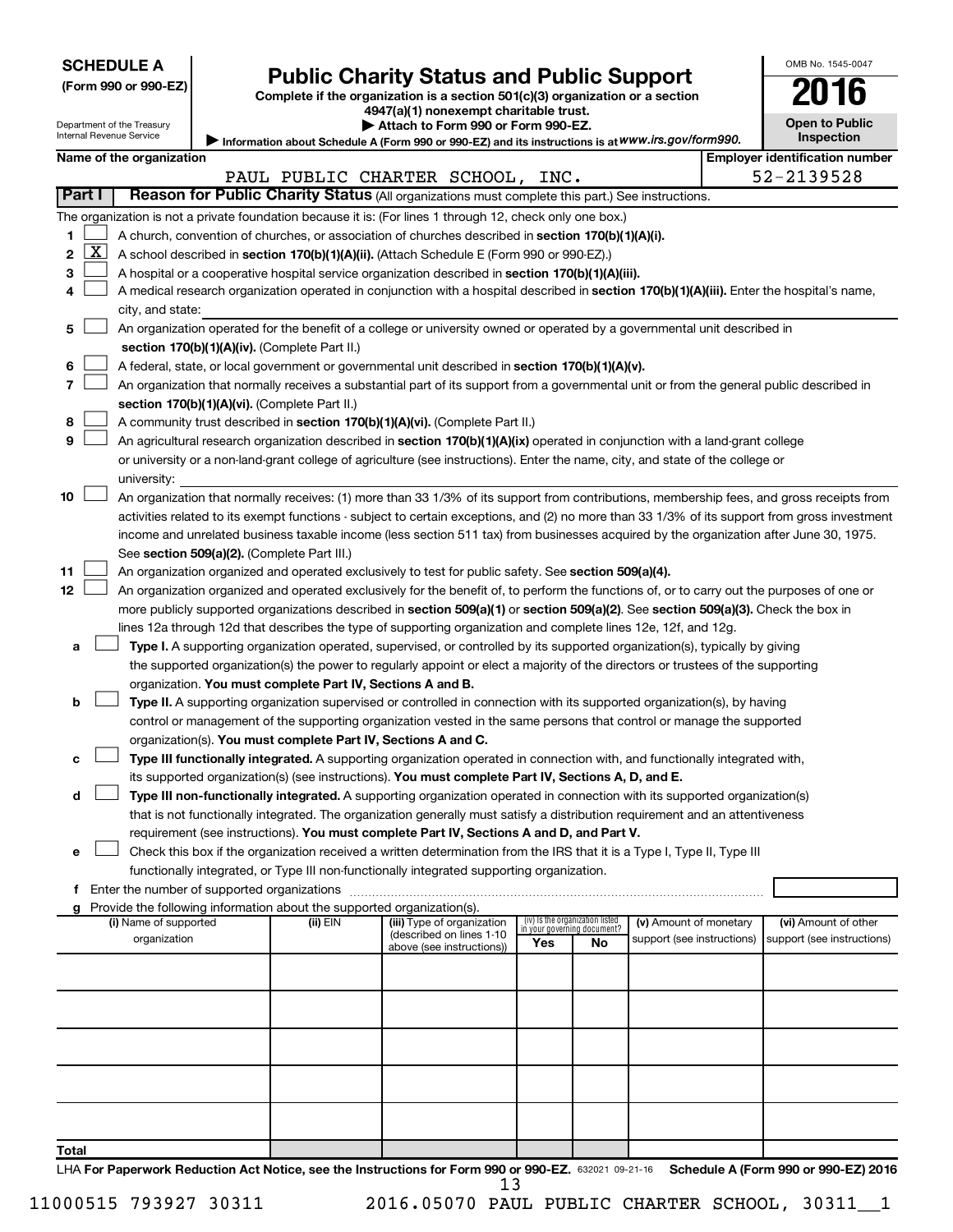**SCHEDULE A**
**(Form 990 or 990-EZ)**

Department of the Treasury
Internal Revenue Service

# Public Charity Status and Public Support

**Complete if the organization is a section 501(c)(3) organization or a section 4947(a)(1) nonexempt charitable trust.**
**▶ Attach to Form 990 or Form 990-EZ.**
**▶ Information about Schedule A (Form 990 or 990-EZ) and its instructions is at** *www.irs.gov/form990.*

OMB No. 1545-0047
**2016**
**Open to Public Inspection**

**Name of the organization**: PAUL PUBLIC CHARTER SCHOOL, INC.
**Employer identification number**: 52-2139528

## Part I — Reason for Public Charity Status (All organizations must complete this part.) See instructions.

The organization is not a private foundation because it is: (For lines 1 through 12, check only one box.)

1. ☐ A church, convention of churches, or association of churches described in **section 170(b)(1)(A)(i).**
2. ☒ A school described in **section 170(b)(1)(A)(ii).** (Attach Schedule E (Form 990 or 990-EZ).)
3. ☐ A hospital or a cooperative hospital service organization described in **section 170(b)(1)(A)(iii).**
4. ☐ A medical research organization operated in conjunction with a hospital described in **section 170(b)(1)(A)(iii).** Enter the hospital's name, city, and state:
5. ☐ An organization operated for the benefit of a college or university owned or operated by a governmental unit described in **section 170(b)(1)(A)(iv).** (Complete Part II.)
6. ☐ A federal, state, or local government or governmental unit described in **section 170(b)(1)(A)(v).**
7. ☐ An organization that normally receives a substantial part of its support from a governmental unit or from the general public described in **section 170(b)(1)(A)(vi).** (Complete Part II.)
8. ☐ A community trust described in **section 170(b)(1)(A)(vi).** (Complete Part II.)
9. ☐ An agricultural research organization described in **section 170(b)(1)(A)(ix)** operated in conjunction with a land-grant college or university or a non-land-grant college of agriculture (see instructions). Enter the name, city, and state of the college or university:
10. ☐ An organization that normally receives: (1) more than 33 1/3% of its support from contributions, membership fees, and gross receipts from activities related to its exempt functions - subject to certain exceptions, and (2) no more than 33 1/3% of its support from gross investment income and unrelated business taxable income (less section 511 tax) from businesses acquired by the organization after June 30, 1975. See **section 509(a)(2).** (Complete Part III.)
11. ☐ An organization organized and operated exclusively to test for public safety. See **section 509(a)(4).**
12. ☐ An organization organized and operated exclusively for the benefit of, to perform the functions of, or to carry out the purposes of one or more publicly supported organizations described in **section 509(a)(1)** or **section 509(a)(2).** See **section 509(a)(3).** Check the box in lines 12a through 12d that describes the type of supporting organization and complete lines 12e, 12f, and 12g.
   - **a** ☐ **Type I.** A supporting organization operated, supervised, or controlled by its supported organization(s), typically by giving the supported organization(s) the power to regularly appoint or elect a majority of the directors or trustees of the supporting organization. **You must complete Part IV, Sections A and B.**
   - **b** ☐ **Type II.** A supporting organization supervised or controlled in connection with its supported organization(s), by having control or management of the supporting organization vested in the same persons that control or manage the supported organization(s). **You must complete Part IV, Sections A and C.**
   - **c** ☐ **Type III functionally integrated.** A supporting organization operated in connection with, and functionally integrated with, its supported organization(s) (see instructions). **You must complete Part IV, Sections A, D, and E.**
   - **d** ☐ **Type III non-functionally integrated.** A supporting organization operated in connection with its supported organization(s) that is not functionally integrated. The organization generally must satisfy a distribution requirement and an attentiveness requirement (see instructions). **You must complete Part IV, Sections A and D, and Part V.**
   - **e** ☐ Check this box if the organization received a written determination from the IRS that it is a Type I, Type II, Type III functionally integrated, or Type III non-functionally integrated supporting organization.
   - **f** Enter the number of supported organizations
   - **g** Provide the following information about the supported organization(s).

| (i) Name of supported organization | (ii) EIN | (iii) Type of organization (described on lines 1-10 above (see instructions)) | (iv) Is the organization listed in your governing document? Yes | No | (v) Amount of monetary support (see instructions) | (vi) Amount of other support (see instructions) |
|---|---|---|---|---|---|---|
| | | | | | | |
| | | | | | | |
| | | | | | | |
| | | | | | | |
| | | | | | | |
| **Total** | | | | | | |

LHA **For Paperwork Reduction Act Notice, see the Instructions for Form 990 or 990-EZ.** 632021 09-21-16 **Schedule A (Form 990 or 990-EZ) 2016**

11000515 793927 30311 2016.05070 PAUL PUBLIC CHARTER SCHOOL, 30311__1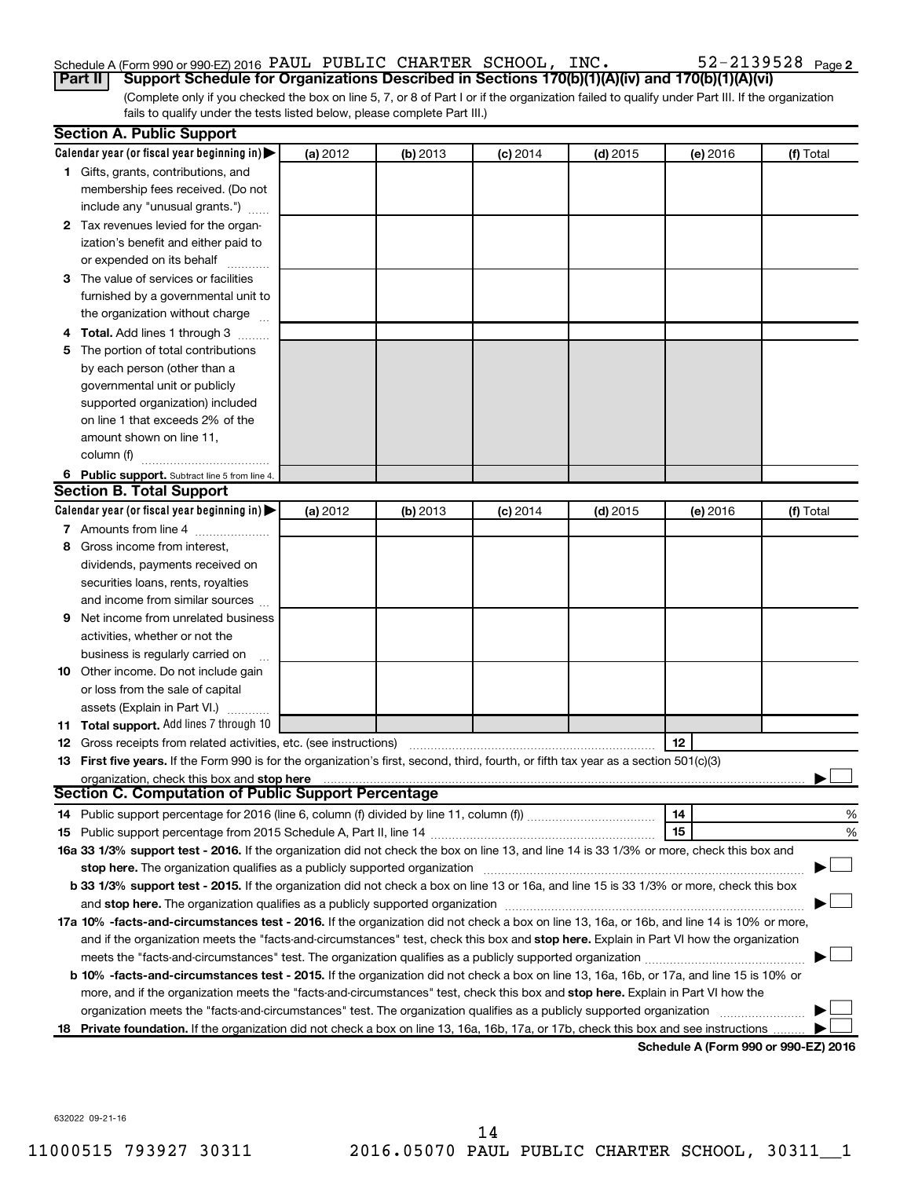Schedule A (Form 990 or 990-EZ) 2016 PAUL PUBLIC CHARTER SCHOOL, INC. 52-2139528 Page 2

## Part II Support Schedule for Organizations Described in Sections 170(b)(1)(A)(iv) and 170(b)(1)(A)(vi)

(Complete only if you checked the box on line 5, 7, or 8 of Part I or if the organization failed to qualify under Part III. If the organization fails to qualify under the tests listed below, please complete Part III.)

### Section A. Public Support

| Calendar year (or fiscal year beginning in) ▶ | (a) 2012 | (b) 2013 | (c) 2014 | (d) 2015 | (e) 2016 | (f) Total |
|---|---|---|---|---|---|---|
| 1 Gifts, grants, contributions, and membership fees received. (Do not include any "unusual grants.") | | | | | | |
| 2 Tax revenues levied for the organization's benefit and either paid to or expended on its behalf | | | | | | |
| 3 The value of services or facilities furnished by a governmental unit to the organization without charge | | | | | | |
| 4 **Total.** Add lines 1 through 3 | | | | | | |
| 5 The portion of total contributions by each person (other than a governmental unit or publicly supported organization) included on line 1 that exceeds 2% of the amount shown on line 11, column (f) | | | | | | |
| 6 **Public support.** Subtract line 5 from line 4. | | | | | | |

### Section B. Total Support

| Calendar year (or fiscal year beginning in) ▶ | (a) 2012 | (b) 2013 | (c) 2014 | (d) 2015 | (e) 2016 | (f) Total |
|---|---|---|---|---|---|---|
| 7 Amounts from line 4 | | | | | | |
| 8 Gross income from interest, dividends, payments received on securities loans, rents, royalties and income from similar sources | | | | | | |
| 9 Net income from unrelated business activities, whether or not the business is regularly carried on | | | | | | |
| 10 Other income. Do not include gain or loss from the sale of capital assets (Explain in Part VI.) | | | | | | |
| 11 **Total support.** Add lines 7 through 10 | | | | | | |

12 Gross receipts from related activities, etc. (see instructions) **12**

13 **First five years.** If the Form 990 is for the organization's first, second, third, fourth, or fifth tax year as a section 501(c)(3) organization, check this box and **stop here** ▶ ☐

### Section C. Computation of Public Support Percentage

14 Public support percentage for 2016 (line 6, column (f) divided by line 11, column (f)) **14** %

15 Public support percentage from 2015 Schedule A, Part II, line 14 **15** %

**16a 33 1/3% support test - 2016.** If the organization did not check the box on line 13, and line 14 is 33 1/3% or more, check this box and **stop here.** The organization qualifies as a publicly supported organization ▶ ☐

**b 33 1/3% support test - 2015.** If the organization did not check a box on line 13 or 16a, and line 15 is 33 1/3% or more, check this box and **stop here.** The organization qualifies as a publicly supported organization ▶ ☐

**17a 10% -facts-and-circumstances test - 2016.** If the organization did not check a box on line 13, 16a, or 16b, and line 14 is 10% or more, and if the organization meets the "facts-and-circumstances" test, check this box and **stop here.** Explain in Part VI how the organization meets the "facts-and-circumstances" test. The organization qualifies as a publicly supported organization ▶ ☐

**b 10% -facts-and-circumstances test - 2015.** If the organization did not check a box on line 13, 16a, 16b, or 17a, and line 15 is 10% or more, and if the organization meets the "facts-and-circumstances" test, check this box and **stop here.** Explain in Part VI how the organization meets the "facts-and-circumstances" test. The organization qualifies as a publicly supported organization ▶ ☐

**18 Private foundation.** If the organization did not check a box on line 13, 16a, 16b, 17a, or 17b, check this box and see instructions ▶ ☐

**Schedule A (Form 990 or 990-EZ) 2016**

632022 09-21-16

11000515 793927 30311 2016.05070 PAUL PUBLIC CHARTER SCHOOL, 30311__1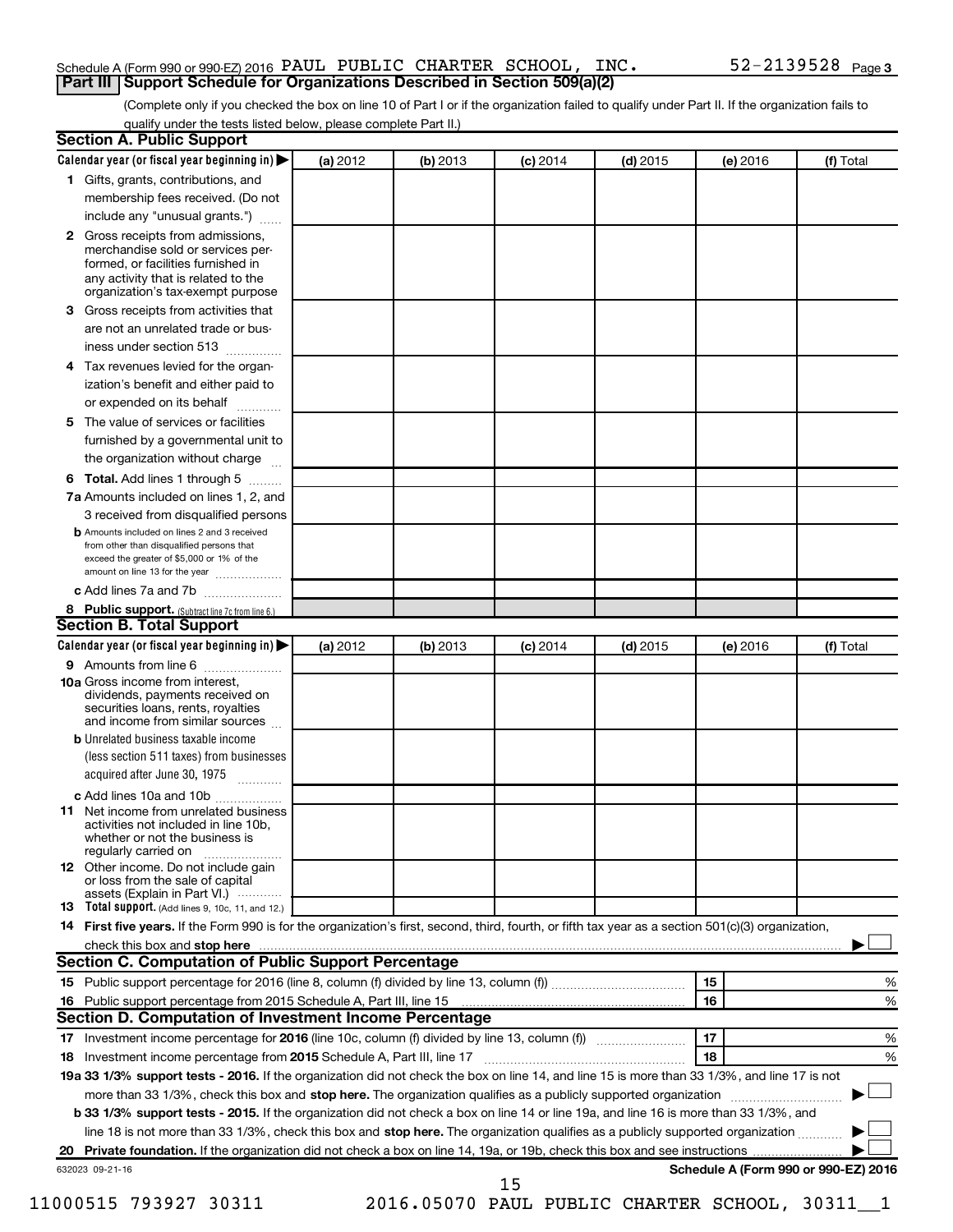Schedule A (Form 990 or 990-EZ) 2016 PAUL PUBLIC CHARTER SCHOOL, INC. 52-2139528 Page 3

## Part III Support Schedule for Organizations Described in Section 509(a)(2)

(Complete only if you checked the box on line 10 of Part I or if the organization failed to qualify under Part II. If the organization fails to qualify under the tests listed below, please complete Part II.)

### Section A. Public Support

| Calendar year (or fiscal year beginning in) ▶ | (a) 2012 | (b) 2013 | (c) 2014 | (d) 2015 | (e) 2016 | (f) Total |
|---|---|---|---|---|---|---|
| 1 Gifts, grants, contributions, and membership fees received. (Do not include any "unusual grants.") | | | | | | |
| 2 Gross receipts from admissions, merchandise sold or services performed, or facilities furnished in any activity that is related to the organization's tax-exempt purpose | | | | | | |
| 3 Gross receipts from activities that are not an unrelated trade or business under section 513 | | | | | | |
| 4 Tax revenues levied for the organization's benefit and either paid to or expended on its behalf | | | | | | |
| 5 The value of services or facilities furnished by a governmental unit to the organization without charge | | | | | | |
| 6 **Total.** Add lines 1 through 5 | | | | | | |
| 7a Amounts included on lines 1, 2, and 3 received from disqualified persons | | | | | | |
| b Amounts included on lines 2 and 3 received from other than disqualified persons that exceed the greater of $5,000 or 1% of the amount on line 13 for the year | | | | | | |
| c Add lines 7a and 7b | | | | | | |
| 8 **Public support.** (Subtract line 7c from line 6.) | | | | | | |

### Section B. Total Support

| Calendar year (or fiscal year beginning in) ▶ | (a) 2012 | (b) 2013 | (c) 2014 | (d) 2015 | (e) 2016 | (f) Total |
|---|---|---|---|---|---|---|
| 9 Amounts from line 6 | | | | | | |
| 10a Gross income from interest, dividends, payments received on securities loans, rents, royalties and income from similar sources | | | | | | |
| b Unrelated business taxable income (less section 511 taxes) from businesses acquired after June 30, 1975 | | | | | | |
| c Add lines 10a and 10b | | | | | | |
| 11 Net income from unrelated business activities not included in line 10b, whether or not the business is regularly carried on | | | | | | |
| 12 Other income. Do not include gain or loss from the sale of capital assets (Explain in Part VI.) | | | | | | |
| 13 **Total support.** (Add lines 9, 10c, 11, and 12.) | | | | | | |

14 **First five years.** If the Form 990 is for the organization's first, second, third, fourth, or fifth tax year as a section 501(c)(3) organization, check this box and **stop here** ▶ ☐

### Section C. Computation of Public Support Percentage

| | | | |
|---|---|---|---|
| 15 | Public support percentage for 2016 (line 8, column (f) divided by line 13, column (f)) | 15 | % |
| 16 | Public support percentage from 2015 Schedule A, Part III, line 15 | 16 | % |

### Section D. Computation of Investment Income Percentage

| | | | |
|---|---|---|---|
| 17 | Investment income percentage for **2016** (line 10c, column (f) divided by line 13, column (f)) | 17 | % |
| 18 | Investment income percentage from **2015** Schedule A, Part III, line 17 | 18 | % |

**19a 33 1/3% support tests - 2016.** If the organization did not check the box on line 14, and line 15 is more than 33 1/3%, and line 17 is not more than 33 1/3%, check this box and **stop here.** The organization qualifies as a publicly supported organization ▶ ☐

**b 33 1/3% support tests - 2015.** If the organization did not check a box on line 14 or line 19a, and line 16 is more than 33 1/3%, and line 18 is not more than 33 1/3%, check this box and **stop here.** The organization qualifies as a publicly supported organization ▶ ☐

**20 Private foundation.** If the organization did not check a box on line 14, 19a, or 19b, check this box and see instructions ▶ ☐

632023 09-21-16

**Schedule A (Form 990 or 990-EZ) 2016**

11000515 793927 30311 2016.05070 PAUL PUBLIC CHARTER SCHOOL, 30311__1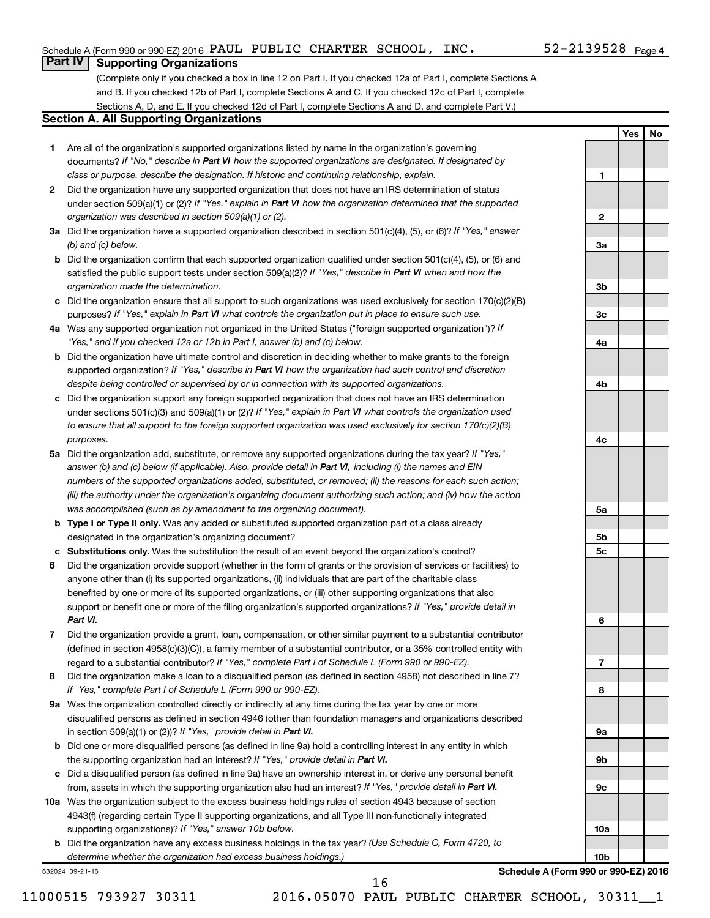Schedule A (Form 990 or 990-EZ) 2016 PAUL PUBLIC CHARTER SCHOOL, INC. 52-2139528 Page 4

## Part IV Supporting Organizations

(Complete only if you checked a box in line 12 on Part I. If you checked 12a of Part I, complete Sections A and B. If you checked 12b of Part I, complete Sections A and C. If you checked 12c of Part I, complete Sections A, D, and E. If you checked 12d of Part I, complete Sections A and D, and complete Part V.)

### Section A. All Supporting Organizations

| | | | Yes | No |
|---|---|---|---|---|
| 1 | Are all of the organization's supported organizations listed by name in the organization's governing documents? *If "No," describe in **Part VI** how the supported organizations are designated. If designated by class or purpose, describe the designation. If historic and continuing relationship, explain.* | 1 | | |
| 2 | Did the organization have any supported organization that does not have an IRS determination of status under section 509(a)(1) or (2)? *If "Yes," explain in **Part VI** how the organization determined that the supported organization was described in section 509(a)(1) or (2).* | 2 | | |
| 3a | Did the organization have a supported organization described in section 501(c)(4), (5), or (6)? *If "Yes," answer (b) and (c) below.* | 3a | | |
| b | Did the organization confirm that each supported organization qualified under section 501(c)(4), (5), or (6) and satisfied the public support tests under section 509(a)(2)? *If "Yes," describe in **Part VI** when and how the organization made the determination.* | 3b | | |
| c | Did the organization ensure that all support to such organizations was used exclusively for section 170(c)(2)(B) purposes? *If "Yes," explain in **Part VI** what controls the organization put in place to ensure such use.* | 3c | | |
| 4a | Was any supported organization not organized in the United States ("foreign supported organization")? *If "Yes," and if you checked 12a or 12b in Part I, answer (b) and (c) below.* | 4a | | |
| b | Did the organization have ultimate control and discretion in deciding whether to make grants to the foreign supported organization? *If "Yes," describe in **Part VI** how the organization had such control and discretion despite being controlled or supervised by or in connection with its supported organizations.* | 4b | | |
| c | Did the organization support any foreign supported organization that does not have an IRS determination under sections 501(c)(3) and 509(a)(1) or (2)? *If "Yes," explain in **Part VI** what controls the organization used to ensure that all support to the foreign supported organization was used exclusively for section 170(c)(2)(B) purposes.* | 4c | | |
| 5a | Did the organization add, substitute, or remove any supported organizations during the tax year? *If "Yes," answer (b) and (c) below (if applicable). Also, provide detail in **Part VI,** including (i) the names and EIN numbers of the supported organizations added, substituted, or removed; (ii) the reasons for each such action; (iii) the authority under the organization's organizing document authorizing such action; and (iv) how the action was accomplished (such as by amendment to the organizing document).* | 5a | | |
| b | **Type I or Type II only.** Was any added or substituted supported organization part of a class already designated in the organization's organizing document? | 5b | | |
| c | **Substitutions only.** Was the substitution the result of an event beyond the organization's control? | 5c | | |
| 6 | Did the organization provide support (whether in the form of grants or the provision of services or facilities) to anyone other than (i) its supported organizations, (ii) individuals that are part of the charitable class benefited by one or more of its supported organizations, or (iii) other supporting organizations that also support or benefit one or more of the filing organization's supported organizations? *If "Yes," provide detail in **Part VI.*** | 6 | | |
| 7 | Did the organization provide a grant, loan, compensation, or other similar payment to a substantial contributor (defined in section 4958(c)(3)(C)), a family member of a substantial contributor, or a 35% controlled entity with regard to a substantial contributor? *If "Yes," complete Part I of Schedule L (Form 990 or 990-EZ).* | 7 | | |
| 8 | Did the organization make a loan to a disqualified person (as defined in section 4958) not described in line 7? *If "Yes," complete Part I of Schedule L (Form 990 or 990-EZ).* | 8 | | |
| 9a | Was the organization controlled directly or indirectly at any time during the tax year by one or more disqualified persons as defined in section 4946 (other than foundation managers and organizations described in section 509(a)(1) or (2))? *If "Yes," provide detail in **Part VI.*** | 9a | | |
| b | Did one or more disqualified persons (as defined in line 9a) hold a controlling interest in any entity in which the supporting organization had an interest? *If "Yes," provide detail in **Part VI.*** | 9b | | |
| c | Did a disqualified person (as defined in line 9a) have an ownership interest in, or derive any personal benefit from, assets in which the supporting organization also had an interest? *If "Yes," provide detail in **Part VI.*** | 9c | | |
| 10a | Was the organization subject to the excess business holdings rules of section 4943 because of section 4943(f) (regarding certain Type II supporting organizations, and all Type III non-functionally integrated supporting organizations)? *If "Yes," answer 10b below.* | 10a | | |
| b | Did the organization have any excess business holdings in the tax year? *(Use Schedule C, Form 4720, to determine whether the organization had excess business holdings.)* | 10b | | |

632024 09-21-16

**Schedule A (Form 990 or 990-EZ) 2016**

11000515 793927 30311 2016.05070 PAUL PUBLIC CHARTER SCHOOL, 30311__1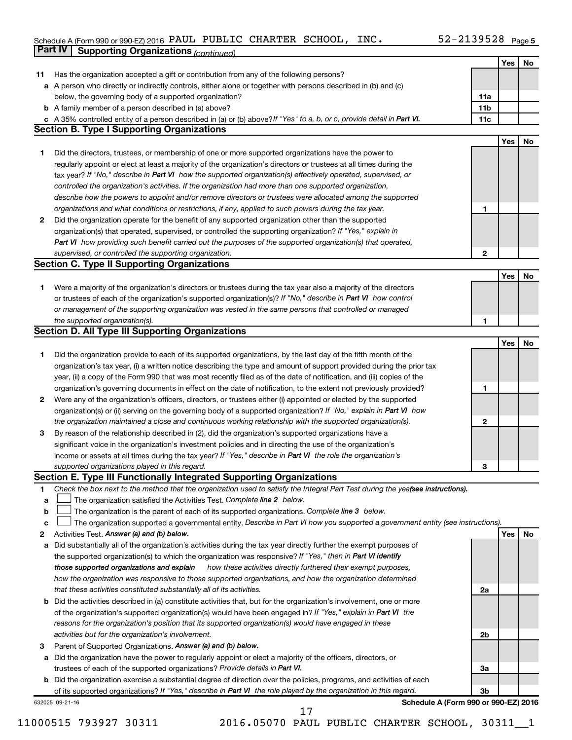Schedule A (Form 990 or 990-EZ) 2016 PAUL PUBLIC CHARTER SCHOOL, INC. 52-2139528 Page 5

## Part IV Supporting Organizations *(continued)*

| | | | Yes | No |
|---|---|---|---|---|
| 11 | Has the organization accepted a gift or contribution from any of the following persons? | | | |
| a | A person who directly or indirectly controls, either alone or together with persons described in (b) and (c) below, the governing body of a supported organization? | 11a | | |
| b | A family member of a person described in (a) above? | 11b | | |
| c | A 35% controlled entity of a person described in (a) or (b) above? *If "Yes" to a, b, or c, provide detail in* **Part VI.** | 11c | | |

### Section B. Type I Supporting Organizations

| | | | Yes | No |
|---|---|---|---|---|
| 1 | Did the directors, trustees, or membership of one or more supported organizations have the power to regularly appoint or elect at least a majority of the organization's directors or trustees at all times during the tax year? *If "No," describe in* **Part VI** *how the supported organization(s) effectively operated, supervised, or controlled the organization's activities. If the organization had more than one supported organization, describe how the powers to appoint and/or remove directors or trustees were allocated among the supported organizations and what conditions or restrictions, if any, applied to such powers during the tax year.* | 1 | | |
| 2 | Did the organization operate for the benefit of any supported organization other than the supported organization(s) that operated, supervised, or controlled the supporting organization? *If "Yes," explain in* **Part VI** *how providing such benefit carried out the purposes of the supported organization(s) that operated, supervised, or controlled the supporting organization.* | 2 | | |

### Section C. Type II Supporting Organizations

| | | | Yes | No |
|---|---|---|---|---|
| 1 | Were a majority of the organization's directors or trustees during the tax year also a majority of the directors or trustees of each of the organization's supported organization(s)? *If "No," describe in* **Part VI** *how control or management of the supporting organization was vested in the same persons that controlled or managed the supported organization(s).* | 1 | | |

### Section D. All Type III Supporting Organizations

| | | | Yes | No |
|---|---|---|---|---|
| 1 | Did the organization provide to each of its supported organizations, by the last day of the fifth month of the organization's tax year, (i) a written notice describing the type and amount of support provided during the prior tax year, (ii) a copy of the Form 990 that was most recently filed as of the date of notification, and (iii) copies of the organization's governing documents in effect on the date of notification, to the extent not previously provided? | 1 | | |
| 2 | Were any of the organization's officers, directors, or trustees either (i) appointed or elected by the supported organization(s) or (ii) serving on the governing body of a supported organization? *If "No," explain in* **Part VI** *how the organization maintained a close and continuous working relationship with the supported organization(s).* | 2 | | |
| 3 | By reason of the relationship described in (2), did the organization's supported organizations have a significant voice in the organization's investment policies and in directing the use of the organization's income or assets at all times during the tax year? *If "Yes," describe in* **Part VI** *the role the organization's supported organizations played in this regard.* | 3 | | |

### Section E. Type III Functionally Integrated Supporting Organizations

1 *Check the box next to the method that the organization used to satisfy the Integral Part Test during the year* ***(see instructions).***

- a ☐ The organization satisfied the Activities Test. *Complete* ***line 2*** *below.*
- b ☐ The organization is the parent of each of its supported organizations. *Complete* ***line 3*** *below.*
- c ☐ The organization supported a governmental entity. *Describe in Part VI how you supported a government entity (see instructions).*

| | | | Yes | No |
|---|---|---|---|---|
| 2 | Activities Test. ***Answer (a) and (b) below.*** | | | |
| a | Did substantially all of the organization's activities during the tax year directly further the exempt purposes of the supported organization(s) to which the organization was responsive? *If "Yes," then in* **Part VI identify those supported organizations and explain** *how these activities directly furthered their exempt purposes, how the organization was responsive to those supported organizations, and how the organization determined that these activities constituted substantially all of its activities.* | 2a | | |
| b | Did the activities described in (a) constitute activities that, but for the organization's involvement, one or more of the organization's supported organization(s) would have been engaged in? *If "Yes," explain in* **Part VI** *the reasons for the organization's position that its supported organization(s) would have engaged in these activities but for the organization's involvement.* | 2b | | |
| 3 | Parent of Supported Organizations. ***Answer (a) and (b) below.*** | | | |
| a | Did the organization have the power to regularly appoint or elect a majority of the officers, directors, or trustees of each of the supported organizations? *Provide details in* **Part VI.** | 3a | | |
| b | Did the organization exercise a substantial degree of direction over the policies, programs, and activities of each of its supported organizations? *If "Yes," describe in* **Part VI** *the role played by the organization in this regard.* | 3b | | |

632025 09-21-16 **Schedule A (Form 990 or 990-EZ) 2016**

11000515 793927 30311 2016.05070 PAUL PUBLIC CHARTER SCHOOL, 30311__1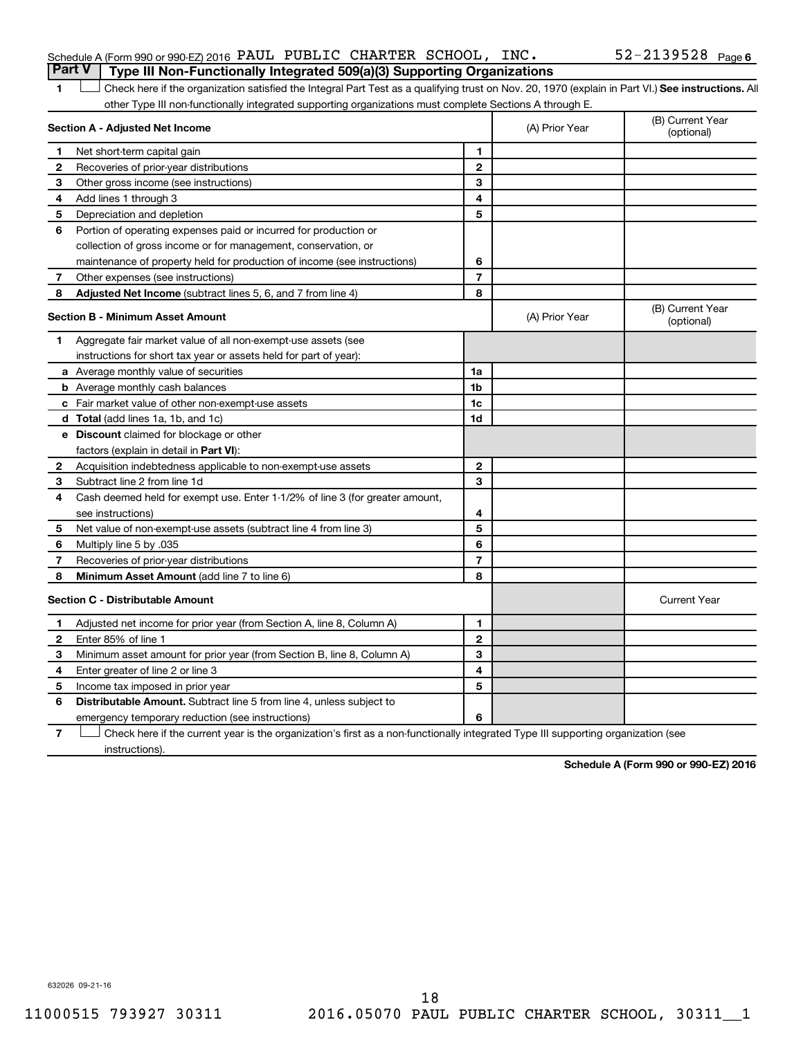Schedule A (Form 990 or 990-EZ) 2016 PAUL PUBLIC CHARTER SCHOOL, INC. 52-2139528 Page 6

## Part V Type III Non-Functionally Integrated 509(a)(3) Supporting Organizations

1 ☐ Check here if the organization satisfied the Integral Part Test as a qualifying trust on Nov. 20, 1970 (explain in Part VI.) **See instructions.** All other Type III non-functionally integrated supporting organizations must complete Sections A through E.

| **Section A - Adjusted Net Income** | | | (A) Prior Year | (B) Current Year (optional) |
|---|---|---|---|---|
| 1 | Net short-term capital gain | 1 | | |
| 2 | Recoveries of prior-year distributions | 2 | | |
| 3 | Other gross income (see instructions) | 3 | | |
| 4 | Add lines 1 through 3 | 4 | | |
| 5 | Depreciation and depletion | 5 | | |
| 6 | Portion of operating expenses paid or incurred for production or collection of gross income or for management, conservation, or maintenance of property held for production of income (see instructions) | 6 | | |
| 7 | Other expenses (see instructions) | 7 | | |
| 8 | **Adjusted Net Income** (subtract lines 5, 6, and 7 from line 4) | 8 | | |

| **Section B - Minimum Asset Amount** | | | (A) Prior Year | (B) Current Year (optional) |
|---|---|---|---|---|
| 1 | Aggregate fair market value of all non-exempt-use assets (see instructions for short tax year or assets held for part of year): | | | |
| a | Average monthly value of securities | 1a | | |
| b | Average monthly cash balances | 1b | | |
| c | Fair market value of other non-exempt-use assets | 1c | | |
| d | **Total** (add lines 1a, 1b, and 1c) | 1d | | |
| e | **Discount** claimed for blockage or other factors (explain in detail in **Part VI**): | | | |
| 2 | Acquisition indebtedness applicable to non-exempt-use assets | 2 | | |
| 3 | Subtract line 2 from line 1d | 3 | | |
| 4 | Cash deemed held for exempt use. Enter 1-1/2% of line 3 (for greater amount, see instructions) | 4 | | |
| 5 | Net value of non-exempt-use assets (subtract line 4 from line 3) | 5 | | |
| 6 | Multiply line 5 by .035 | 6 | | |
| 7 | Recoveries of prior-year distributions | 7 | | |
| 8 | **Minimum Asset Amount** (add line 7 to line 6) | 8 | | |

| **Section C - Distributable Amount** | | | | Current Year |
|---|---|---|---|---|
| 1 | Adjusted net income for prior year (from Section A, line 8, Column A) | 1 | | |
| 2 | Enter 85% of line 1 | 2 | | |
| 3 | Minimum asset amount for prior year (from Section B, line 8, Column A) | 3 | | |
| 4 | Enter greater of line 2 or line 3 | 4 | | |
| 5 | Income tax imposed in prior year | 5 | | |
| 6 | **Distributable Amount.** Subtract line 5 from line 4, unless subject to emergency temporary reduction (see instructions) | 6 | | |

7 ☐ Check here if the current year is the organization's first as a non-functionally integrated Type III supporting organization (see instructions).

**Schedule A (Form 990 or 990-EZ) 2016**

632026 09-21-16

11000515 793927 30311 2016.05070 PAUL PUBLIC CHARTER SCHOOL, 30311__1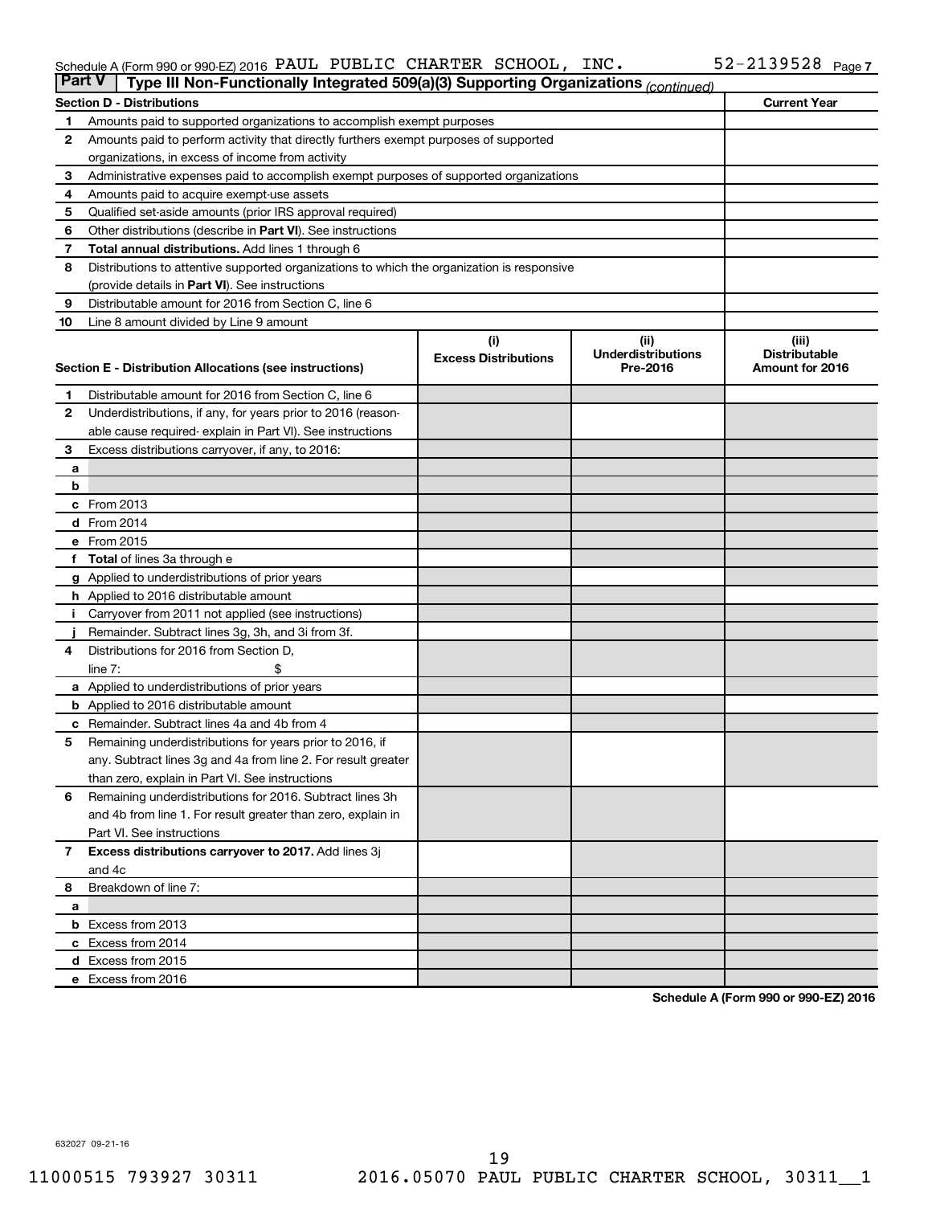Schedule A (Form 990 or 990-EZ) 2016 PAUL PUBLIC CHARTER SCHOOL, INC. 52-2139528 Page 7

## Part V | Type III Non-Functionally Integrated 509(a)(3) Supporting Organizations *(continued)*

| Section D - Distributions | | Current Year |
|---|---|---|
| 1 | Amounts paid to supported organizations to accomplish exempt purposes | |
| 2 | Amounts paid to perform activity that directly furthers exempt purposes of supported organizations, in excess of income from activity | |
| 3 | Administrative expenses paid to accomplish exempt purposes of supported organizations | |
| 4 | Amounts paid to acquire exempt-use assets | |
| 5 | Qualified set-aside amounts (prior IRS approval required) | |
| 6 | Other distributions (describe in **Part VI**). See instructions | |
| 7 | **Total annual distributions.** Add lines 1 through 6 | |
| 8 | Distributions to attentive supported organizations to which the organization is responsive (provide details in **Part VI**). See instructions | |
| 9 | Distributable amount for 2016 from Section C, line 6 | |
| 10 | Line 8 amount divided by Line 9 amount | |

| Section E - Distribution Allocations (see instructions) | | (i) Excess Distributions | (ii) Underdistributions Pre-2016 | (iii) Distributable Amount for 2016 |
|---|---|---|---|---|
| 1 | Distributable amount for 2016 from Section C, line 6 | | | |
| 2 | Underdistributions, if any, for years prior to 2016 (reasonable cause required- explain in Part VI). See instructions | | | |
| 3 | Excess distributions carryover, if any, to 2016: | | | |
| a | | | | |
| b | | | | |
| c | From 2013 | | | |
| d | From 2014 | | | |
| e | From 2015 | | | |
| f | **Total** of lines 3a through e | | | |
| g | Applied to underdistributions of prior years | | | |
| h | Applied to 2016 distributable amount | | | |
| i | Carryover from 2011 not applied (see instructions) | | | |
| j | Remainder. Subtract lines 3g, 3h, and 3i from 3f. | | | |
| 4 | Distributions for 2016 from Section D, line 7: $ | | | |
| a | Applied to underdistributions of prior years | | | |
| b | Applied to 2016 distributable amount | | | |
| c | Remainder. Subtract lines 4a and 4b from 4 | | | |
| 5 | Remaining underdistributions for years prior to 2016, if any. Subtract lines 3g and 4a from line 2. For result greater than zero, explain in Part VI. See instructions | | | |
| 6 | Remaining underdistributions for 2016. Subtract lines 3h and 4b from line 1. For result greater than zero, explain in Part VI. See instructions | | | |
| 7 | **Excess distributions carryover to 2017.** Add lines 3j and 4c | | | |
| 8 | Breakdown of line 7: | | | |
| a | | | | |
| b | Excess from 2013 | | | |
| c | Excess from 2014 | | | |
| d | Excess from 2015 | | | |
| e | Excess from 2016 | | | |

**Schedule A (Form 990 or 990-EZ) 2016**

632027 09-21-16

11000515 793927 30311 2016.05070 PAUL PUBLIC CHARTER SCHOOL, 30311__1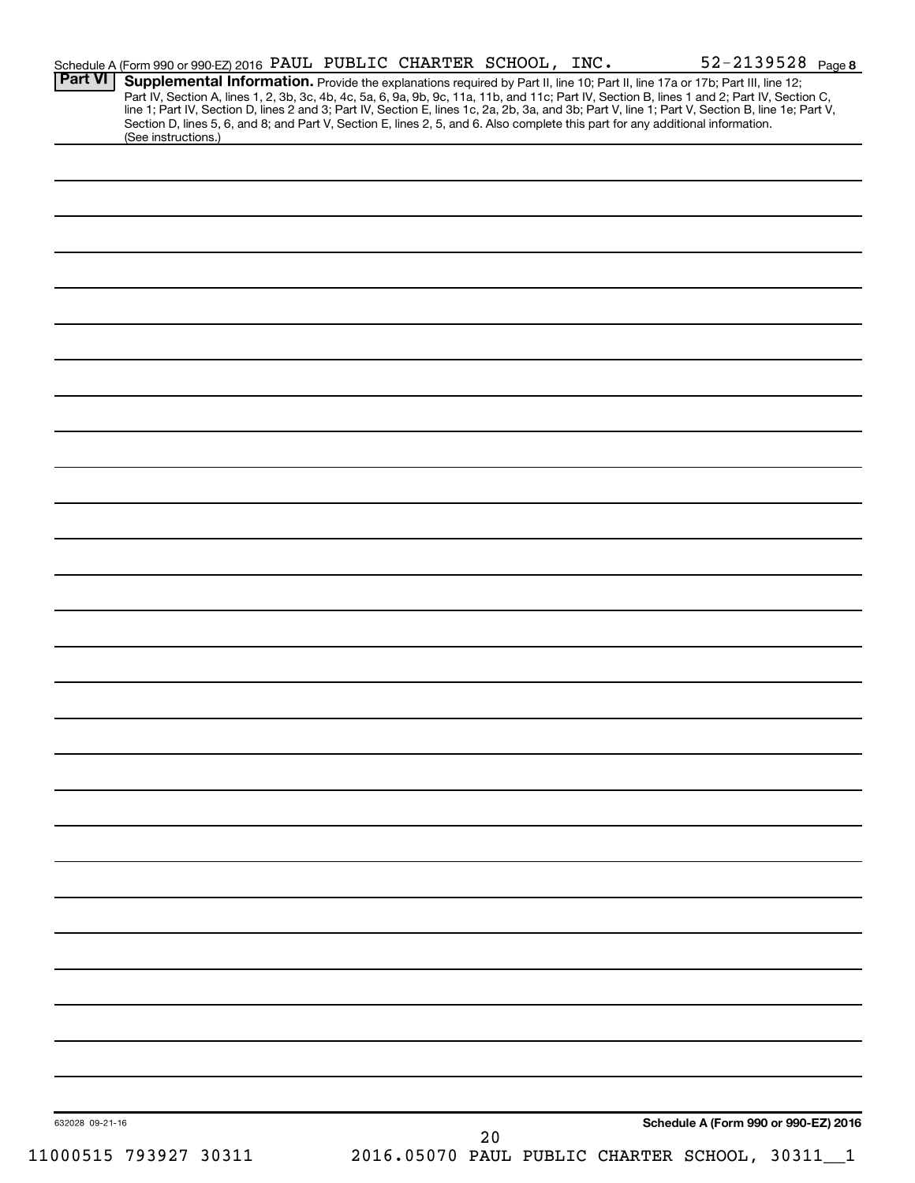Schedule A (Form 990 or 990-EZ) 2016 PAUL PUBLIC CHARTER SCHOOL, INC. 52-2139528 Page 8

## Part VI Supplemental Information.

Provide the explanations required by Part II, line 10; Part II, line 17a or 17b; Part III, line 12; Part IV, Section A, lines 1, 2, 3b, 3c, 4b, 4c, 5a, 6, 9a, 9b, 9c, 11a, 11b, and 11c; Part IV, Section B, lines 1 and 2; Part IV, Section C, line 1; Part IV, Section D, lines 2 and 3; Part IV, Section E, lines 1c, 2a, 2b, 3a, and 3b; Part V, line 1; Part V, Section B, line 1e; Part V, Section D, lines 5, 6, and 8; and Part V, Section E, lines 2, 5, and 6. Also complete this part for any additional information. (See instructions.)

632028 09-21-16

Schedule A (Form 990 or 990-EZ) 2016

11000515 793927 30311 2016.05070 PAUL PUBLIC CHARTER SCHOOL, 30311__1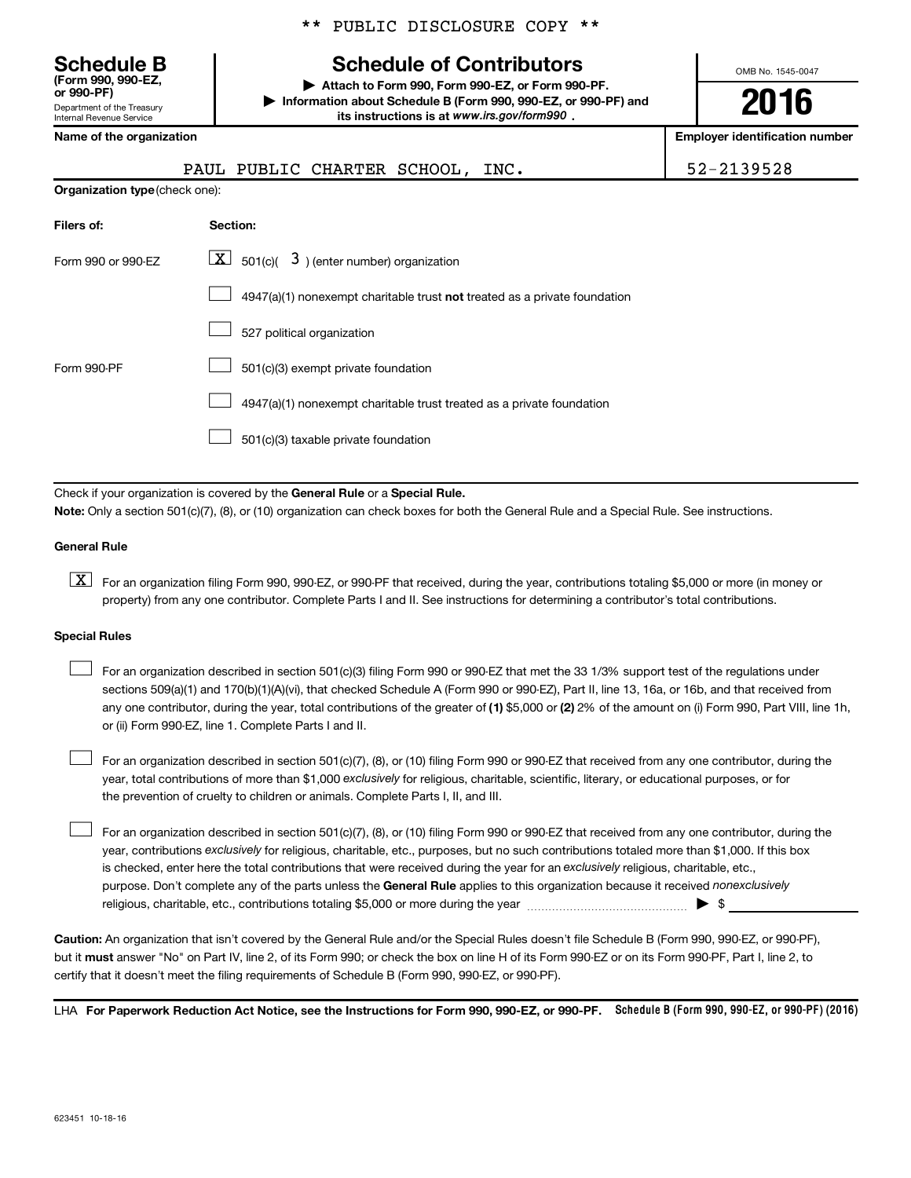** PUBLIC DISCLOSURE COPY **

# Schedule B

**(Form 990, 990-EZ, or 990-PF)**

Department of the Treasury
Internal Revenue Service

## Schedule of Contributors

▶ **Attach to Form 990, Form 990-EZ, or Form 990-PF.**

▶ **Information about Schedule B (Form 990, 990-EZ, or 990-PF) and its instructions is at *www.irs.gov/form990*.**

OMB No. 1545-0047

**2016**

| Name of the organization | Employer identification number |
|---|---|
| PAUL PUBLIC CHARTER SCHOOL, INC. | 52-2139528 |

**Organization type** (check one):

| Filers of: | Section: |
|---|---|
| Form 990 or 990-EZ | [X] 501(c)( 3 ) (enter number) organization |
| | [ ] 4947(a)(1) nonexempt charitable trust **not** treated as a private foundation |
| | [ ] 527 political organization |
| Form 990-PF | [ ] 501(c)(3) exempt private foundation |
| | [ ] 4947(a)(1) nonexempt charitable trust treated as a private foundation |
| | [ ] 501(c)(3) taxable private foundation |

Check if your organization is covered by the **General Rule** or a **Special Rule.**

**Note:** Only a section 501(c)(7), (8), or (10) organization can check boxes for both the General Rule and a Special Rule. See instructions.

**General Rule**

[X] For an organization filing Form 990, 990-EZ, or 990-PF that received, during the year, contributions totaling $5,000 or more (in money or property) from any one contributor. Complete Parts I and II. See instructions for determining a contributor's total contributions.

**Special Rules**

[ ] For an organization described in section 501(c)(3) filing Form 990 or 990-EZ that met the 33 1/3% support test of the regulations under sections 509(a)(1) and 170(b)(1)(A)(vi), that checked Schedule A (Form 990 or 990-EZ), Part II, line 13, 16a, or 16b, and that received from any one contributor, during the year, total contributions of the greater of **(1)** $5,000 or **(2)** 2% of the amount on (i) Form 990, Part VIII, line 1h, or (ii) Form 990-EZ, line 1. Complete Parts I and II.

[ ] For an organization described in section 501(c)(7), (8), or (10) filing Form 990 or 990-EZ that received from any one contributor, during the year, total contributions of more than $1,000 *exclusively* for religious, charitable, scientific, literary, or educational purposes, or for the prevention of cruelty to children or animals. Complete Parts I, II, and III.

[ ] For an organization described in section 501(c)(7), (8), or (10) filing Form 990 or 990-EZ that received from any one contributor, during the year, contributions *exclusively* for religious, charitable, etc., purposes, but no such contributions totaled more than $1,000. If this box is checked, enter here the total contributions that were received during the year for an *exclusively* religious, charitable, etc., purpose. Don't complete any of the parts unless the **General Rule** applies to this organization because it received *nonexclusively* religious, charitable, etc., contributions totaling $5,000 or more during the year ▶ $ ______

**Caution:** An organization that isn't covered by the General Rule and/or the Special Rules doesn't file Schedule B (Form 990, 990-EZ, or 990-PF), but it **must** answer "No" on Part IV, line 2, of its Form 990; or check the box on line H of its Form 990-EZ or on its Form 990-PF, Part I, line 2, to certify that it doesn't meet the filing requirements of Schedule B (Form 990, 990-EZ, or 990-PF).

LHA **For Paperwork Reduction Act Notice, see the Instructions for Form 990, 990-EZ, or 990-PF.** **Schedule B (Form 990, 990-EZ, or 990-PF) (2016)**

623451 10-18-16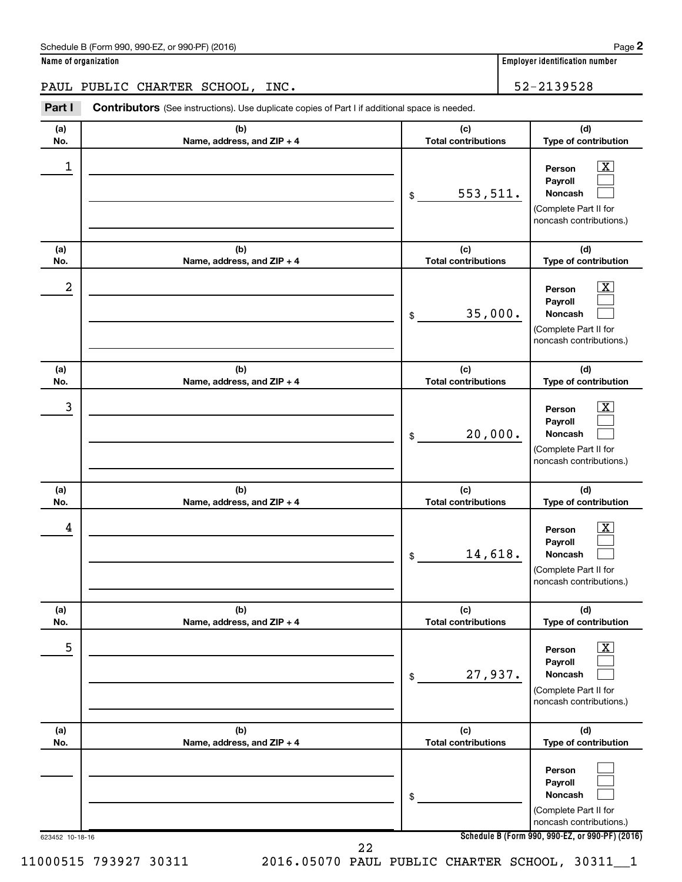Schedule B (Form 990, 990-EZ, or 990-PF) (2016)

**Name of organization**

PAUL PUBLIC CHARTER SCHOOL, INC.

**Employer identification number**

52-2139528

**Part I** **Contributors** (See instructions). Use duplicate copies of Part I if additional space is needed.

| (a) No. | (b) Name, address, and ZIP + 4 | (c) Total contributions | (d) Type of contribution |
|---|---|---|---|
| 1 | | $ 553,511. | Person [X] Payroll [ ] Noncash [ ] (Complete Part II for noncash contributions.) |
| 2 | | $ 35,000. | Person [X] Payroll [ ] Noncash [ ] (Complete Part II for noncash contributions.) |
| 3 | | $ 20,000. | Person [X] Payroll [ ] Noncash [ ] (Complete Part II for noncash contributions.) |
| 4 | | $ 14,618. | Person [X] Payroll [ ] Noncash [ ] (Complete Part II for noncash contributions.) |
| 5 | | $ 27,937. | Person [X] Payroll [ ] Noncash [ ] (Complete Part II for noncash contributions.) |
| | | $ | Person [ ] Payroll [ ] Noncash [ ] (Complete Part II for noncash contributions.) |

623452 10-18-16

**Schedule B (Form 990, 990-EZ, or 990-PF) (2016)**

11000515 793927 30311 2016.05070 PAUL PUBLIC CHARTER SCHOOL, 30311__1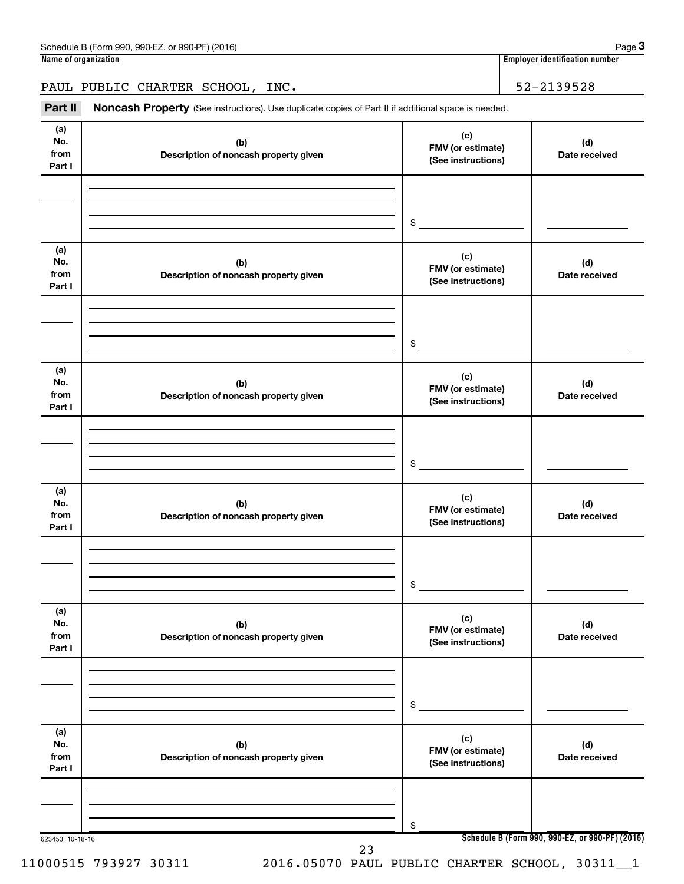Schedule B (Form 990, 990-EZ, or 990-PF) (2016)

**Name of organization**

PAUL PUBLIC CHARTER SCHOOL, INC.

**Employer identification number**

52-2139528

**Part II** **Noncash Property** (See instructions). Use duplicate copies of Part II if additional space is needed.

| (a) No. from Part I | (b) Description of noncash property given | (c) FMV (or estimate) (See instructions) | (d) Date received |
|---|---|---|---|
| | | $ | |

| (a) No. from Part I | (b) Description of noncash property given | (c) FMV (or estimate) (See instructions) | (d) Date received |
|---|---|---|---|
| | | $ | |

| (a) No. from Part I | (b) Description of noncash property given | (c) FMV (or estimate) (See instructions) | (d) Date received |
|---|---|---|---|
| | | $ | |

| (a) No. from Part I | (b) Description of noncash property given | (c) FMV (or estimate) (See instructions) | (d) Date received |
|---|---|---|---|
| | | $ | |

| (a) No. from Part I | (b) Description of noncash property given | (c) FMV (or estimate) (See instructions) | (d) Date received |
|---|---|---|---|
| | | $ | |

| (a) No. from Part I | (b) Description of noncash property given | (c) FMV (or estimate) (See instructions) | (d) Date received |
|---|---|---|---|
| | | $ | |

623453 10-18-16

**Schedule B (Form 990, 990-EZ, or 990-PF) (2016)**

11000515 793927 30311 2016.05070 PAUL PUBLIC CHARTER SCHOOL, 30311__1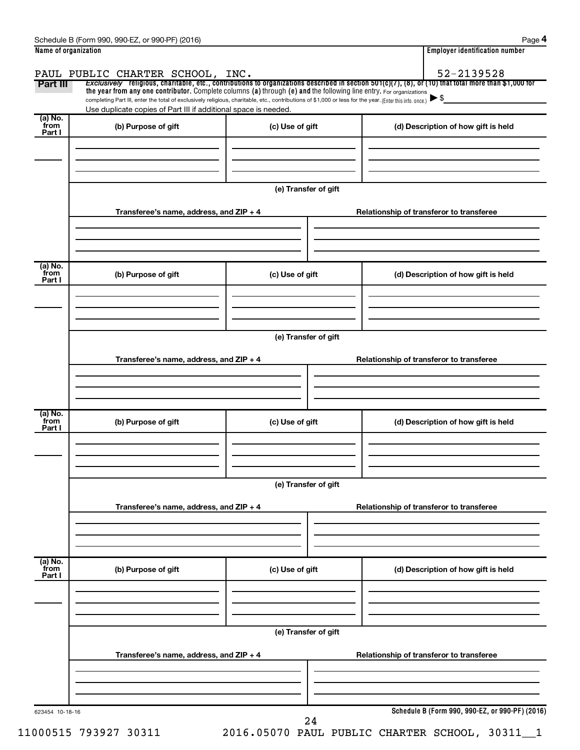**Name of organization**

PAUL PUBLIC CHARTER SCHOOL, INC.

**Employer identification number**

52-2139528

**Part III** *Exclusively* religious, charitable, etc., contributions to organizations described in section 501(c)(7), (8), or (10) that total more than $1,000 for the year from any one contributor. Complete columns (a) through (e) and the following line entry. For organizations completing Part III, enter the total of exclusively religious, charitable, etc., contributions of $1,000 or less for the year. (Enter this info. once.) ▶ $

Use duplicate copies of Part III if additional space is needed.

| (a) No. from Part I | (b) Purpose of gift | (c) Use of gift | (d) Description of how gift is held |
|---|---|---|---|
| | | | |

(e) Transfer of gift

| Transferee's name, address, and ZIP + 4 | Relationship of transferor to transferee |
|---|---|
| | |

| (a) No. from Part I | (b) Purpose of gift | (c) Use of gift | (d) Description of how gift is held |
|---|---|---|---|
| | | | |

(e) Transfer of gift

| Transferee's name, address, and ZIP + 4 | Relationship of transferor to transferee |
|---|---|
| | |

| (a) No. from Part I | (b) Purpose of gift | (c) Use of gift | (d) Description of how gift is held |
|---|---|---|---|
| | | | |

(e) Transfer of gift

| Transferee's name, address, and ZIP + 4 | Relationship of transferor to transferee |
|---|---|
| | |

| (a) No. from Part I | (b) Purpose of gift | (c) Use of gift | (d) Description of how gift is held |
|---|---|---|---|
| | | | |

(e) Transfer of gift

| Transferee's name, address, and ZIP + 4 | Relationship of transferor to transferee |
|---|---|
| | |

623454 10-18-16

**Schedule B (Form 990, 990-EZ, or 990-PF) (2016)**

11000515 793927 30311 2016.05070 PAUL PUBLIC CHARTER SCHOOL, 30311__1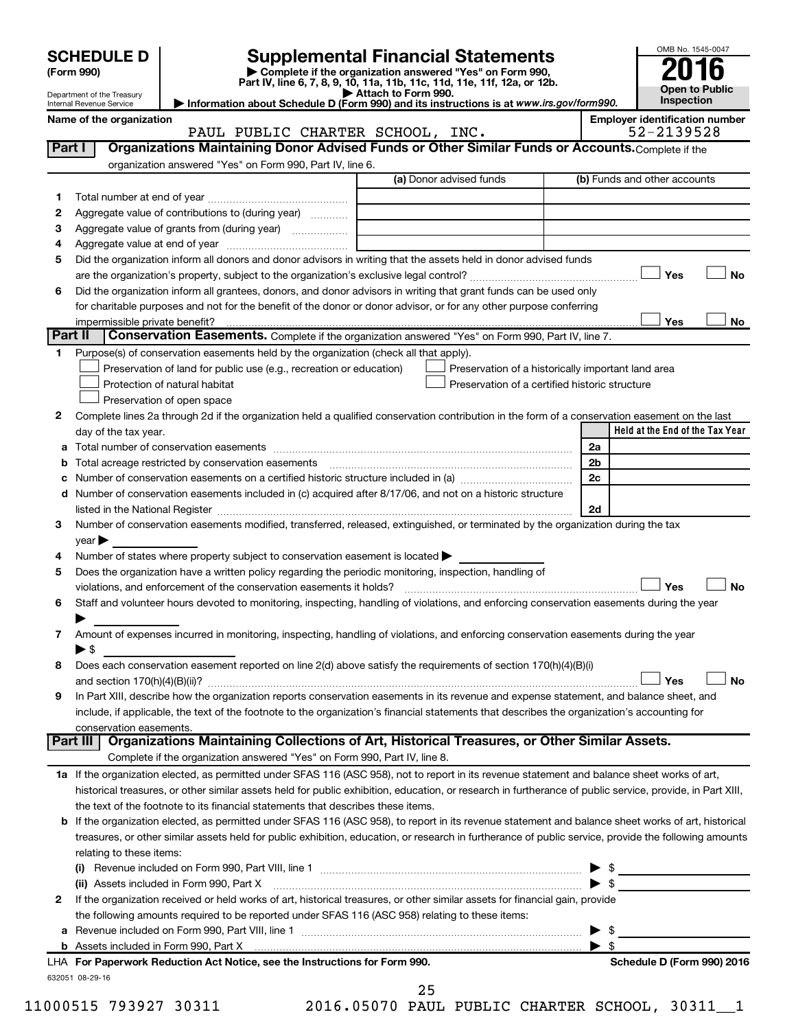# SCHEDULE D (Form 990)

Department of the Treasury
Internal Revenue Service

# Supplemental Financial Statements

▶ Complete if the organization answered "Yes" on Form 990, Part IV, line 6, 7, 8, 9, 10, 11a, 11b, 11c, 11d, 11e, 11f, 12a, or 12b.
▶ Attach to Form 990.
▶ Information about Schedule D (Form 990) and its instructions is at *www.irs.gov/form990.*

OMB No. 1545-0047
**2016**
**Open to Public Inspection**

**Name of the organization:** PAUL PUBLIC CHARTER SCHOOL, INC.
**Employer identification number:** 52-2139528

## Part I — Organizations Maintaining Donor Advised Funds or Other Similar Funds or Accounts.

Complete if the organization answered "Yes" on Form 990, Part IV, line 6.

| | | (a) Donor advised funds | (b) Funds and other accounts |
|---|---|---|---|
| 1 | Total number at end of year | | |
| 2 | Aggregate value of contributions to (during year) | | |
| 3 | Aggregate value of grants from (during year) | | |
| 4 | Aggregate value at end of year | | |

5. Did the organization inform all donors and donor advisors in writing that the assets held in donor advised funds are the organization's property, subject to the organization's exclusive legal control? ☐ Yes ☐ No
6. Did the organization inform all grantees, donors, and donor advisors in writing that grant funds can be used only for charitable purposes and not for the benefit of the donor or donor advisor, or for any other purpose conferring impermissible private benefit? ☐ Yes ☐ No

## Part II — Conservation Easements.

Complete if the organization answered "Yes" on Form 990, Part IV, line 7.

1. Purpose(s) of conservation easements held by the organization (check all that apply).
   - ☐ Preservation of land for public use (e.g., recreation or education)
   - ☐ Protection of natural habitat
   - ☐ Preservation of open space
   - ☐ Preservation of a historically important land area
   - ☐ Preservation of a certified historic structure
2. Complete lines 2a through 2d if the organization held a qualified conservation contribution in the form of a conservation easement on the last day of the tax year.

| | | | Held at the End of the Tax Year |
|---|---|---|---|
| a | Total number of conservation easements | 2a | |
| b | Total acreage restricted by conservation easements | 2b | |
| c | Number of conservation easements on a certified historic structure included in (a) | 2c | |
| d | Number of conservation easements included in (c) acquired after 8/17/06, and not on a historic structure listed in the National Register | 2d | |

3. Number of conservation easements modified, transferred, released, extinguished, or terminated by the organization during the tax year ▶
4. Number of states where property subject to conservation easement is located ▶
5. Does the organization have a written policy regarding the periodic monitoring, inspection, handling of violations, and enforcement of the conservation easements it holds? ☐ Yes ☐ No
6. Staff and volunteer hours devoted to monitoring, inspecting, handling of violations, and enforcing conservation easements during the year ▶
7. Amount of expenses incurred in monitoring, inspecting, handling of violations, and enforcing conservation easements during the year ▶ $
8. Does each conservation easement reported on line 2(d) above satisfy the requirements of section 170(h)(4)(B)(i) and section 170(h)(4)(B)(ii)? ☐ Yes ☐ No
9. In Part XIII, describe how the organization reports conservation easements in its revenue and expense statement, and balance sheet, and include, if applicable, the text of the footnote to the organization's financial statements that describes the organization's accounting for conservation easements.

## Part III — Organizations Maintaining Collections of Art, Historical Treasures, or Other Similar Assets.

Complete if the organization answered "Yes" on Form 990, Part IV, line 8.

1a. If the organization elected, as permitted under SFAS 116 (ASC 958), not to report in its revenue statement and balance sheet works of art, historical treasures, or other similar assets held for public exhibition, education, or research in furtherance of public service, provide, in Part XIII, the text of the footnote to its financial statements that describes these items.

b. If the organization elected, as permitted under SFAS 116 (ASC 958), to report in its revenue statement and balance sheet works of art, historical treasures, or other similar assets held for public exhibition, education, or research in furtherance of public service, provide the following amounts relating to these items:
   - (i) Revenue included on Form 990, Part VIII, line 1 ▶ $
   - (ii) Assets included in Form 990, Part X ▶ $

2. If the organization received or held works of art, historical treasures, or other similar assets for financial gain, provide the following amounts required to be reported under SFAS 116 (ASC 958) relating to these items:
   - a. Revenue included on Form 990, Part VIII, line 1 ▶ $
   - b. Assets included in Form 990, Part X ▶ $

**LHA For Paperwork Reduction Act Notice, see the Instructions for Form 990.** **Schedule D (Form 990) 2016**

632051 08-29-16

11000515 793927 30311 2016.05070 PAUL PUBLIC CHARTER SCHOOL, 30311__1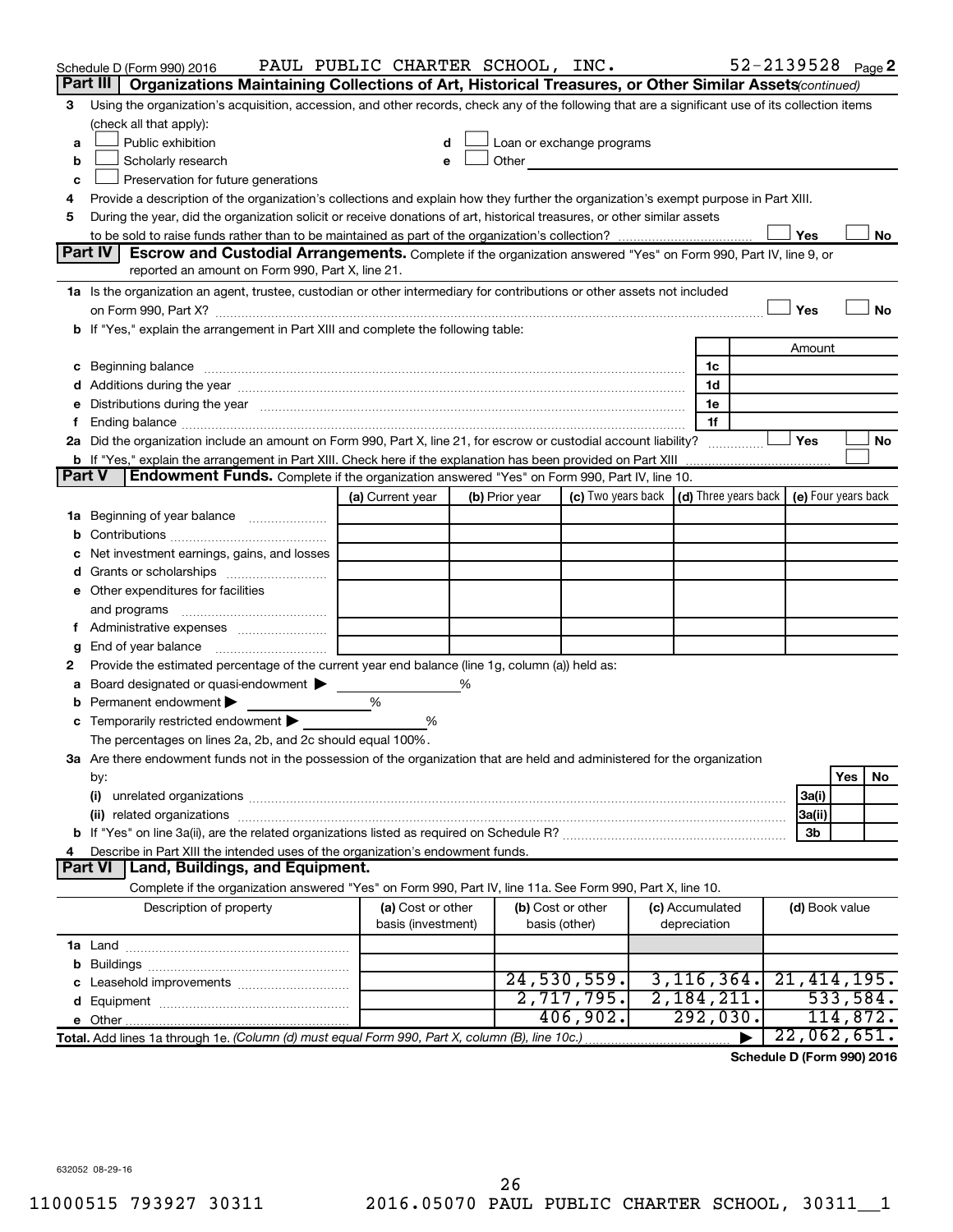Schedule D (Form 990) 2016 PAUL PUBLIC CHARTER SCHOOL, INC. 52-2139528 Page **2**

## Part III | Organizations Maintaining Collections of Art, Historical Treasures, or Other Similar Assets *(continued)*

**3** Using the organization's acquisition, accession, and other records, check any of the following that are a significant use of its collection items (check all that apply):

- **a** ☐ Public exhibition
- **b** ☐ Scholarly research
- **c** ☐ Preservation for future generations
- **d** ☐ Loan or exchange programs
- **e** ☐ Other

**4** Provide a description of the organization's collections and explain how they further the organization's exempt purpose in Part XIII.

**5** During the year, did the organization solicit or receive donations of art, historical treasures, or other similar assets to be sold to raise funds rather than to be maintained as part of the organization's collection? ☐ Yes ☐ No

## Part IV | Escrow and Custodial Arrangements.

Complete if the organization answered "Yes" on Form 990, Part IV, line 9, or reported an amount on Form 990, Part X, line 21.

**1a** Is the organization an agent, trustee, custodian or other intermediary for contributions or other assets not included on Form 990, Part X? ☐ Yes ☐ No

**b** If "Yes," explain the arrangement in Part XIII and complete the following table:

| | | | Amount |
|---|---|---|---|
| **c** | Beginning balance | 1c | |
| **d** | Additions during the year | 1d | |
| **e** | Distributions during the year | 1e | |
| **f** | Ending balance | 1f | |

**2a** Did the organization include an amount on Form 990, Part X, line 21, for escrow or custodial account liability? ☐ Yes ☐ No

**b** If "Yes," explain the arrangement in Part XIII. Check here if the explanation has been provided on Part XIII ☐

## Part V | Endowment Funds.

Complete if the organization answered "Yes" on Form 990, Part IV, line 10.

| | (a) Current year | (b) Prior year | (c) Two years back | (d) Three years back | (e) Four years back |
|---|---|---|---|---|---|
| **1a** Beginning of year balance | | | | | |
| **b** Contributions | | | | | |
| **c** Net investment earnings, gains, and losses | | | | | |
| **d** Grants or scholarships | | | | | |
| **e** Other expenditures for facilities and programs | | | | | |
| **f** Administrative expenses | | | | | |
| **g** End of year balance | | | | | |

**2** Provide the estimated percentage of the current year end balance (line 1g, column (a)) held as:

- **a** Board designated or quasi-endowment ▶ %
- **b** Permanent endowment ▶ %
- **c** Temporarily restricted endowment ▶ %

The percentages on lines 2a, 2b, and 2c should equal 100%.

**3a** Are there endowment funds not in the possession of the organization that are held and administered for the organization by:

| | | Yes | No |
|---|---|---|---|
| **(i)** unrelated organizations | 3a(i) | | |
| **(ii)** related organizations | 3a(ii) | | |
| **b** If "Yes" on line 3a(ii), are the related organizations listed as required on Schedule R? | 3b | | |

**4** Describe in Part XIII the intended uses of the organization's endowment funds.

## Part VI | Land, Buildings, and Equipment.

Complete if the organization answered "Yes" on Form 990, Part IV, line 11a. See Form 990, Part X, line 10.

| Description of property | (a) Cost or other basis (investment) | (b) Cost or other basis (other) | (c) Accumulated depreciation | (d) Book value |
|---|---|---|---|---|
| **1a** Land | | | | |
| **b** Buildings | | | | |
| **c** Leasehold improvements | | 24,530,559. | 3,116,364. | 21,414,195. |
| **d** Equipment | | 2,717,795. | 2,184,211. | 533,584. |
| **e** Other | | 406,902. | 292,030. | 114,872. |
| **Total.** Add lines 1a through 1e. *(Column (d) must equal Form 990, Part X, column (B), line 10c.)* ▶ | | | | 22,062,651. |

**Schedule D (Form 990) 2016**

632052 08-29-16

11000515 793927 30311 2016.05070 PAUL PUBLIC CHARTER SCHOOL, 30311__1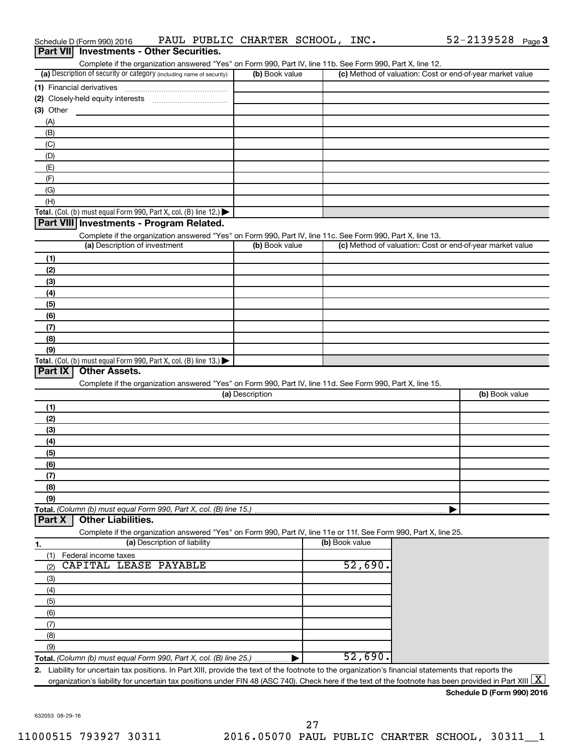Schedule D (Form 990) 2016 PAUL PUBLIC CHARTER SCHOOL, INC. 52-2139528 Page 3

## Part VII Investments - Other Securities.

Complete if the organization answered "Yes" on Form 990, Part IV, line 11b. See Form 990, Part X, line 12.

| (a) Description of security or category (including name of security) | (b) Book value | (c) Method of valuation: Cost or end-of-year market value |
|---|---|---|
| (1) Financial derivatives | | |
| (2) Closely-held equity interests | | |
| (3) Other | | |
| (A) | | |
| (B) | | |
| (C) | | |
| (D) | | |
| (E) | | |
| (F) | | |
| (G) | | |
| (H) | | |
| **Total.** (Col. (b) must equal Form 990, Part X, col. (B) line 12.) ▶ | | |

## Part VIII Investments - Program Related.

Complete if the organization answered "Yes" on Form 990, Part IV, line 11c. See Form 990, Part X, line 13.

| (a) Description of investment | (b) Book value | (c) Method of valuation: Cost or end-of-year market value |
|---|---|---|
| (1) | | |
| (2) | | |
| (3) | | |
| (4) | | |
| (5) | | |
| (6) | | |
| (7) | | |
| (8) | | |
| (9) | | |
| **Total.** (Col. (b) must equal Form 990, Part X, col. (B) line 13.) ▶ | | |

## Part IX Other Assets.

Complete if the organization answered "Yes" on Form 990, Part IV, line 11d. See Form 990, Part X, line 15.

| (a) Description | (b) Book value |
|---|---|
| (1) | |
| (2) | |
| (3) | |
| (4) | |
| (5) | |
| (6) | |
| (7) | |
| (8) | |
| (9) | |
| **Total.** *(Column (b) must equal Form 990, Part X, col. (B) line 15.)* ▶ | |

## Part X Other Liabilities.

Complete if the organization answered "Yes" on Form 990, Part IV, line 11e or 11f. See Form 990, Part X, line 25.

| 1. (a) Description of liability | (b) Book value |
|---|---|
| (1) Federal income taxes | |
| (2) CAPITAL LEASE PAYABLE | 52,690. |
| (3) | |
| (4) | |
| (5) | |
| (6) | |
| (7) | |
| (8) | |
| (9) | |
| **Total.** *(Column (b) must equal Form 990, Part X, col. (B) line 25.)* ▶ | 52,690. |

**2.** Liability for uncertain tax positions. In Part XIII, provide the text of the footnote to the organization's financial statements that reports the organization's liability for uncertain tax positions under FIN 48 (ASC 740). Check here if the text of the footnote has been provided in Part XIII [X]

**Schedule D (Form 990) 2016**

632053 08-29-16

11000515 793927 30311 2016.05070 PAUL PUBLIC CHARTER SCHOOL, 30311__1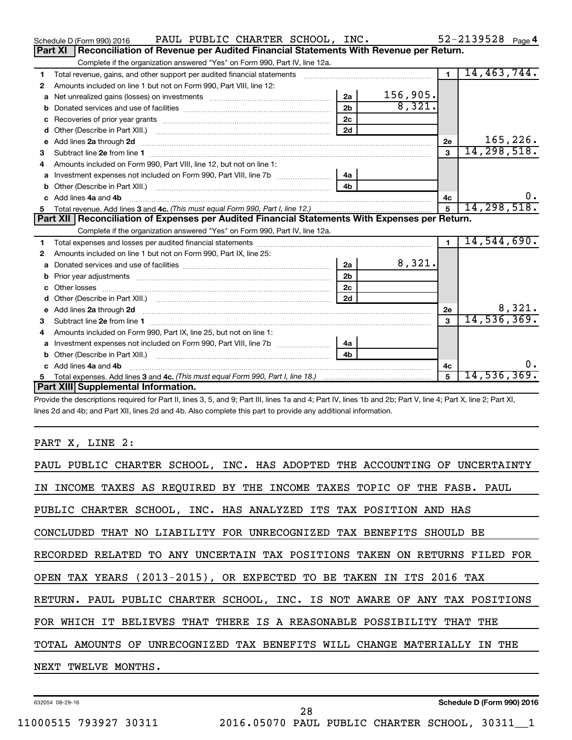Schedule D (Form 990) 2016 PAUL PUBLIC CHARTER SCHOOL, INC. 52-2139528 Page 4

## Part XI Reconciliation of Revenue per Audited Financial Statements With Revenue per Return.

Complete if the organization answered "Yes" on Form 990, Part IV, line 12a.

| | | | | | |
|---|---|---|---|---|---|
| 1 | Total revenue, gains, and other support per audited financial statements | | | 1 | 14,463,744. |
| 2 | Amounts included on line 1 but not on Form 990, Part VIII, line 12: | | | | |
| a | Net unrealized gains (losses) on investments | 2a | 156,905. | | |
| b | Donated services and use of facilities | 2b | 8,321. | | |
| c | Recoveries of prior year grants | 2c | | | |
| d | Other (Describe in Part XIII.) | 2d | | | |
| e | Add lines 2a through 2d | | | 2e | 165,226. |
| 3 | Subtract line 2e from line 1 | | | 3 | 14,298,518. |
| 4 | Amounts included on Form 990, Part VIII, line 12, but not on line 1: | | | | |
| a | Investment expenses not included on Form 990, Part VIII, line 7b | 4a | | | |
| b | Other (Describe in Part XIII.) | 4b | | | |
| c | Add lines 4a and 4b | | | 4c | 0. |
| 5 | Total revenue. Add lines 3 and 4c. *(This must equal Form 990, Part I, line 12.)* | | | 5 | 14,298,518. |

## Part XII Reconciliation of Expenses per Audited Financial Statements With Expenses per Return.

Complete if the organization answered "Yes" on Form 990, Part IV, line 12a.

| | | | | | |
|---|---|---|---|---|---|
| 1 | Total expenses and losses per audited financial statements | | | 1 | 14,544,690. |
| 2 | Amounts included on line 1 but not on Form 990, Part IX, line 25: | | | | |
| a | Donated services and use of facilities | 2a | 8,321. | | |
| b | Prior year adjustments | 2b | | | |
| c | Other losses | 2c | | | |
| d | Other (Describe in Part XIII.) | 2d | | | |
| e | Add lines 2a through 2d | | | 2e | 8,321. |
| 3 | Subtract line 2e from line 1 | | | 3 | 14,536,369. |
| 4 | Amounts included on Form 990, Part IX, line 25, but not on line 1: | | | | |
| a | Investment expenses not included on Form 990, Part VIII, line 7b | 4a | | | |
| b | Other (Describe in Part XIII.) | 4b | | | |
| c | Add lines 4a and 4b | | | 4c | 0. |
| 5 | Total expenses. Add lines 3 and 4c. *(This must equal Form 990, Part I, line 18.)* | | | 5 | 14,536,369. |

## Part XIII Supplemental Information.

Provide the descriptions required for Part II, lines 3, 5, and 9; Part III, lines 1a and 4; Part IV, lines 1b and 2b; Part V, line 4; Part X, line 2; Part XI, lines 2d and 4b; and Part XII, lines 2d and 4b. Also complete this part to provide any additional information.

PART X, LINE 2:

PAUL PUBLIC CHARTER SCHOOL, INC. HAS ADOPTED THE ACCOUNTING OF UNCERTAINTY IN INCOME TAXES AS REQUIRED BY THE INCOME TAXES TOPIC OF THE FASB. PAUL PUBLIC CHARTER SCHOOL, INC. HAS ANALYZED ITS TAX POSITION AND HAS CONCLUDED THAT NO LIABILITY FOR UNRECOGNIZED TAX BENEFITS SHOULD BE RECORDED RELATED TO ANY UNCERTAIN TAX POSITIONS TAKEN ON RETURNS FILED FOR OPEN TAX YEARS (2013-2015), OR EXPECTED TO BE TAKEN IN ITS 2016 TAX RETURN. PAUL PUBLIC CHARTER SCHOOL, INC. IS NOT AWARE OF ANY TAX POSITIONS FOR WHICH IT BELIEVES THAT THERE IS A REASONABLE POSSIBILITY THAT THE TOTAL AMOUNTS OF UNRECOGNIZED TAX BENEFITS WILL CHANGE MATERIALLY IN THE NEXT TWELVE MONTHS.

632054 08-29-16 **Schedule D (Form 990) 2016**

11000515 793927 30311 2016.05070 PAUL PUBLIC CHARTER SCHOOL, 30311__1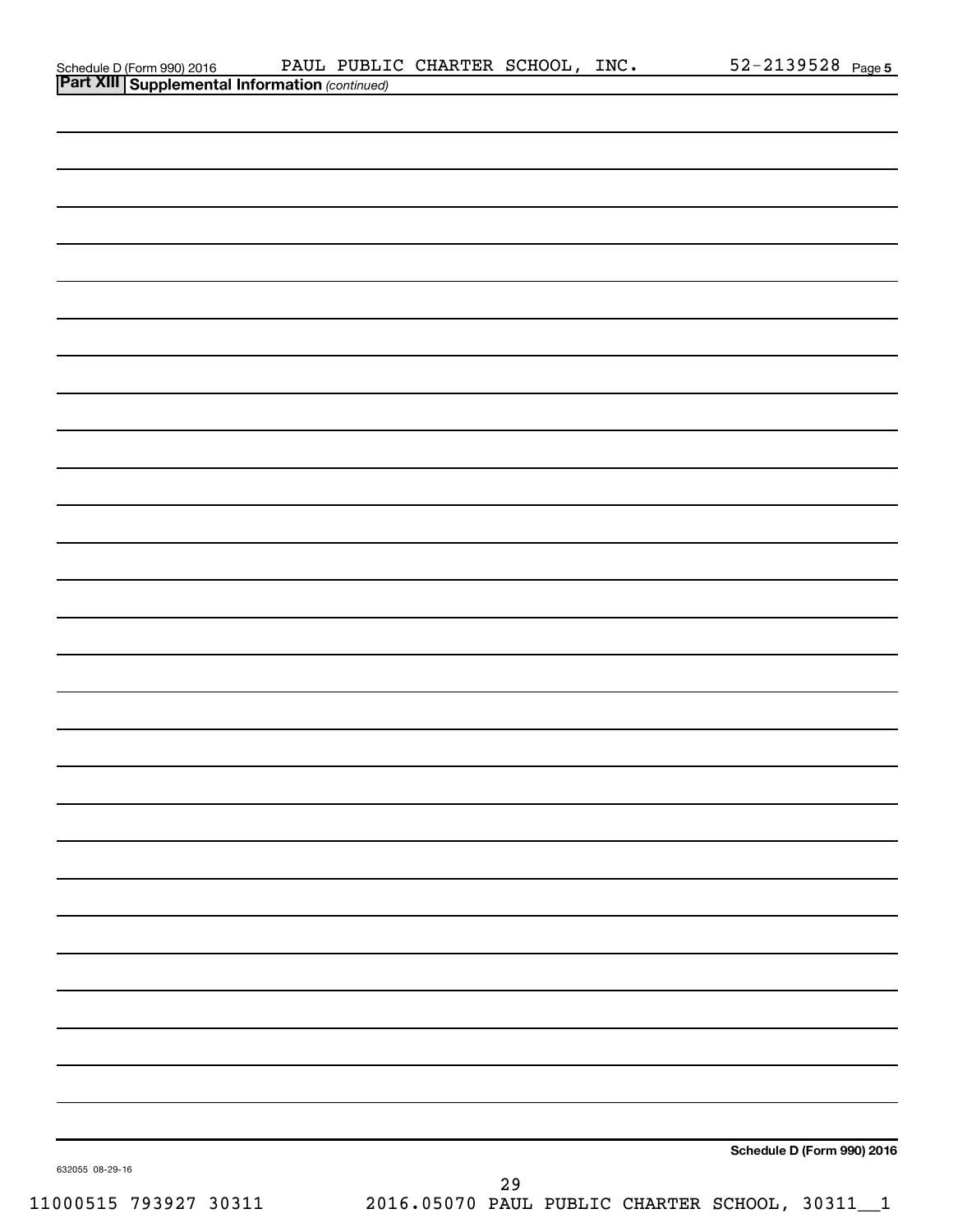Schedule D (Form 990) 2016 PAUL PUBLIC CHARTER SCHOOL, INC. 52-2139528 Page **5**

## Part XIII Supplemental Information *(continued)*

**Schedule D (Form 990) 2016**

632055 08-29-16

11000515 793927 30311 2016.05070 PAUL PUBLIC CHARTER SCHOOL, 30311__1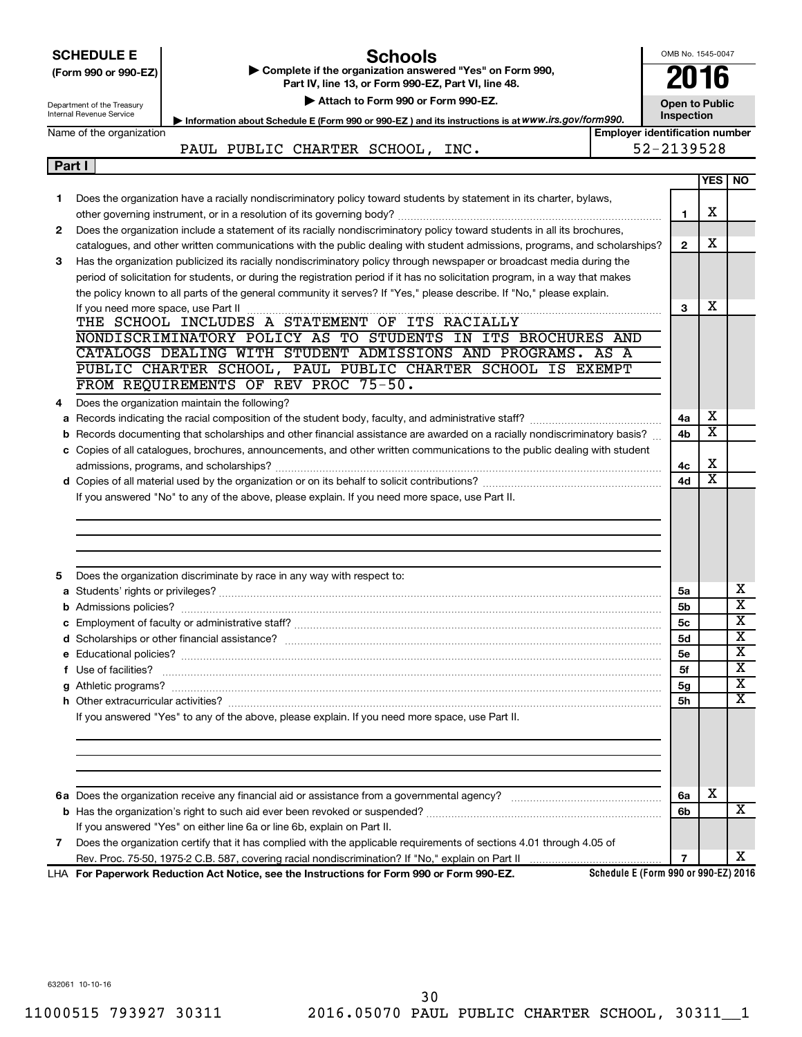**SCHEDULE E**
**(Form 990 or 990-EZ)**

Department of the Treasury
Internal Revenue Service

# Schools

▶ Complete if the organization answered "Yes" on Form 990, Part IV, line 13, or Form 990-EZ, Part VI, line 48.

▶ Attach to Form 990 or Form 990-EZ.

▶ Information about Schedule E (Form 990 or 990-EZ ) and its instructions is at www.irs.gov/form990.

OMB No. 1545-0047

**2016**

**Open to Public Inspection**

Name of the organization: PAUL PUBLIC CHARTER SCHOOL, INC.

Employer identification number: 52-2139528

**Part I**

| | | | YES | NO |
|---|---|---|---|---|
| 1 | Does the organization have a racially nondiscriminatory policy toward students by statement in its charter, bylaws, other governing instrument, or in a resolution of its governing body? | 1 | X | |
| 2 | Does the organization include a statement of its racially nondiscriminatory policy toward students in all its brochures, catalogues, and other written communications with the public dealing with student admissions, programs, and scholarships? | 2 | X | |
| 3 | Has the organization publicized its racially nondiscriminatory policy through newspaper or broadcast media during the period of solicitation for students, or during the registration period if it has no solicitation program, in a way that makes the policy known to all parts of the general community it serves? If "Yes," please describe. If "No," please explain. If you need more space, use Part II | 3 | X | |

THE SCHOOL INCLUDES A STATEMENT OF ITS RACIALLY NONDISCRIMINATORY POLICY AS TO STUDENTS IN ITS BROCHURES AND CATALOGS DEALING WITH STUDENT ADMISSIONS AND PROGRAMS. AS A PUBLIC CHARTER SCHOOL, PAUL PUBLIC CHARTER SCHOOL IS EXEMPT FROM REQUIREMENTS OF REV PROC 75-50.

| | | | YES | NO |
|---|---|---|---|---|
| 4 | Does the organization maintain the following? | | | |
| a | Records indicating the racial composition of the student body, faculty, and administrative staff? | 4a | X | |
| b | Records documenting that scholarships and other financial assistance are awarded on a racially nondiscriminatory basis? | 4b | X | |
| c | Copies of all catalogues, brochures, announcements, and other written communications to the public dealing with student admissions, programs, and scholarships? | 4c | X | |
| d | Copies of all material used by the organization or on its behalf to solicit contributions? | 4d | X | |

If you answered "No" to any of the above, please explain. If you need more space, use Part II.

| | | | YES | NO |
|---|---|---|---|---|
| 5 | Does the organization discriminate by race in any way with respect to: | | | |
| a | Students' rights or privileges? | 5a | | X |
| b | Admissions policies? | 5b | | X |
| c | Employment of faculty or administrative staff? | 5c | | X |
| d | Scholarships or other financial assistance? | 5d | | X |
| e | Educational policies? | 5e | | X |
| f | Use of facilities? | 5f | | X |
| g | Athletic programs? | 5g | | X |
| h | Other extracurricular activities? | 5h | | X |

If you answered "Yes" to any of the above, please explain. If you need more space, use Part II.

| | | | YES | NO |
|---|---|---|---|---|
| 6a | Does the organization receive any financial aid or assistance from a governmental agency? | 6a | X | |
| b | Has the organization's right to such aid ever been revoked or suspended? | 6b | | X |
| | If you answered "Yes" on either line 6a or line 6b, explain on Part II. | | | |
| 7 | Does the organization certify that it has complied with the applicable requirements of sections 4.01 through 4.05 of Rev. Proc. 75-50, 1975-2 C.B. 587, covering racial nondiscrimination? If "No," explain on Part II | 7 | | X |

LHA **For Paperwork Reduction Act Notice, see the Instructions for Form 990 or Form 990-EZ.** **Schedule E (Form 990 or 990-EZ) 2016**

632061 10-10-16

11000515 793927 30311 2016.05070 PAUL PUBLIC CHARTER SCHOOL, 30311__1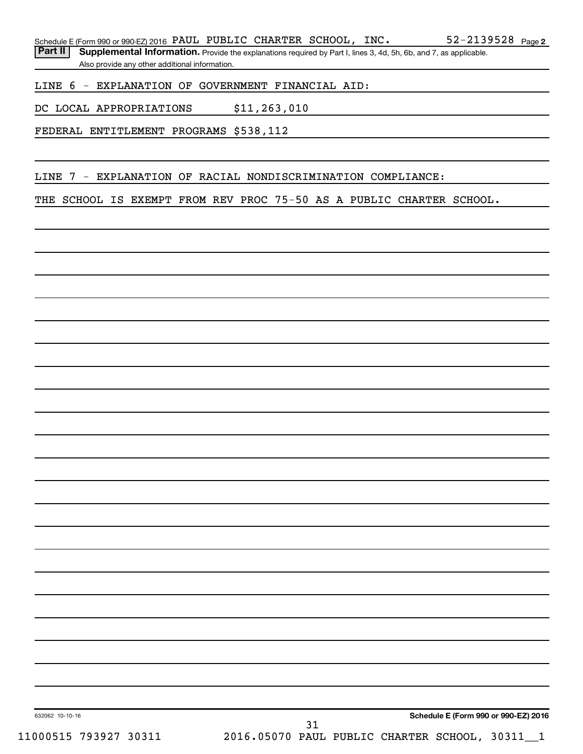Schedule E (Form 990 or 990-EZ) 2016 PAUL PUBLIC CHARTER SCHOOL, INC. 52-2139528 Page 2

**Part II** **Supplemental Information.** Provide the explanations required by Part I, lines 3, 4d, 5h, 6b, and 7, as applicable. Also provide any other additional information.

LINE 6 - EXPLANATION OF GOVERNMENT FINANCIAL AID:

DC LOCAL APPROPRIATIONS $11,263,010

FEDERAL ENTITLEMENT PROGRAMS $538,112

LINE 7 - EXPLANATION OF RACIAL NONDISCRIMINATION COMPLIANCE:

THE SCHOOL IS EXEMPT FROM REV PROC 75-50 AS A PUBLIC CHARTER SCHOOL.

632062 10-10-16 **Schedule E (Form 990 or 990-EZ) 2016**

11000515 793927 30311 2016.05070 PAUL PUBLIC CHARTER SCHOOL, 30311__1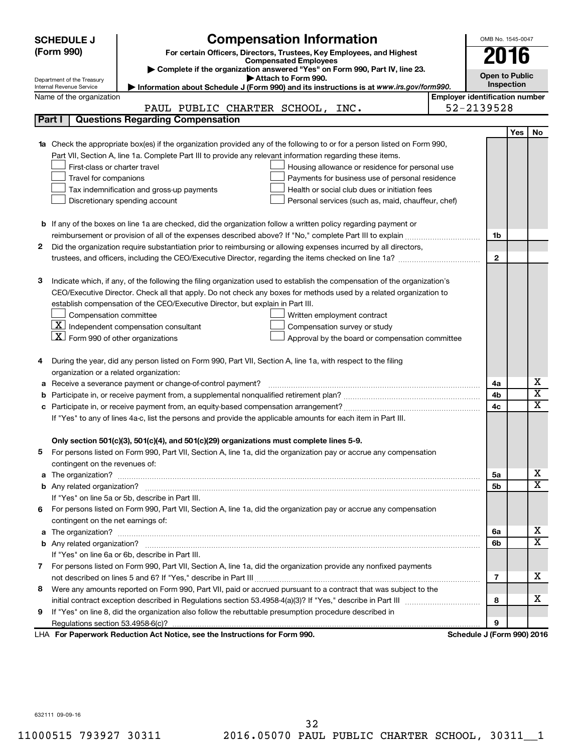# SCHEDULE J (Form 990)

## Compensation Information

**For certain Officers, Directors, Trustees, Key Employees, and Highest Compensated Employees**

▶ Complete if the organization answered "Yes" on Form 990, Part IV, line 23.

▶ Attach to Form 990.

▶ Information about Schedule J (Form 990) and its instructions is at *www.irs.gov/form990*.

Department of the Treasury Internal Revenue Service

OMB No. 1545-0047

**2016**

**Open to Public Inspection**

Name of the organization: PAUL PUBLIC CHARTER SCHOOL, INC.

Employer identification number: 52-2139528

### Part I — Questions Regarding Compensation

| | | | Yes | No |
|---|---|---|---|---|
| **1a** | Check the appropriate box(es) if the organization provided any of the following to or for a person listed on Form 990, Part VII, Section A, line 1a. Complete Part III to provide any relevant information regarding these items.<br>☐ First-class or charter travel ☐ Housing allowance or residence for personal use<br>☐ Travel for companions ☐ Payments for business use of personal residence<br>☐ Tax indemnification and gross-up payments ☐ Health or social club dues or initiation fees<br>☐ Discretionary spending account ☐ Personal services (such as, maid, chauffeur, chef) | | | |
| **b** | If any of the boxes on line 1a are checked, did the organization follow a written policy regarding payment or reimbursement or provision of all of the expenses described above? If "No," complete Part III to explain | 1b | | |
| **2** | Did the organization require substantiation prior to reimbursing or allowing expenses incurred by all directors, trustees, and officers, including the CEO/Executive Director, regarding the items checked on line 1a? | 2 | | |
| **3** | Indicate which, if any, of the following the filing organization used to establish the compensation of the organization's CEO/Executive Director. Check all that apply. Do not check any boxes for methods used by a related organization to establish compensation of the CEO/Executive Director, but explain in Part III.<br>☐ Compensation committee ☐ Written employment contract<br>☒ Independent compensation consultant ☐ Compensation survey or study<br>☒ Form 990 of other organizations ☐ Approval by the board or compensation committee | | | |
| **4** | During the year, did any person listed on Form 990, Part VII, Section A, line 1a, with respect to the filing organization or a related organization: | | | |
| **a** | Receive a severance payment or change-of-control payment? | 4a | | X |
| **b** | Participate in, or receive payment from, a supplemental nonqualified retirement plan? | 4b | | X |
| **c** | Participate in, or receive payment from, an equity-based compensation arrangement? | 4c | | X |
| | If "Yes" to any of lines 4a-c, list the persons and provide the applicable amounts for each item in Part III. | | | |
| | **Only section 501(c)(3), 501(c)(4), and 501(c)(29) organizations must complete lines 5-9.** | | | |
| **5** | For persons listed on Form 990, Part VII, Section A, line 1a, did the organization pay or accrue any compensation contingent on the revenues of: | | | |
| **a** | The organization? | 5a | | X |
| **b** | Any related organization? | 5b | | X |
| | If "Yes" on line 5a or 5b, describe in Part III. | | | |
| **6** | For persons listed on Form 990, Part VII, Section A, line 1a, did the organization pay or accrue any compensation contingent on the net earnings of: | | | |
| **a** | The organization? | 6a | | X |
| **b** | Any related organization? | 6b | | X |
| | If "Yes" on line 6a or 6b, describe in Part III. | | | |
| **7** | For persons listed on Form 990, Part VII, Section A, line 1a, did the organization provide any nonfixed payments not described on lines 5 and 6? If "Yes," describe in Part III | 7 | | X |
| **8** | Were any amounts reported on Form 990, Part VII, paid or accrued pursuant to a contract that was subject to the initial contract exception described in Regulations section 53.4958-4(a)(3)? If "Yes," describe in Part III | 8 | | X |
| **9** | If "Yes" on line 8, did the organization also follow the rebuttable presumption procedure described in Regulations section 53.4958-6(c)? | 9 | | |

LHA **For Paperwork Reduction Act Notice, see the Instructions for Form 990.** **Schedule J (Form 990) 2016**

632111 09-09-16

11000515 793927 30311 2016.05070 PAUL PUBLIC CHARTER SCHOOL, 30311__1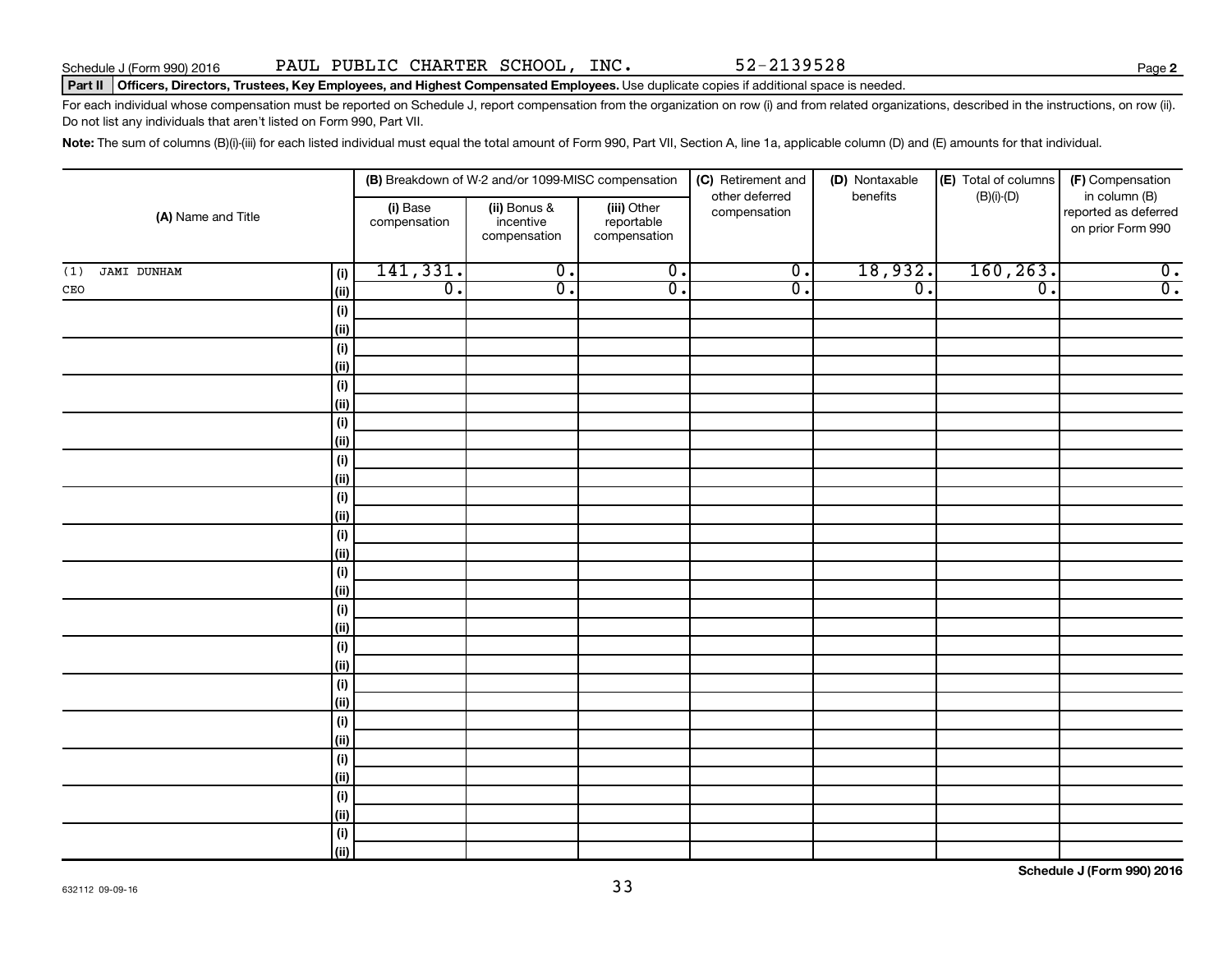Schedule J (Form 990) 2016 PAUL PUBLIC CHARTER SCHOOL, INC. 52-2139528

**Part II Officers, Directors, Trustees, Key Employees, and Highest Compensated Employees.** Use duplicate copies if additional space is needed.

For each individual whose compensation must be reported on Schedule J, report compensation from the organization on row (i) and from related organizations, described in the instructions, on row (ii). Do not list any individuals that aren't listed on Form 990, Part VII.

**Note:** The sum of columns (B)(i)-(iii) for each listed individual must equal the total amount of Form 990, Part VII, Section A, line 1a, applicable column (D) and (E) amounts for that individual.

| (A) Name and Title | | (B) Breakdown of W-2 and/or 1099-MISC compensation | | | (C) Retirement and other deferred compensation | (D) Nontaxable benefits | (E) Total of columns (B)(i)-(D) | (F) Compensation in column (B) reported as deferred on prior Form 990 |
|---|---|---|---|---|---|---|---|---|
| | | (i) Base compensation | (ii) Bonus & incentive compensation | (iii) Other reportable compensation | | | | |
| (1) JAMI DUNHAM | (i) | 141,331. | 0. | 0. | 0. | 18,932. | 160,263. | 0. |
| CEO | (ii) | 0. | 0. | 0. | 0. | 0. | 0. | 0. |
| | (i) | | | | | | | |
| | (ii) | | | | | | | |
| | (i) | | | | | | | |
| | (ii) | | | | | | | |
| | (i) | | | | | | | |
| | (ii) | | | | | | | |
| | (i) | | | | | | | |
| | (ii) | | | | | | | |
| | (i) | | | | | | | |
| | (ii) | | | | | | | |
| | (i) | | | | | | | |
| | (ii) | | | | | | | |
| | (i) | | | | | | | |
| | (ii) | | | | | | | |
| | (i) | | | | | | | |
| | (ii) | | | | | | | |
| | (i) | | | | | | | |
| | (ii) | | | | | | | |
| | (i) | | | | | | | |
| | (ii) | | | | | | | |
| | (i) | | | | | | | |
| | (ii) | | | | | | | |
| | (i) | | | | | | | |
| | (ii) | | | | | | | |
| | (i) | | | | | | | |
| | (ii) | | | | | | | |
| | (i) | | | | | | | |
| | (ii) | | | | | | | |
| | (i) | | | | | | | |
| | (ii) | | | | | | | |

632112 09-09-16

**Schedule J (Form 990) 2016**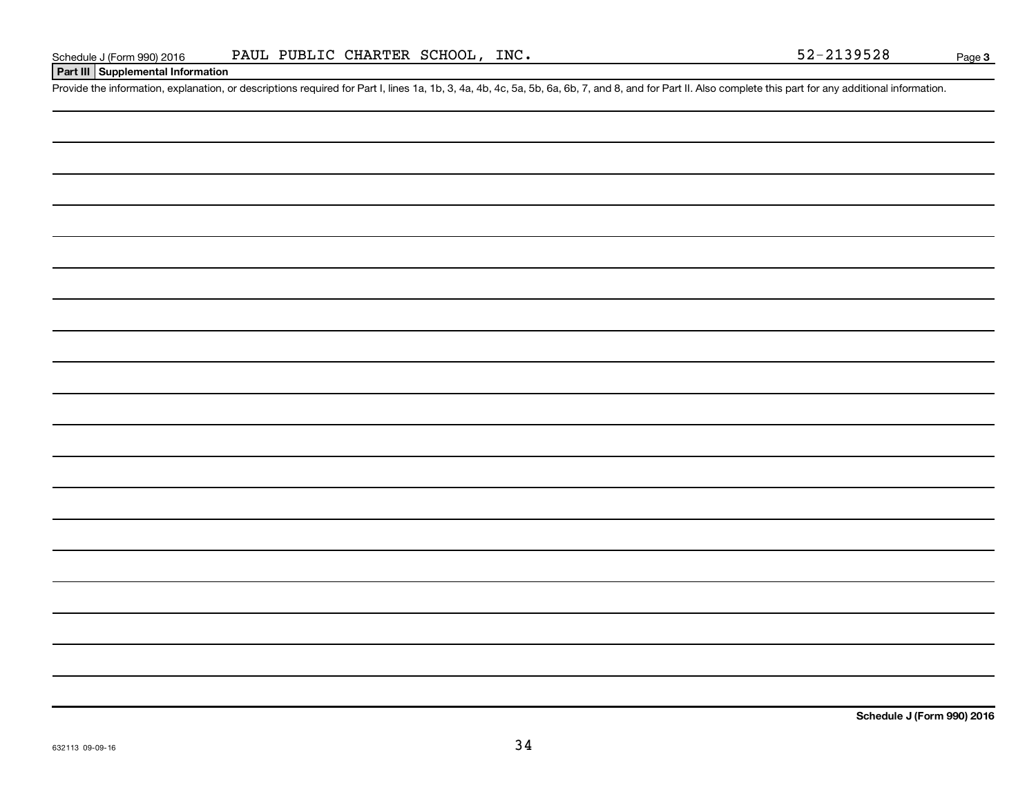Schedule J (Form 990) 2016 PAUL PUBLIC CHARTER SCHOOL, INC. 52-2139528 Page 3

## Part III Supplemental Information

Provide the information, explanation, or descriptions required for Part I, lines 1a, 1b, 3, 4a, 4b, 4c, 5a, 5b, 6a, 6b, 7, and 8, and for Part II. Also complete this part for any additional information.

Schedule J (Form 990) 2016

632113 09-09-16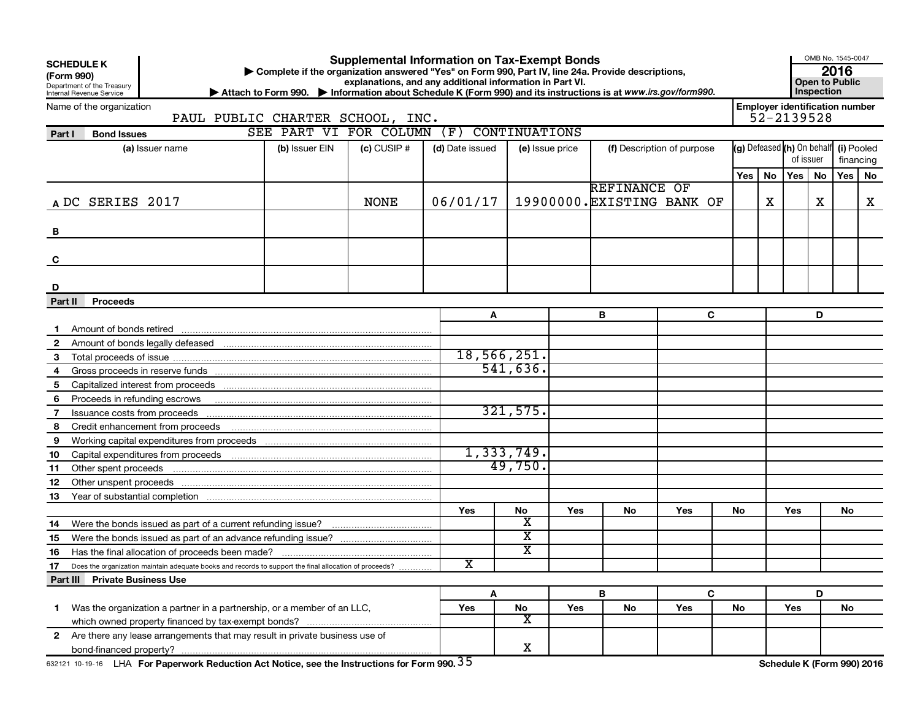**SCHEDULE K (Form 990)**
Department of the Treasury
Internal Revenue Service

# Supplemental Information on Tax-Exempt Bonds

▶ Complete if the organization answered "Yes" on Form 990, Part IV, line 24a. Provide descriptions, explanations, and any additional information in Part VI.
▶ Attach to Form 990. ▶ Information about Schedule K (Form 990) and its instructions is at www.irs.gov/form990.

OMB No. 1545-0047
**2016**
**Open to Public Inspection**

Name of the organization: PAUL PUBLIC CHARTER SCHOOL, INC.
Employer identification number: 52-2139528

## Part I Bond Issues

SEE PART VI FOR COLUMN (F) CONTINUATIONS

| | (a) Issuer name | (b) Issuer EIN | (c) CUSIP # | (d) Date issued | (e) Issue price | (f) Description of purpose | (g) Defeased Yes | (g) Defeased No | (h) On behalf of issuer Yes | (h) On behalf of issuer No | (i) Pooled financing Yes | (i) Pooled financing No |
|---|---|---|---|---|---|---|---|---|---|---|---|---|
| A | DC SERIES 2017 | | NONE | 06/01/17 | 19900000. | REFINANCE OF EXISTING BANK OF | | X | | X | | X |
| B | | | | | | | | | | | | |
| C | | | | | | | | | | | | |
| D | | | | | | | | | | | | |

## Part II Proceeds

| | | A | B | C | D |
|---|---|---|---|---|---|
| 1 | Amount of bonds retired | | | | |
| 2 | Amount of bonds legally defeased | | | | |
| 3 | Total proceeds of issue | 18,566,251. | | | |
| 4 | Gross proceeds in reserve funds | 541,636. | | | |
| 5 | Capitalized interest from proceeds | | | | |
| 6 | Proceeds in refunding escrows | | | | |
| 7 | Issuance costs from proceeds | 321,575. | | | |
| 8 | Credit enhancement from proceeds | | | | |
| 9 | Working capital expenditures from proceeds | | | | |
| 10 | Capital expenditures from proceeds | 1,333,749. | | | |
| 11 | Other spent proceeds | 49,750. | | | |
| 12 | Other unspent proceeds | | | | |
| 13 | Year of substantial completion | | | | |

| | | A Yes | A No | B Yes | B No | C Yes | C No | D Yes | D No |
|---|---|---|---|---|---|---|---|---|---|
| 14 | Were the bonds issued as part of a current refunding issue? | | X | | | | | | |
| 15 | Were the bonds issued as part of an advance refunding issue? | | X | | | | | | |
| 16 | Has the final allocation of proceeds been made? | | X | | | | | | |
| 17 | Does the organization maintain adequate books and records to support the final allocation of proceeds? | X | | | | | | | |

## Part III Private Business Use

| | | A Yes | A No | B Yes | B No | C Yes | C No | D Yes | D No |
|---|---|---|---|---|---|---|---|---|---|
| 1 | Was the organization a partner in a partnership, or a member of an LLC, which owned property financed by tax-exempt bonds? | | X | | | | | | |
| 2 | Are there any lease arrangements that may result in private business use of bond-financed property? | | X | | | | | | |

632121 10-19-16 LHA For Paperwork Reduction Act Notice, see the Instructions for Form 990. Schedule K (Form 990) 2016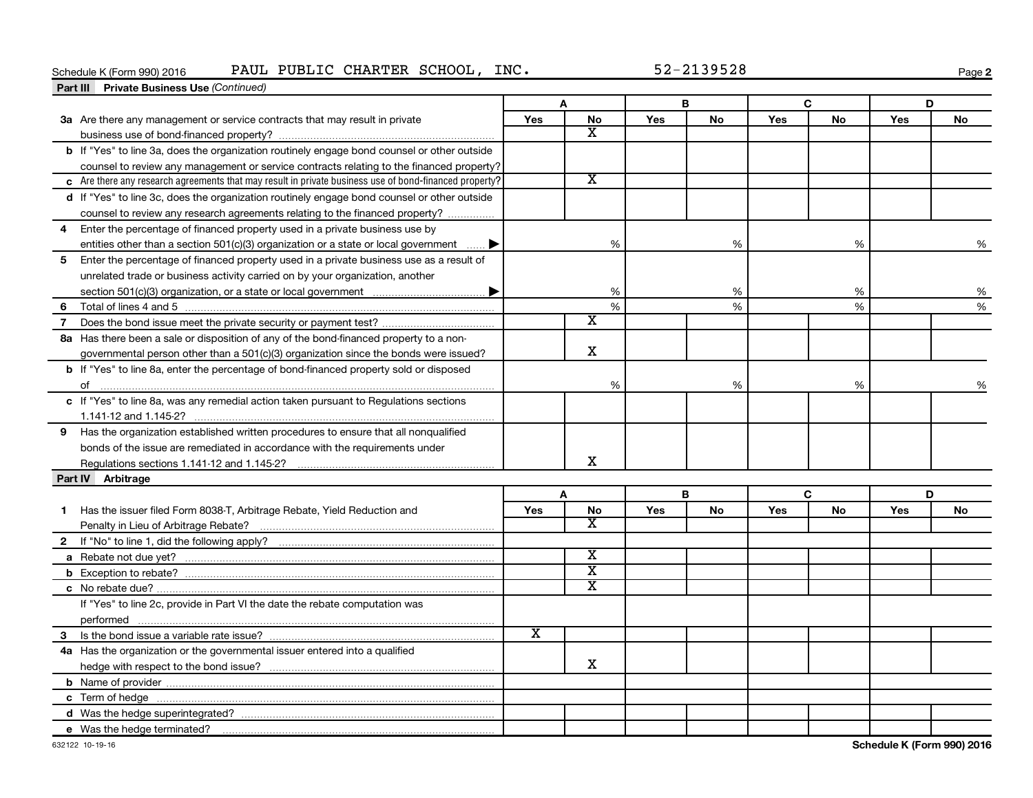Schedule K (Form 990) 2016 PAUL PUBLIC CHARTER SCHOOL, INC. 52-2139528

## Part III Private Business Use *(Continued)*

| | A | | B | | C | | D | |
|---|---|---|---|---|---|---|---|---|
| | Yes | No | Yes | No | Yes | No | Yes | No |
| **3a** Are there any management or service contracts that may result in private business use of bond-financed property? | | X | | | | | | |
| **b** If "Yes" to line 3a, does the organization routinely engage bond counsel or other outside counsel to review any management or service contracts relating to the financed property? | | | | | | | | |
| **c** Are there any research agreements that may result in private business use of bond-financed property? | | X | | | | | | |
| **d** If "Yes" to line 3c, does the organization routinely engage bond counsel or other outside counsel to review any research agreements relating to the financed property? | | | | | | | | |
| **4** Enter the percentage of financed property used in a private business use by entities other than a section 501(c)(3) organization or a state or local government ▶ | | % | | % | | % | | % |
| **5** Enter the percentage of financed property used in a private business use as a result of unrelated trade or business activity carried on by your organization, another section 501(c)(3) organization, or a state or local government ▶ | | % | | % | | % | | % |
| **6** Total of lines 4 and 5 | | % | | % | | % | | % |
| **7** Does the bond issue meet the private security or payment test? | | X | | | | | | |
| **8a** Has there been a sale or disposition of any of the bond-financed property to a non-governmental person other than a 501(c)(3) organization since the bonds were issued? | | X | | | | | | |
| **b** If "Yes" to line 8a, enter the percentage of bond-financed property sold or disposed of | | % | | % | | % | | % |
| **c** If "Yes" to line 8a, was any remedial action taken pursuant to Regulations sections 1.141-12 and 1.145-2? | | | | | | | | |
| **9** Has the organization established written procedures to ensure that all nonqualified bonds of the issue are remediated in accordance with the requirements under Regulations sections 1.141-12 and 1.145-2? | | X | | | | | | |

## Part IV Arbitrage

| | A | | B | | C | | D | |
|---|---|---|---|---|---|---|---|---|
| | Yes | No | Yes | No | Yes | No | Yes | No |
| **1** Has the issuer filed Form 8038-T, Arbitrage Rebate, Yield Reduction and Penalty in Lieu of Arbitrage Rebate? | | X | | | | | | |
| **2** If "No" to line 1, did the following apply? | | | | | | | | |
| **a** Rebate not due yet? | | X | | | | | | |
| **b** Exception to rebate? | | X | | | | | | |
| **c** No rebate due? | | X | | | | | | |
| If "Yes" to line 2c, provide in Part VI the date the rebate computation was performed | | | | | | | | |
| **3** Is the bond issue a variable rate issue? | X | | | | | | | |
| **4a** Has the organization or the governmental issuer entered into a qualified hedge with respect to the bond issue? | | X | | | | | | |
| **b** Name of provider | | | | | | | | |
| **c** Term of hedge | | | | | | | | |
| **d** Was the hedge superintegrated? | | | | | | | | |
| **e** Was the hedge terminated? | | | | | | | | |

632122 10-19-16 Schedule K (Form 990) 2016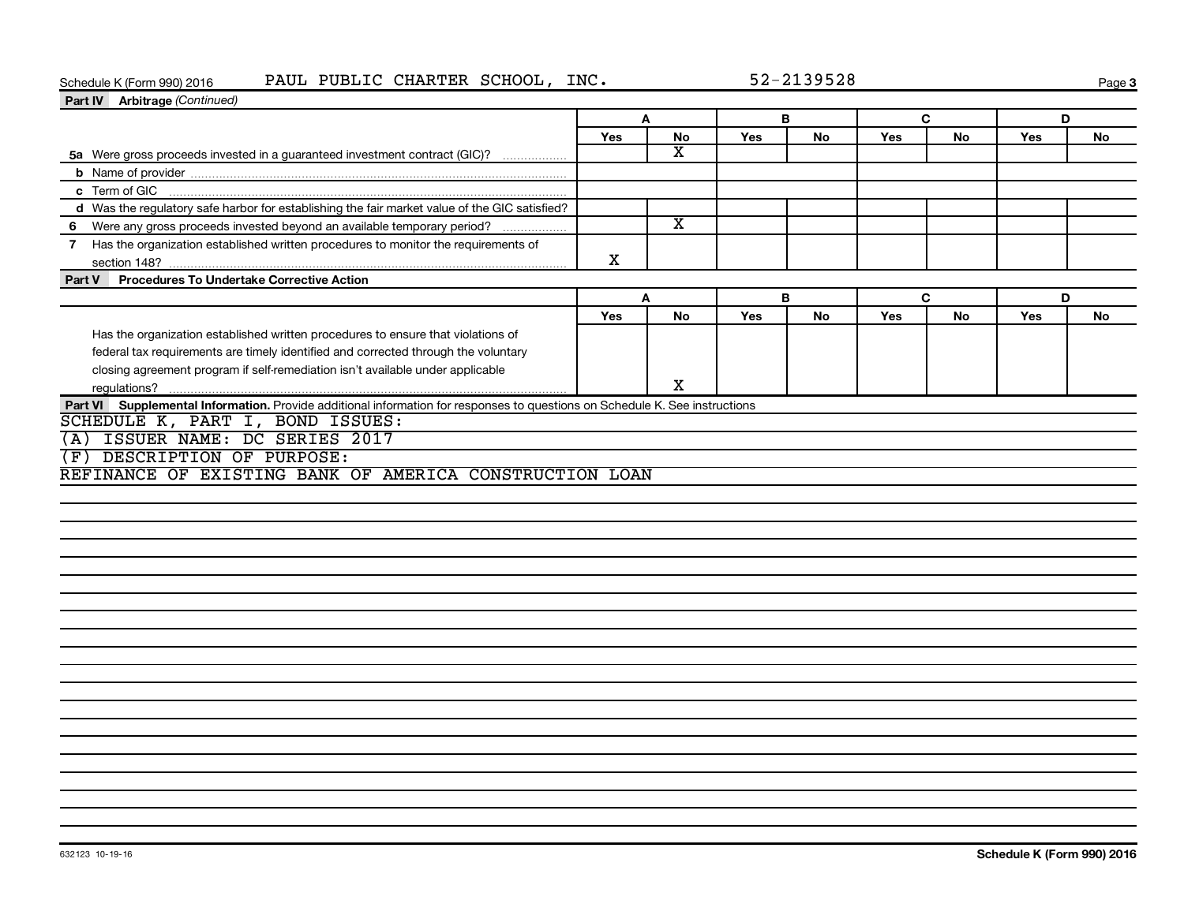Schedule K (Form 990) 2016 PAUL PUBLIC CHARTER SCHOOL, INC. 52-2139528

**Part IV Arbitrage** *(Continued)*

| | A | | B | | C | | D | |
|---|---|---|---|---|---|---|---|---|
| | Yes | No | Yes | No | Yes | No | Yes | No |
| 5a Were gross proceeds invested in a guaranteed investment contract (GIC)? | | X | | | | | | |
| b Name of provider | | | | | | | | |
| c Term of GIC | | | | | | | | |
| d Was the regulatory safe harbor for establishing the fair market value of the GIC satisfied? | | | | | | | | |
| 6 Were any gross proceeds invested beyond an available temporary period? | | X | | | | | | |
| 7 Has the organization established written procedures to monitor the requirements of section 148? | X | | | | | | | |

**Part V Procedures To Undertake Corrective Action**

| | A | | B | | C | | D | |
|---|---|---|---|---|---|---|---|---|
| | Yes | No | Yes | No | Yes | No | Yes | No |
| Has the organization established written procedures to ensure that violations of federal tax requirements are timely identified and corrected through the voluntary closing agreement program if self-remediation isn't available under applicable regulations? | | X | | | | | | |

**Part VI Supplemental Information.** Provide additional information for responses to questions on Schedule K. See instructions

SCHEDULE K, PART I, BOND ISSUES:

(A) ISSUER NAME: DC SERIES 2017

(F) DESCRIPTION OF PURPOSE:

REFINANCE OF EXISTING BANK OF AMERICA CONSTRUCTION LOAN

632123 10-19-16

Schedule K (Form 990) 2016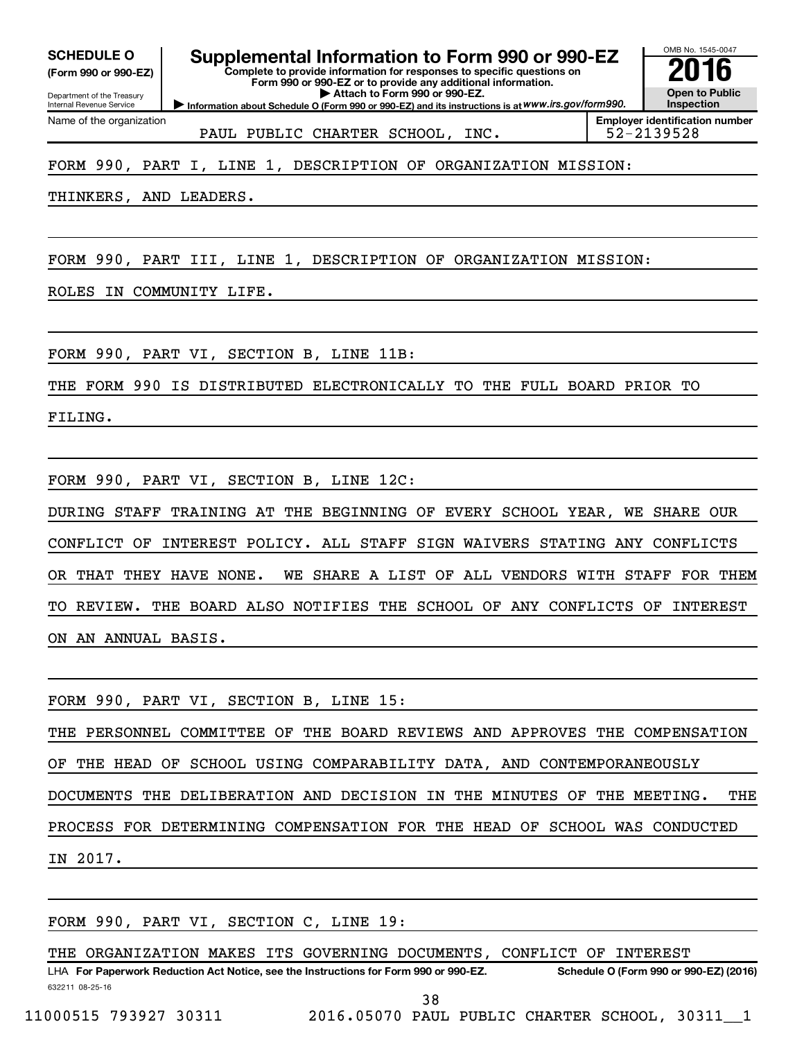**SCHEDULE O** (Form 990 or 990-EZ)

Department of the Treasury
Internal Revenue Service

# Supplemental Information to Form 990 or 990-EZ

**Complete to provide information for responses to specific questions on Form 990 or 990-EZ or to provide any additional information.**

**▶ Attach to Form 990 or 990-EZ.**

**▶ Information about Schedule O (Form 990 or 990-EZ) and its instructions is at www.irs.gov/form990.**

OMB No. 1545-0047

**2016**

**Open to Public Inspection**

Name of the organization: PAUL PUBLIC CHARTER SCHOOL, INC.

**Employer identification number:** 52-2139528

FORM 990, PART I, LINE 1, DESCRIPTION OF ORGANIZATION MISSION:

THINKERS, AND LEADERS.

FORM 990, PART III, LINE 1, DESCRIPTION OF ORGANIZATION MISSION:

ROLES IN COMMUNITY LIFE.

FORM 990, PART VI, SECTION B, LINE 11B:

THE FORM 990 IS DISTRIBUTED ELECTRONICALLY TO THE FULL BOARD PRIOR TO FILING.

FORM 990, PART VI, SECTION B, LINE 12C:

DURING STAFF TRAINING AT THE BEGINNING OF EVERY SCHOOL YEAR, WE SHARE OUR CONFLICT OF INTEREST POLICY. ALL STAFF SIGN WAIVERS STATING ANY CONFLICTS OR THAT THEY HAVE NONE. WE SHARE A LIST OF ALL VENDORS WITH STAFF FOR THEM TO REVIEW. THE BOARD ALSO NOTIFIES THE SCHOOL OF ANY CONFLICTS OF INTEREST ON AN ANNUAL BASIS.

FORM 990, PART VI, SECTION B, LINE 15:

THE PERSONNEL COMMITTEE OF THE BOARD REVIEWS AND APPROVES THE COMPENSATION OF THE HEAD OF SCHOOL USING COMPARABILITY DATA, AND CONTEMPORANEOUSLY DOCUMENTS THE DELIBERATION AND DECISION IN THE MINUTES OF THE MEETING. THE PROCESS FOR DETERMINING COMPENSATION FOR THE HEAD OF SCHOOL WAS CONDUCTED IN 2017.

FORM 990, PART VI, SECTION C, LINE 19:

THE ORGANIZATION MAKES ITS GOVERNING DOCUMENTS, CONFLICT OF INTEREST

LHA **For Paperwork Reduction Act Notice, see the Instructions for Form 990 or 990-EZ.** **Schedule O (Form 990 or 990-EZ) (2016)**

632211 08-25-16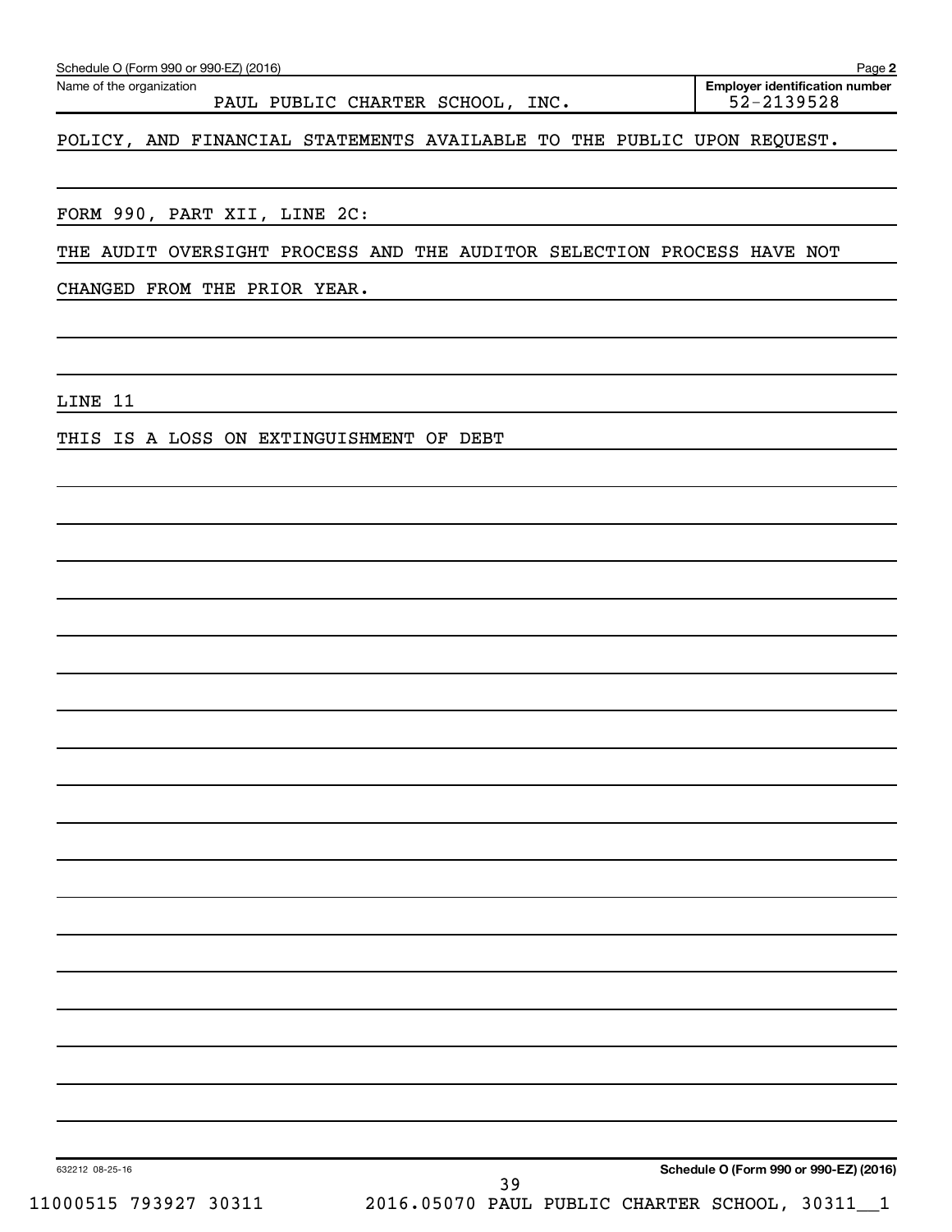Name of the organization: PAUL PUBLIC CHARTER SCHOOL, INC.

Employer identification number: 52-2139528

POLICY, AND FINANCIAL STATEMENTS AVAILABLE TO THE PUBLIC UPON REQUEST.

FORM 990, PART XII, LINE 2C:

THE AUDIT OVERSIGHT PROCESS AND THE AUDITOR SELECTION PROCESS HAVE NOT CHANGED FROM THE PRIOR YEAR.

LINE 11

THIS IS A LOSS ON EXTINGUISHMENT OF DEBT